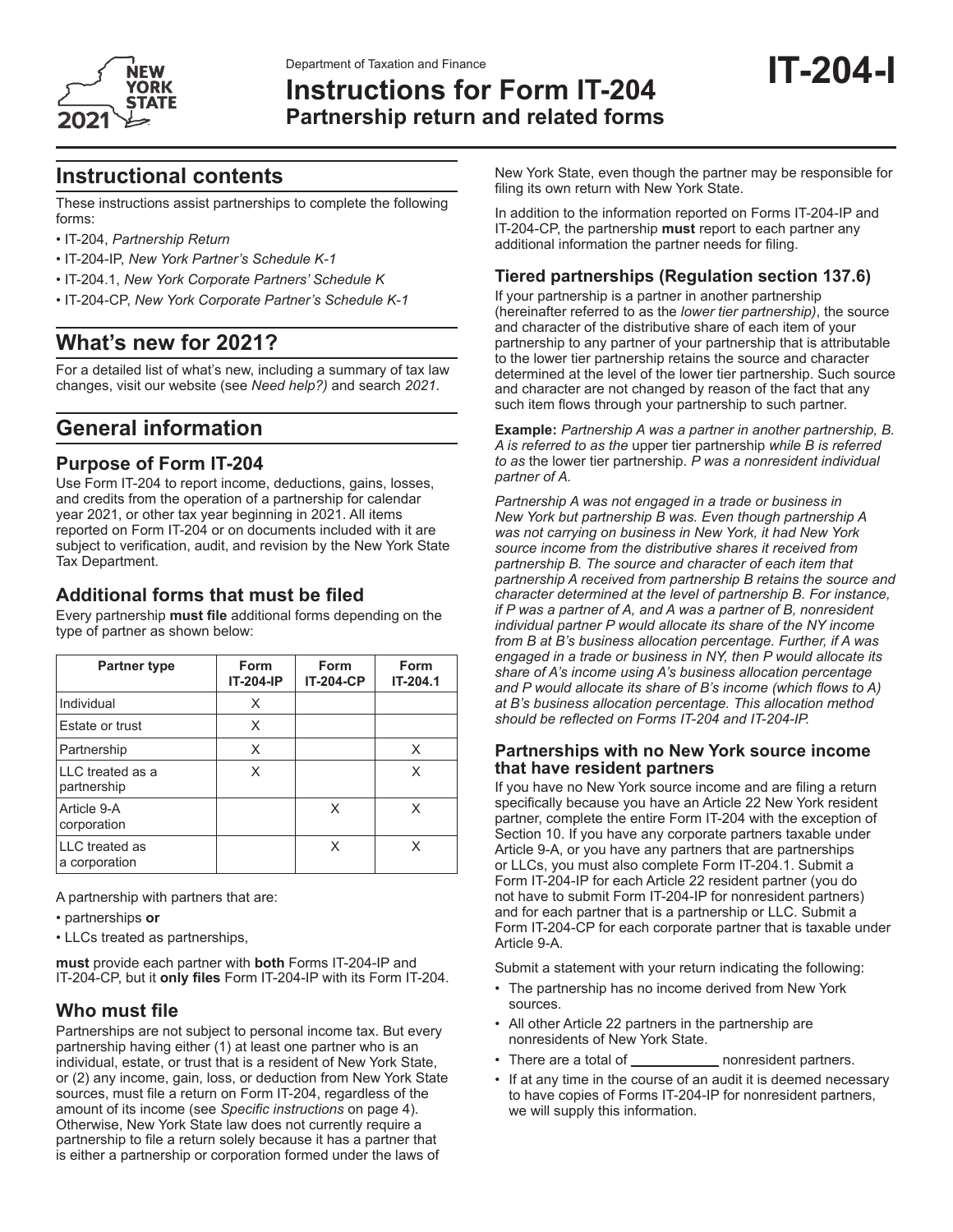Department of Taxation and Finance

# Instructions for Form IT-204
## Partnership return and related forms

**IT-204-I**

## Instructional contents

These instructions assist partnerships to complete the following forms:

- IT-204, *Partnership Return*
- IT-204-IP, *New York Partner's Schedule K-1*
- IT-204.1, *New York Corporate Partners' Schedule K*
- IT-204-CP, *New York Corporate Partner's Schedule K-1*

## What's new for 2021?

For a detailed list of what's new, including a summary of tax law changes, visit our website (see *Need help?)* and search *2021*.

## General information

### Purpose of Form IT-204

Use Form IT-204 to report income, deductions, gains, losses, and credits from the operation of a partnership for calendar year 2021, or other tax year beginning in 2021. All items reported on Form IT-204 or on documents included with it are subject to verification, audit, and revision by the New York State Tax Department.

### Additional forms that must be filed

Every partnership **must file** additional forms depending on the type of partner as shown below:

| Partner type | Form IT-204-IP | Form IT-204-CP | Form IT-204.1 |
|---|---|---|---|
| Individual | X | | |
| Estate or trust | X | | |
| Partnership | X | | X |
| LLC treated as a partnership | X | | X |
| Article 9-A corporation | | X | X |
| LLC treated as a corporation | | X | X |

A partnership with partners that are:

- partnerships **or**
- LLCs treated as partnerships,

**must** provide each partner with **both** Forms IT-204-IP and IT-204-CP, but it **only files** Form IT-204-IP with its Form IT-204.

### Who must file

Partnerships are not subject to personal income tax. But every partnership having either (1) at least one partner who is an individual, estate, or trust that is a resident of New York State, or (2) any income, gain, loss, or deduction from New York State sources, must file a return on Form IT-204, regardless of the amount of its income (see *Specific instructions* on page 4). Otherwise, New York State law does not currently require a partnership to file a return solely because it has a partner that is either a partnership or corporation formed under the laws of New York State, even though the partner may be responsible for filing its own return with New York State.

In addition to the information reported on Forms IT-204-IP and IT-204-CP, the partnership **must** report to each partner any additional information the partner needs for filing.

### Tiered partnerships (Regulation section 137.6)

If your partnership is a partner in another partnership (hereinafter referred to as the *lower tier partnership)*, the source and character of the distributive share of each item of your partnership to any partner of your partnership that is attributable to the lower tier partnership retains the source and character determined at the level of the lower tier partnership. Such source and character are not changed by reason of the fact that any such item flows through your partnership to such partner.

**Example:** *Partnership A was a partner in another partnership, B. A is referred to as the* upper tier partnership *while B is referred to as* the lower tier partnership. *P was a nonresident individual partner of A.*

*Partnership A was not engaged in a trade or business in New York but partnership B was. Even though partnership A was not carrying on business in New York, it had New York source income from the distributive shares it received from partnership B. The source and character of each item that partnership A received from partnership B retains the source and character determined at the level of partnership B. For instance, if P was a partner of A, and A was a partner of B, nonresident individual partner P would allocate its share of the NY income from B at B's business allocation percentage. Further, if A was engaged in a trade or business in NY, then P would allocate its share of A's income using A's business allocation percentage and P would allocate its share of B's income (which flows to A) at B's business allocation percentage. This allocation method should be reflected on Forms IT-204 and IT-204-IP.*

#### Partnerships with no New York source income that have resident partners

If you have no New York source income and are filing a return specifically because you have an Article 22 New York resident partner, complete the entire Form IT-204 with the exception of Section 10. If you have any corporate partners taxable under Article 9-A, or you have any partners that are partnerships or LLCs, you must also complete Form IT-204.1. Submit a Form IT-204-IP for each Article 22 resident partner (you do not have to submit Form IT-204-IP for nonresident partners) and for each partner that is a partnership or LLC. Submit a Form IT-204-CP for each corporate partner that is taxable under Article 9-A.

Submit a statement with your return indicating the following:

- The partnership has no income derived from New York sources.
- All other Article 22 partners in the partnership are nonresidents of New York State.
- There are a total of ____________ nonresident partners.
- If at any time in the course of an audit it is deemed necessary to have copies of Forms IT-204-IP for nonresident partners, we will supply this information.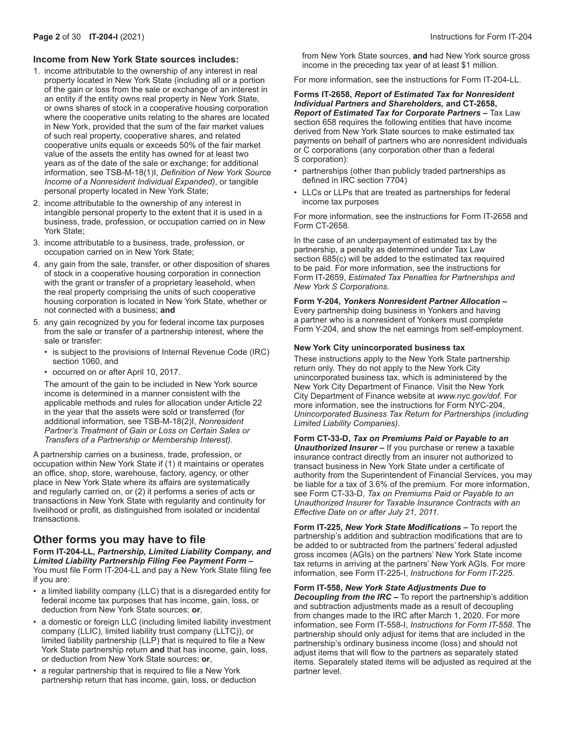**Income from New York State sources includes:**

1. income attributable to the ownership of any interest in real property located in New York State (including all or a portion of the gain or loss from the sale or exchange of an interest in an entity if the entity owns real property in New York State, or owns shares of stock in a cooperative housing corporation where the cooperative units relating to the shares are located in New York, provided that the sum of the fair market values of such real property, cooperative shares, and related cooperative units equals or exceeds 50% of the fair market value of the assets the entity has owned for at least two years as of the date of the sale or exchange; for additional information, see TSB-M-18(1)I, *Definition of New York Source Income of a Nonresident Individual Expanded)*, or tangible personal property located in New York State;
2. income attributable to the ownership of any interest in intangible personal property to the extent that it is used in a business, trade, profession, or occupation carried on in New York State;
3. income attributable to a business, trade, profession, or occupation carried on in New York State;
4. any gain from the sale, transfer, or other disposition of shares of stock in a cooperative housing corporation in connection with the grant or transfer of a proprietary leasehold, when the real property comprising the units of such cooperative housing corporation is located in New York State, whether or not connected with a business; **and**
5. any gain recognized by you for federal income tax purposes from the sale or transfer of a partnership interest, where the sale or transfer:
   - is subject to the provisions of Internal Revenue Code (IRC) section 1060, and
   - occurred on or after April 10, 2017.

   The amount of the gain to be included in New York source income is determined in a manner consistent with the applicable methods and rules for allocation under Article 22 in the year that the assets were sold or transferred (for additional information, see TSB-M-18(2)I, *Nonresident Partner's Treatment of Gain or Loss on Certain Sales or Transfers of a Partnership or Membership Interest)*.

A partnership carries on a business, trade, profession, or occupation within New York State if (1) it maintains or operates an office, shop, store, warehouse, factory, agency, or other place in New York State where its affairs are systematically and regularly carried on, or (2) it performs a series of acts or transactions in New York State with regularity and continuity for livelihood or profit, as distinguished from isolated or incidental transactions.

## Other forms you may have to file

**Form IT-204-LL, *Partnership, Limited Liability Company, and Limited Liability Partnership Filing Fee Payment Form* –** You must file Form IT-204-LL and pay a New York State filing fee if you are:

- a limited liability company (LLC) that is a disregarded entity for federal income tax purposes that has income, gain, loss, or deduction from New York State sources; **or**,
- a domestic or foreign LLC (including limited liability investment company (LLIC), limited liability trust company (LLTC)), or limited liability partnership (LLP) that is required to file a New York State partnership return **and** that has income, gain, loss, or deduction from New York State sources; **or**,
- a regular partnership that is required to file a New York partnership return that has income, gain, loss, or deduction from New York State sources, **and** had New York source gross income in the preceding tax year of at least $1 million.

For more information, see the instructions for Form IT-204-LL.

**Forms IT-2658, *Report of Estimated Tax for Nonresident Individual Partners and Shareholders,* and CT-2658, *Report of Estimated Tax for Corporate Partners* –** Tax Law section 658 requires the following entities that have income derived from New York State sources to make estimated tax payments on behalf of partners who are nonresident individuals or C corporations (any corporation other than a federal S corporation):

- partnerships (other than publicly traded partnerships as defined in IRC section 7704)
- LLCs or LLPs that are treated as partnerships for federal income tax purposes

For more information, see the instructions for Form IT-2658 and Form CT-2658.

In the case of an underpayment of estimated tax by the partnership, a penalty as determined under Tax Law section 685(c) will be added to the estimated tax required to be paid. For more information, see the instructions for Form IT-2659, *Estimated Tax Penalties for Partnerships and New York S Corporations.*

**Form Y-204, *Yonkers Nonresident Partner Allocation* –** Every partnership doing business in Yonkers and having a partner who is a nonresident of Yonkers must complete Form Y-204*,* and show the net earnings from self-employment.

**New York City unincorporated business tax**

These instructions apply to the New York State partnership return only. They do not apply to the New York City unincorporated business tax, which is administered by the New York City Department of Finance. Visit the New York City Department of Finance website at *www.nyc.gov/dof.* For more information, see the instructions for Form NYC-204, *Unincorporated Business Tax Return for Partnerships (including Limited Liability Companies).*

**Form CT-33-D, *Tax on Premiums Paid or Payable to an Unauthorized Insurer* –** If you purchase or renew a taxable insurance contract directly from an insurer not authorized to transact business in New York State under a certificate of authority from the Superintendent of Financial Services, you may be liable for a tax of 3.6% of the premium. For more information, see Form CT-33-D, *Tax on Premiums Paid or Payable to an Unauthorized Insurer for Taxable Insurance Contracts with an Effective Date on or after July 21, 2011.*

**Form IT-225, *New York State Modifications* –** To report the partnership's addition and subtraction modifications that are to be added to or subtracted from the partners' federal adjusted gross incomes (AGIs) on the partners' New York State income tax returns in arriving at the partners' New York AGIs. For more information, see Form IT-225-I, *Instructions for Form IT-225*.

**Form IT-558, *New York State Adjustments Due to Decoupling from the IRC* –** To report the partnership's addition and subtraction adjustments made as a result of decoupling from changes made to the IRC after March 1, 2020. For more information, see Form IT-558-I, *Instructions for Form IT-558.* The partnership should only adjust for items that are included in the partnership's ordinary business income (loss) and should not adjust items that will flow to the partners as separately stated items. Separately stated items will be adjusted as required at the partner level.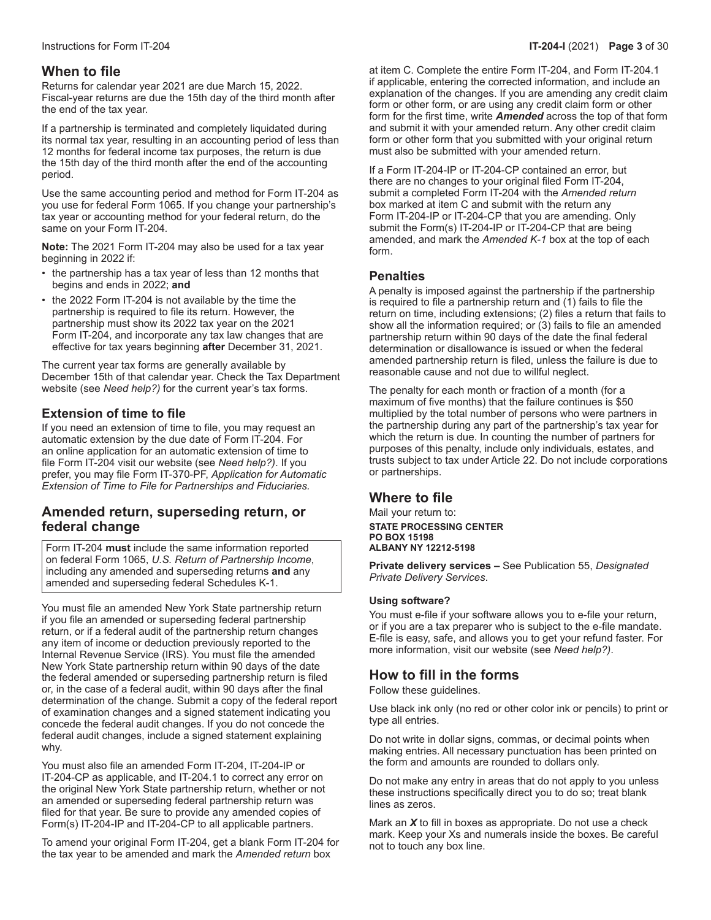## When to file

Returns for calendar year 2021 are due March 15, 2022. Fiscal-year returns are due the 15th day of the third month after the end of the tax year.

If a partnership is terminated and completely liquidated during its normal tax year, resulting in an accounting period of less than 12 months for federal income tax purposes, the return is due the 15th day of the third month after the end of the accounting period.

Use the same accounting period and method for Form IT-204 as you use for federal Form 1065. If you change your partnership's tax year or accounting method for your federal return, do the same on your Form IT-204.

**Note:** The 2021 Form IT-204 may also be used for a tax year beginning in 2022 if:

- the partnership has a tax year of less than 12 months that begins and ends in 2022; **and**
- the 2022 Form IT-204 is not available by the time the partnership is required to file its return. However, the partnership must show its 2022 tax year on the 2021 Form IT-204, and incorporate any tax law changes that are effective for tax years beginning **after** December 31, 2021.

The current year tax forms are generally available by December 15th of that calendar year. Check the Tax Department website (see *Need help?)* for the current year's tax forms.

## Extension of time to file

If you need an extension of time to file, you may request an automatic extension by the due date of Form IT-204. For an online application for an automatic extension of time to file Form IT-204 visit our website (see *Need help?)*. If you prefer, you may file Form IT-370-PF, *Application for Automatic Extension of Time to File for Partnerships and Fiduciaries.*

## Amended return, superseding return, or federal change

Form IT-204 **must** include the same information reported on federal Form 1065, *U.S. Return of Partnership Income*, including any amended and superseding returns **and** any amended and superseding federal Schedules K-1.

You must file an amended New York State partnership return if you file an amended or superseding federal partnership return, or if a federal audit of the partnership return changes any item of income or deduction previously reported to the Internal Revenue Service (IRS). You must file the amended New York State partnership return within 90 days of the date the federal amended or superseding partnership return is filed or, in the case of a federal audit, within 90 days after the final determination of the change. Submit a copy of the federal report of examination changes and a signed statement indicating you concede the federal audit changes. If you do not concede the federal audit changes, include a signed statement explaining why.

You must also file an amended Form IT-204, IT-204-IP or IT-204-CP as applicable, and IT-204.1 to correct any error on the original New York State partnership return, whether or not an amended or superseding federal partnership return was filed for that year. Be sure to provide any amended copies of Form(s) IT-204-IP and IT-204-CP to all applicable partners.

To amend your original Form IT-204, get a blank Form IT-204 for the tax year to be amended and mark the *Amended return* box at item C. Complete the entire Form IT-204, and Form IT-204.1 if applicable, entering the corrected information, and include an explanation of the changes. If you are amending any credit claim form or other form, or are using any credit claim form or other form for the first time, write ***Amended*** across the top of that form and submit it with your amended return. Any other credit claim form or other form that you submitted with your original return must also be submitted with your amended return.

If a Form IT-204-IP or IT-204-CP contained an error, but there are no changes to your original filed Form IT-204, submit a completed Form IT-204 with the *Amended return* box marked at item C and submit with the return any Form IT-204-IP or IT-204-CP that you are amending. Only submit the Form(s) IT-204-IP or IT-204-CP that are being amended, and mark the *Amended K-1* box at the top of each form.

## Penalties

A penalty is imposed against the partnership if the partnership is required to file a partnership return and (1) fails to file the return on time, including extensions; (2) files a return that fails to show all the information required; or (3) fails to file an amended partnership return within 90 days of the date the final federal determination or disallowance is issued or when the federal amended partnership return is filed, unless the failure is due to reasonable cause and not due to willful neglect.

The penalty for each month or fraction of a month (for a maximum of five months) that the failure continues is $50 multiplied by the total number of persons who were partners in the partnership during any part of the partnership's tax year for which the return is due. In counting the number of partners for purposes of this penalty, include only individuals, estates, and trusts subject to tax under Article 22. Do not include corporations or partnerships.

## Where to file

Mail your return to:

**STATE PROCESSING CENTER**
**PO BOX 15198**
**ALBANY NY 12212-5198**

**Private delivery services –** See Publication 55, *Designated Private Delivery Services*.

#### Using software?

You must e-file if your software allows you to e-file your return, or if you are a tax preparer who is subject to the e-file mandate. E-file is easy, safe, and allows you to get your refund faster. For more information, visit our website (see *Need help?)*.

## How to fill in the forms

Follow these guidelines.

Use black ink only (no red or other color ink or pencils) to print or type all entries.

Do not write in dollar signs, commas, or decimal points when making entries. All necessary punctuation has been printed on the form and amounts are rounded to dollars only.

Do not make any entry in areas that do not apply to you unless these instructions specifically direct you to do so; treat blank lines as zeros.

Mark an ***X*** to fill in boxes as appropriate. Do not use a check mark. Keep your Xs and numerals inside the boxes. Be careful not to touch any box line.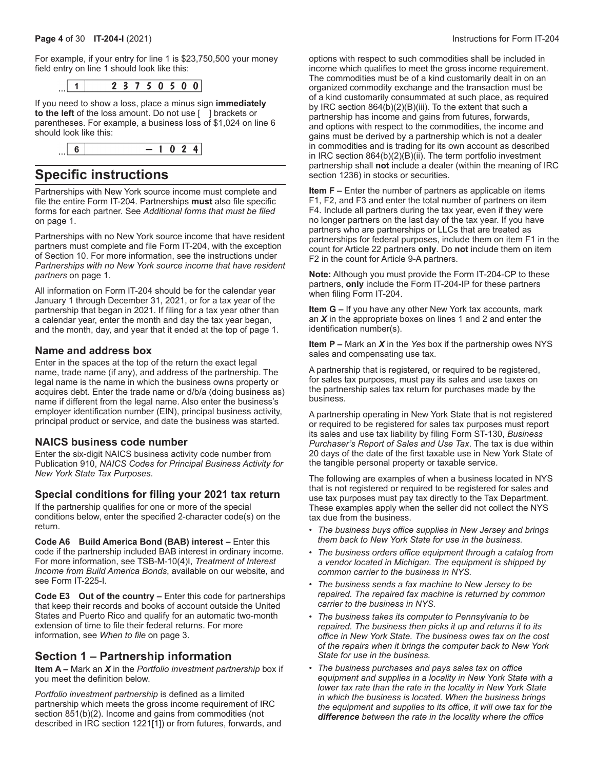For example, if your entry for line 1 is $23,750,500 your money field entry on line 1 should look like this:

... | 1 | 23750500 |

If you need to show a loss, place a minus sign **immediately to the left** of the loss amount. Do not use [ ] brackets or parentheses. For example, a business loss of $1,024 on line 6 should look like this:

... | 6 | –1024 |

# Specific instructions

Partnerships with New York source income must complete and file the entire Form IT-204. Partnerships **must** also file specific forms for each partner. See *Additional forms that must be filed* on page 1.

Partnerships with no New York source income that have resident partners must complete and file Form IT-204, with the exception of Section 10. For more information, see the instructions under *Partnerships with no New York source income that have resident partners* on page 1.

All information on Form IT-204 should be for the calendar year January 1 through December 31, 2021, or for a tax year of the partnership that began in 2021. If filing for a tax year other than a calendar year, enter the month and day the tax year began, and the month, day, and year that it ended at the top of page 1.

## Name and address box

Enter in the spaces at the top of the return the exact legal name, trade name (if any), and address of the partnership. The legal name is the name in which the business owns property or acquires debt. Enter the trade name or d/b/a (doing business as) name if different from the legal name. Also enter the business's employer identification number (EIN), principal business activity, principal product or service, and date the business was started.

## NAICS business code number

Enter the six-digit NAICS business activity code number from Publication 910, *NAICS Codes for Principal Business Activity for New York State Tax Purposes*.

## Special conditions for filing your 2021 tax return

If the partnership qualifies for one or more of the special conditions below, enter the specified 2-character code(s) on the return.

**Code A6 Build America Bond (BAB) interest –** Enter this code if the partnership included BAB interest in ordinary income. For more information, see TSB-M-10(4)I, *Treatment of Interest Income from Build America Bonds*, available on our website, and see Form IT-225-I.

**Code E3 Out of the country –** Enter this code for partnerships that keep their records and books of account outside the United States and Puerto Rico and qualify for an automatic two-month extension of time to file their federal returns. For more information, see *When to file* on page 3.

# Section 1 – Partnership information

**Item A –** Mark an ***X*** in the *Portfolio investment partnership* box if you meet the definition below.

*Portfolio investment partnership* is defined as a limited partnership which meets the gross income requirement of IRC section 851(b)(2). Income and gains from commodities (not described in IRC section 1221[1]) or from futures, forwards, and options with respect to such commodities shall be included in income which qualifies to meet the gross income requirement. The commodities must be of a kind customarily dealt in on an organized commodity exchange and the transaction must be of a kind customarily consummated at such place, as required by IRC section 864(b)(2)(B)(iii). To the extent that such a partnership has income and gains from futures, forwards, and options with respect to the commodities, the income and gains must be derived by a partnership which is not a dealer in commodities and is trading for its own account as described in IRC section 864(b)(2)(B)(ii). The term portfolio investment partnership shall **not** include a dealer (within the meaning of IRC section 1236) in stocks or securities.

**Item F –** Enter the number of partners as applicable on items F1, F2, and F3 and enter the total number of partners on item F4. Include all partners during the tax year, even if they were no longer partners on the last day of the tax year. If you have partners who are partnerships or LLCs that are treated as partnerships for federal purposes, include them on item F1 in the count for Article 22 partners **only**. Do **not** include them on item F2 in the count for Article 9-A partners.

**Note:** Although you must provide the Form IT-204-CP to these partners, **only** include the Form IT-204-IP for these partners when filing Form IT-204.

**Item G –** If you have any other New York tax accounts, mark an ***X*** in the appropriate boxes on lines 1 and 2 and enter the identification number(s).

**Item P –** Mark an ***X*** in the *Yes* box if the partnership owes NYS sales and compensating use tax.

A partnership that is registered, or required to be registered, for sales tax purposes, must pay its sales and use taxes on the partnership sales tax return for purchases made by the business.

A partnership operating in New York State that is not registered or required to be registered for sales tax purposes must report its sales and use tax liability by filing Form ST-130, *Business Purchaser's Report of Sales and Use Tax*. The tax is due within 20 days of the date of the first taxable use in New York State of the tangible personal property or taxable service.

The following are examples of when a business located in NYS that is not registered or required to be registered for sales and use tax purposes must pay tax directly to the Tax Department. These examples apply when the seller did not collect the NYS tax due from the business.

- *The business buys office supplies in New Jersey and brings them back to New York State for use in the business.*
- *The business orders office equipment through a catalog from a vendor located in Michigan. The equipment is shipped by common carrier to the business in NYS.*
- *The business sends a fax machine to New Jersey to be repaired. The repaired fax machine is returned by common carrier to the business in NYS.*
- *The business takes its computer to Pennsylvania to be repaired. The business then picks it up and returns it to its office in New York State. The business owes tax on the cost of the repairs when it brings the computer back to New York State for use in the business.*
- *The business purchases and pays sales tax on office equipment and supplies in a locality in New York State with a lower tax rate than the rate in the locality in New York State in which the business is located. When the business brings the equipment and supplies to its office, it will owe tax for the* ***difference*** *between the rate in the locality where the office*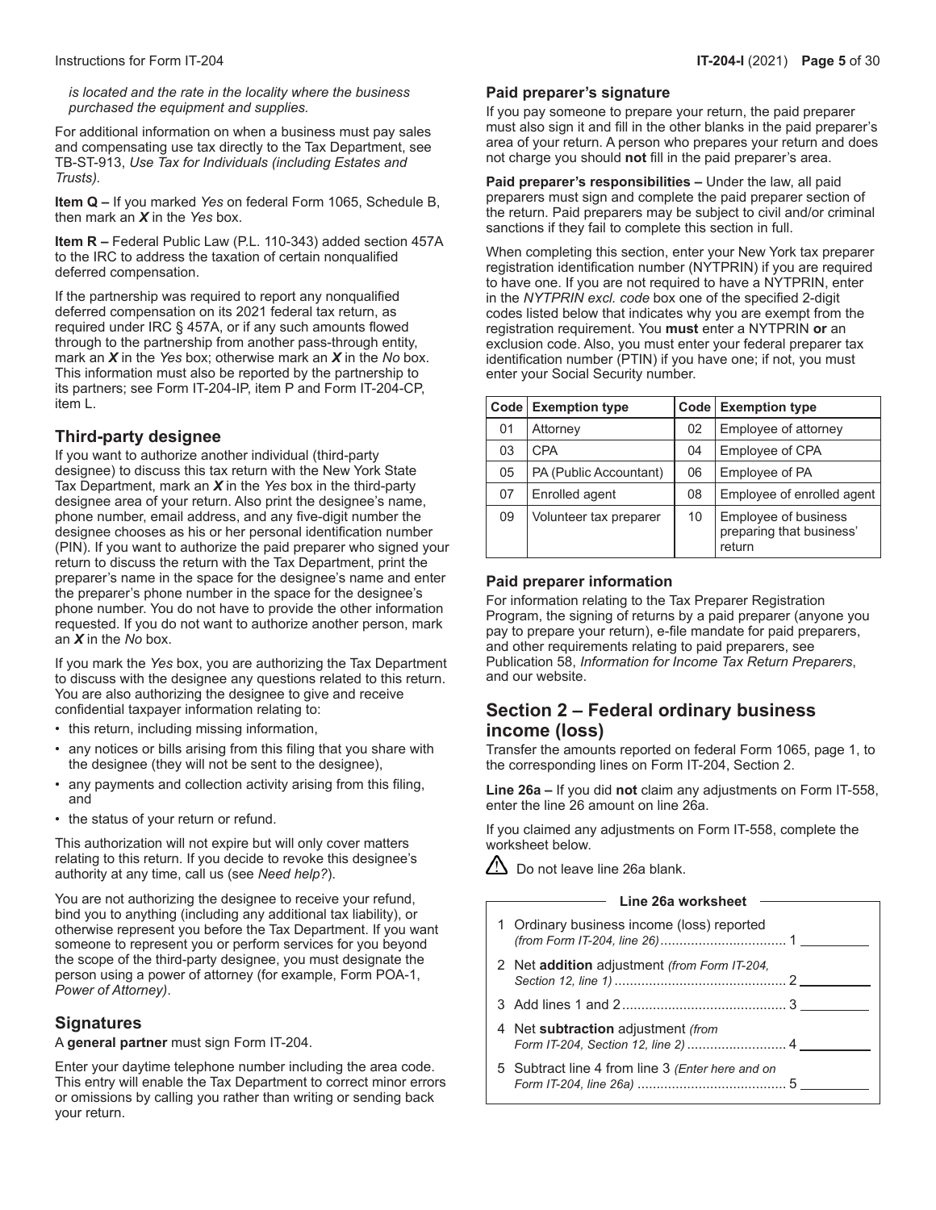*is located and the rate in the locality where the business purchased the equipment and supplies.*

For additional information on when a business must pay sales and compensating use tax directly to the Tax Department, see TB-ST-913, *Use Tax for Individuals (including Estates and Trusts).*

**Item Q –** If you marked *Yes* on federal Form 1065, Schedule B, then mark an ***X*** in the *Yes* box.

**Item R –** Federal Public Law (P.L. 110-343) added section 457A to the IRC to address the taxation of certain nonqualified deferred compensation.

If the partnership was required to report any nonqualified deferred compensation on its 2021 federal tax return, as required under IRC § 457A, or if any such amounts flowed through to the partnership from another pass-through entity, mark an ***X*** in the *Yes* box; otherwise mark an ***X*** in the *No* box. This information must also be reported by the partnership to its partners; see Form IT-204-IP, item P and Form IT-204-CP, item L.

## Third-party designee

If you want to authorize another individual (third-party designee) to discuss this tax return with the New York State Tax Department, mark an ***X*** in the *Yes* box in the third-party designee area of your return. Also print the designee's name, phone number, email address, and any five-digit number the designee chooses as his or her personal identification number (PIN). If you want to authorize the paid preparer who signed your return to discuss the return with the Tax Department, print the preparer's name in the space for the designee's name and enter the preparer's phone number in the space for the designee's phone number. You do not have to provide the other information requested. If you do not want to authorize another person, mark an ***X*** in the *No* box.

If you mark the *Yes* box, you are authorizing the Tax Department to discuss with the designee any questions related to this return. You are also authorizing the designee to give and receive confidential taxpayer information relating to:

- this return, including missing information,
- any notices or bills arising from this filing that you share with the designee (they will not be sent to the designee),
- any payments and collection activity arising from this filing, and
- the status of your return or refund.

This authorization will not expire but will only cover matters relating to this return. If you decide to revoke this designee's authority at any time, call us (see *Need help?*).

You are not authorizing the designee to receive your refund, bind you to anything (including any additional tax liability), or otherwise represent you before the Tax Department. If you want someone to represent you or perform services for you beyond the scope of the third-party designee, you must designate the person using a power of attorney (for example, Form POA-1, *Power of Attorney)*.

## Signatures

A **general partner** must sign Form IT-204.

Enter your daytime telephone number including the area code. This entry will enable the Tax Department to correct minor errors or omissions by calling you rather than writing or sending back your return.

### Paid preparer's signature

If you pay someone to prepare your return, the paid preparer must also sign it and fill in the other blanks in the paid preparer's area of your return. A person who prepares your return and does not charge you should **not** fill in the paid preparer's area.

**Paid preparer's responsibilities –** Under the law, all paid preparers must sign and complete the paid preparer section of the return. Paid preparers may be subject to civil and/or criminal sanctions if they fail to complete this section in full.

When completing this section, enter your New York tax preparer registration identification number (NYTPRIN) if you are required to have one. If you are not required to have a NYTPRIN, enter in the *NYTPRIN excl. code* box one of the specified 2-digit codes listed below that indicates why you are exempt from the registration requirement. You **must** enter a NYTPRIN **or** an exclusion code. Also, you must enter your federal preparer tax identification number (PTIN) if you have one; if not, you must enter your Social Security number.

| Code | Exemption type | Code | Exemption type |
|---|---|---|---|
| 01 | Attorney | 02 | Employee of attorney |
| 03 | CPA | 04 | Employee of CPA |
| 05 | PA (Public Accountant) | 06 | Employee of PA |
| 07 | Enrolled agent | 08 | Employee of enrolled agent |
| 09 | Volunteer tax preparer | 10 | Employee of business preparing that business' return |

### Paid preparer information

For information relating to the Tax Preparer Registration Program, the signing of returns by a paid preparer (anyone you pay to prepare your return), e-file mandate for paid preparers, and other requirements relating to paid preparers, see Publication 58, *Information for Income Tax Return Preparers*, and our website.

## Section 2 – Federal ordinary business income (loss)

Transfer the amounts reported on federal Form 1065, page 1, to the corresponding lines on Form IT-204, Section 2.

**Line 26a –** If you did **not** claim any adjustments on Form IT-558, enter the line 26 amount on line 26a.

If you claimed any adjustments on Form IT-558, complete the worksheet below.

⚠ Do not leave line 26a blank.

**Line 26a worksheet**

1. Ordinary business income (loss) reported *(from Form IT-204, line 26)* ................................. 1 ______
2. Net **addition** adjustment *(from Form IT-204, Section 12, line 1)* ............................................ 2 ______
3. Add lines 1 and 2 .......................................... 3 ______
4. Net **subtraction** adjustment *(from Form IT-204, Section 12, line 2)* .......................... 4 ______
5. Subtract line 4 from line 3 *(Enter here and on Form IT-204, line 26a)* ...................................... 5 ______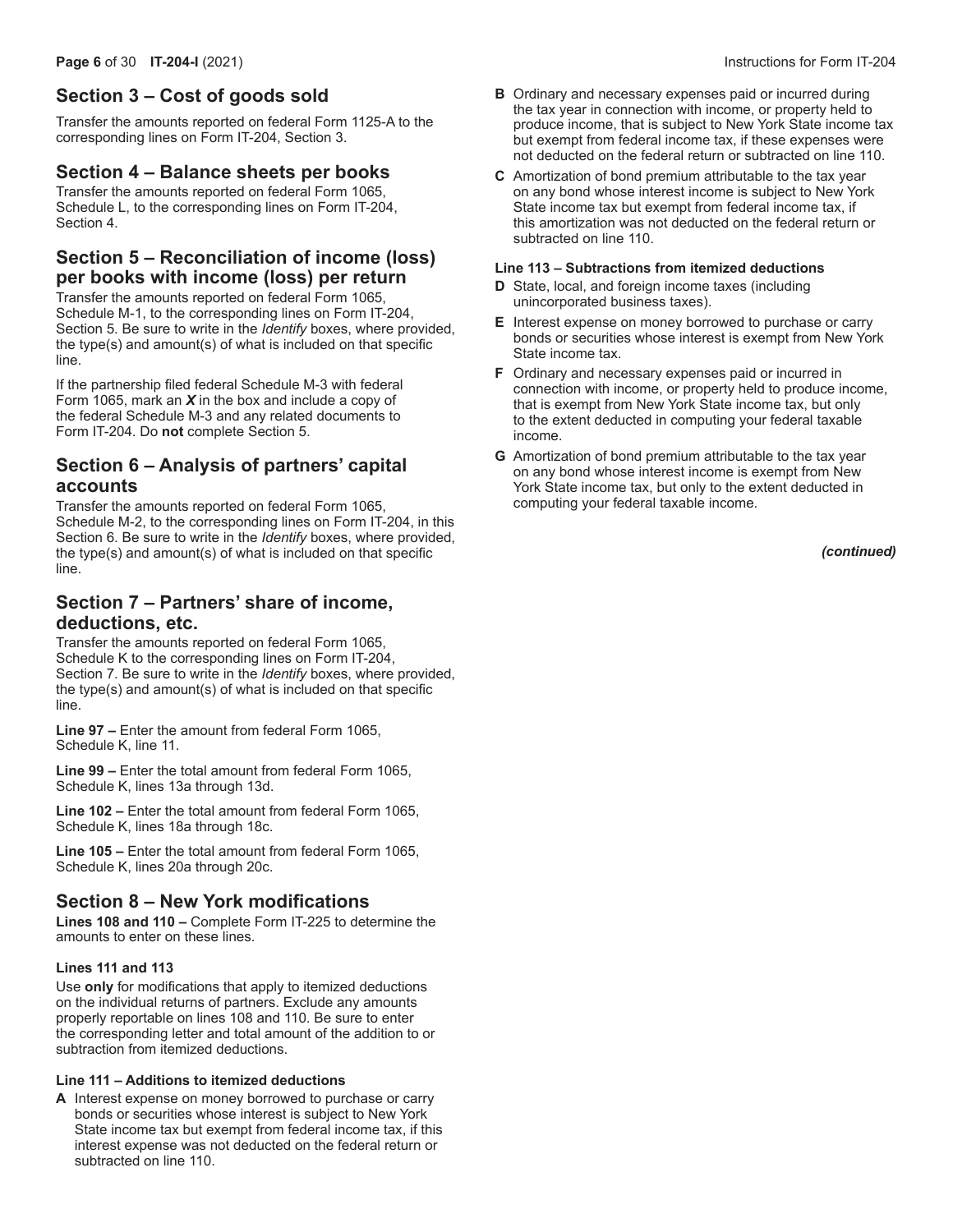## Section 3 – Cost of goods sold

Transfer the amounts reported on federal Form 1125-A to the corresponding lines on Form IT-204, Section 3.

## Section 4 – Balance sheets per books

Transfer the amounts reported on federal Form 1065, Schedule L, to the corresponding lines on Form IT-204, Section 4.

## Section 5 – Reconciliation of income (loss) per books with income (loss) per return

Transfer the amounts reported on federal Form 1065, Schedule M-1, to the corresponding lines on Form IT-204, Section 5. Be sure to write in the *Identify* boxes, where provided, the type(s) and amount(s) of what is included on that specific line.

If the partnership filed federal Schedule M-3 with federal Form 1065, mark an ***X*** in the box and include a copy of the federal Schedule M-3 and any related documents to Form IT-204. Do **not** complete Section 5.

## Section 6 – Analysis of partners' capital accounts

Transfer the amounts reported on federal Form 1065, Schedule M-2, to the corresponding lines on Form IT-204, in this Section 6. Be sure to write in the *Identify* boxes, where provided, the type(s) and amount(s) of what is included on that specific line.

## Section 7 – Partners' share of income, deductions, etc.

Transfer the amounts reported on federal Form 1065, Schedule K to the corresponding lines on Form IT-204, Section 7. Be sure to write in the *Identify* boxes, where provided, the type(s) and amount(s) of what is included on that specific line.

**Line 97 –** Enter the amount from federal Form 1065, Schedule K, line 11.

**Line 99 –** Enter the total amount from federal Form 1065, Schedule K, lines 13a through 13d.

**Line 102 –** Enter the total amount from federal Form 1065, Schedule K, lines 18a through 18c.

**Line 105 –** Enter the total amount from federal Form 1065, Schedule K, lines 20a through 20c.

## Section 8 – New York modifications

**Lines 108 and 110 –** Complete Form IT-225 to determine the amounts to enter on these lines.

#### Lines 111 and 113

Use **only** for modifications that apply to itemized deductions on the individual returns of partners. Exclude any amounts properly reportable on lines 108 and 110. Be sure to enter the corresponding letter and total amount of the addition to or subtraction from itemized deductions.

#### Line 111 – Additions to itemized deductions

- **A** Interest expense on money borrowed to purchase or carry bonds or securities whose interest is subject to New York State income tax but exempt from federal income tax, if this interest expense was not deducted on the federal return or subtracted on line 110.
- **B** Ordinary and necessary expenses paid or incurred during the tax year in connection with income, or property held to produce income, that is subject to New York State income tax but exempt from federal income tax, if these expenses were not deducted on the federal return or subtracted on line 110.
- **C** Amortization of bond premium attributable to the tax year on any bond whose interest income is subject to New York State income tax but exempt from federal income tax, if this amortization was not deducted on the federal return or subtracted on line 110.

#### Line 113 – Subtractions from itemized deductions

- **D** State, local, and foreign income taxes (including unincorporated business taxes).
- **E** Interest expense on money borrowed to purchase or carry bonds or securities whose interest is exempt from New York State income tax.
- **F** Ordinary and necessary expenses paid or incurred in connection with income, or property held to produce income, that is exempt from New York State income tax, but only to the extent deducted in computing your federal taxable income.
- **G** Amortization of bond premium attributable to the tax year on any bond whose interest income is exempt from New York State income tax, but only to the extent deducted in computing your federal taxable income.

***(continued)***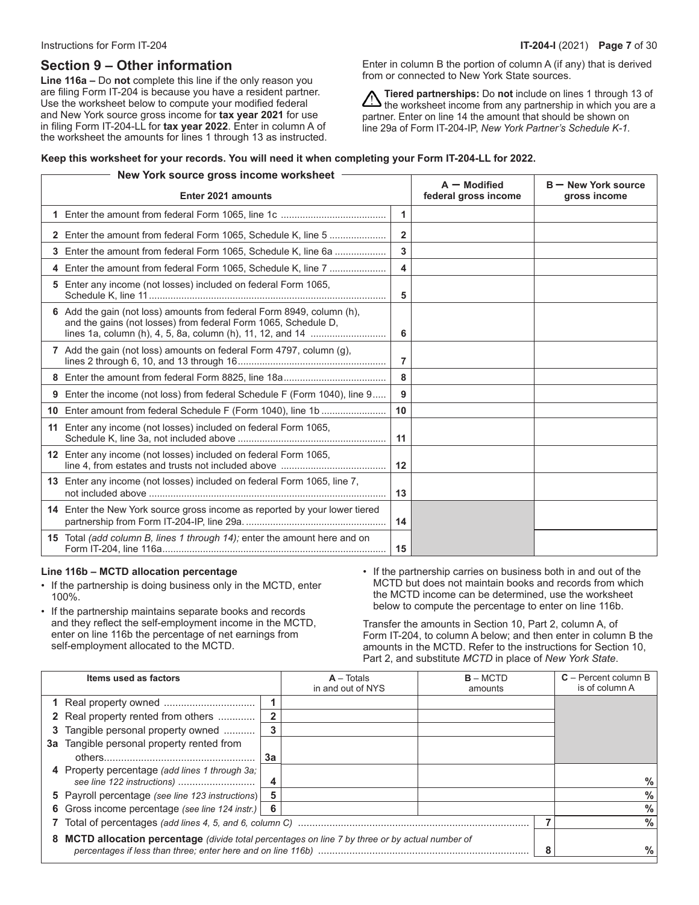## Section 9 – Other information

**Line 116a –** Do **not** complete this line if the only reason you are filing Form IT-204 is because you have a resident partner. Use the worksheet below to compute your modified federal and New York source gross income for **tax year 2021** for use in filing Form IT-204-LL for **tax year 2022**. Enter in column A of the worksheet the amounts for lines 1 through 13 as instructed. Enter in column B the portion of column A (if any) that is derived from or connected to New York State sources.

⚠ **Tiered partnerships:** Do **not** include on lines 1 through 13 of the worksheet income from any partnership in which you are a partner. Enter on line 14 the amount that should be shown on line 29a of Form IT-204-IP, *New York Partner's Schedule K-1.*

**Keep this worksheet for your records. You will need it when completing your Form IT-204-LL for 2022.**

| New York source gross income worksheet — Enter 2021 amounts | | A — Modified federal gross income | B — New York source gross income |
|---|---|---|---|
| **1** Enter the amount from federal Form 1065, line 1c | 1 | | |
| **2** Enter the amount from federal Form 1065, Schedule K, line 5 | 2 | | |
| **3** Enter the amount from federal Form 1065, Schedule K, line 6a | 3 | | |
| **4** Enter the amount from federal Form 1065, Schedule K, line 7 | 4 | | |
| **5** Enter any income (not losses) included on federal Form 1065, Schedule K, line 11 | 5 | | |
| **6** Add the gain (not loss) amounts from federal Form 8949, column (h), and the gains (not losses) from federal Form 1065, Schedule D, lines 1a, column (h), 4, 5, 8a, column (h), 11, 12, and 14 | 6 | | |
| **7** Add the gain (not loss) amounts on federal Form 4797, column (g), lines 2 through 6, 10, and 13 through 16 | 7 | | |
| **8** Enter the amount from federal Form 8825, line 18a | 8 | | |
| **9** Enter the income (not loss) from federal Schedule F (Form 1040), line 9 | 9 | | |
| **10** Enter amount from federal Schedule F (Form 1040), line 1b | 10 | | |
| **11** Enter any income (not losses) included on federal Form 1065, Schedule K, line 3a, not included above | 11 | | |
| **12** Enter any income (not losses) included on federal Form 1065, line 4, from estates and trusts not included above | 12 | | |
| **13** Enter any income (not losses) included on federal Form 1065, line 7, not included above | 13 | | |
| **14** Enter the New York source gross income as reported by your lower tiered partnership from Form IT-204-IP, line 29a. | 14 | | |
| **15** Total *(add column B, lines 1 through 14);* enter the amount here and on Form IT-204, line 116a | 15 | | |

**Line 116b – MCTD allocation percentage**

- If the partnership is doing business only in the MCTD, enter 100%.
- If the partnership maintains separate books and records and they reflect the self-employment income in the MCTD, enter on line 116b the percentage of net earnings from self-employment allocated to the MCTD.
- If the partnership carries on business both in and out of the MCTD but does not maintain books and records from which the MCTD income can be determined, use the worksheet below to compute the percentage to enter on line 116b.

Transfer the amounts in Section 10, Part 2, column A, of Form IT-204, to column A below; and then enter in column B the amounts in the MCTD. Refer to the instructions for Section 10, Part 2, and substitute *MCTD* in place of *New York State*.

| Items used as factors | | A – Totals in and out of NYS | B – MCTD amounts | C – Percent column B is of column A |
|---|---|---|---|---|
| **1** Real property owned | 1 | | | |
| **2** Real property rented from others | 2 | | | |
| **3** Tangible personal property owned | 3 | | | |
| **3a** Tangible personal property rented from others | 3a | | | |
| **4** Property percentage *(add lines 1 through 3a; see line 122 instructions)* | 4 | | | % |
| **5** Payroll percentage *(see line 123 instructions)* | 5 | | | % |
| **6** Gross income percentage *(see line 124 instr.)* | 6 | | | % |
| **7** Total of percentages *(add lines 4, 5, and 6, column C)* | | | 7 | % |
| **8** **MCTD allocation percentage** *(divide total percentages on line 7 by three or by actual number of percentages if less than three; enter here and on line 116b)* | | | 8 | % |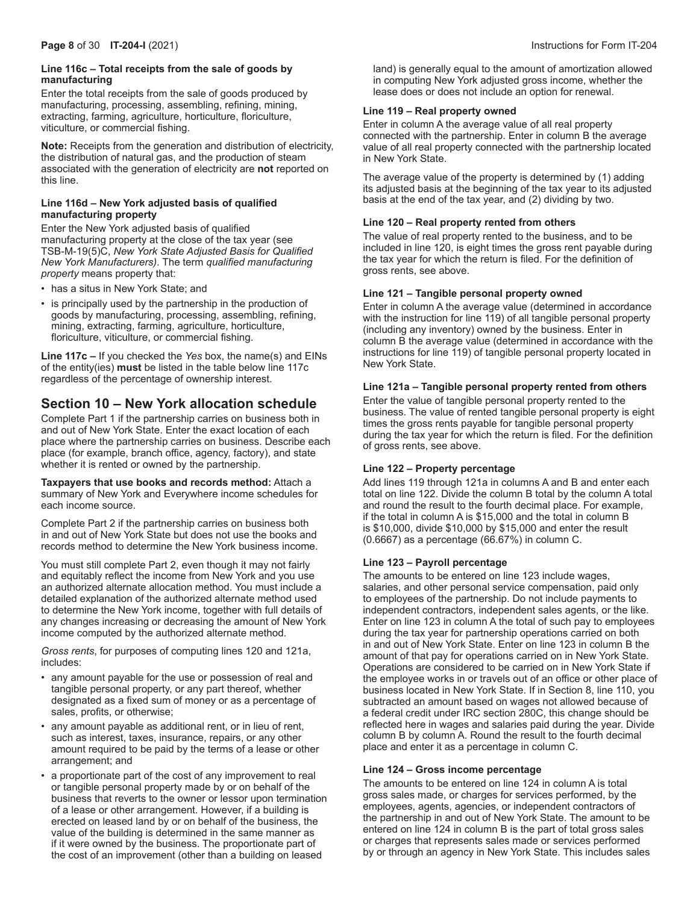**Line 116c – Total receipts from the sale of goods by manufacturing**

Enter the total receipts from the sale of goods produced by manufacturing, processing, assembling, refining, mining, extracting, farming, agriculture, horticulture, floriculture, viticulture, or commercial fishing.

**Note:** Receipts from the generation and distribution of electricity, the distribution of natural gas, and the production of steam associated with the generation of electricity are **not** reported on this line.

**Line 116d – New York adjusted basis of qualified manufacturing property**

Enter the New York adjusted basis of qualified manufacturing property at the close of the tax year (see TSB-M-19(5)C, *New York State Adjusted Basis for Qualified New York Manufacturers)*. The term *qualified manufacturing property* means property that:

- has a situs in New York State; and
- is principally used by the partnership in the production of goods by manufacturing, processing, assembling, refining, mining, extracting, farming, agriculture, horticulture, floriculture, viticulture, or commercial fishing.

**Line 117c –** If you checked the *Yes* box, the name(s) and EINs of the entity(ies) **must** be listed in the table below line 117c regardless of the percentage of ownership interest.

## Section 10 – New York allocation schedule

Complete Part 1 if the partnership carries on business both in and out of New York State. Enter the exact location of each place where the partnership carries on business. Describe each place (for example, branch office, agency, factory), and state whether it is rented or owned by the partnership.

**Taxpayers that use books and records method:** Attach a summary of New York and Everywhere income schedules for each income source.

Complete Part 2 if the partnership carries on business both in and out of New York State but does not use the books and records method to determine the New York business income.

You must still complete Part 2, even though it may not fairly and equitably reflect the income from New York and you use an authorized alternate allocation method. You must include a detailed explanation of the authorized alternate method used to determine the New York income, together with full details of any changes increasing or decreasing the amount of New York income computed by the authorized alternate method.

*Gross rents*, for purposes of computing lines 120 and 121a, includes:

- any amount payable for the use or possession of real and tangible personal property, or any part thereof, whether designated as a fixed sum of money or as a percentage of sales, profits, or otherwise;
- any amount payable as additional rent, or in lieu of rent, such as interest, taxes, insurance, repairs, or any other amount required to be paid by the terms of a lease or other arrangement; and
- a proportionate part of the cost of any improvement to real or tangible personal property made by or on behalf of the business that reverts to the owner or lessor upon termination of a lease or other arrangement. However, if a building is erected on leased land by or on behalf of the business, the value of the building is determined in the same manner as if it were owned by the business. The proportionate part of the cost of an improvement (other than a building on leased land) is generally equal to the amount of amortization allowed in computing New York adjusted gross income, whether the lease does or does not include an option for renewal.

**Line 119 – Real property owned**

Enter in column A the average value of all real property connected with the partnership. Enter in column B the average value of all real property connected with the partnership located in New York State.

The average value of the property is determined by (1) adding its adjusted basis at the beginning of the tax year to its adjusted basis at the end of the tax year, and (2) dividing by two.

**Line 120 – Real property rented from others**

The value of real property rented to the business, and to be included in line 120, is eight times the gross rent payable during the tax year for which the return is filed. For the definition of gross rents, see above.

**Line 121 – Tangible personal property owned**

Enter in column A the average value (determined in accordance with the instruction for line 119) of all tangible personal property (including any inventory) owned by the business. Enter in column B the average value (determined in accordance with the instructions for line 119) of tangible personal property located in New York State.

**Line 121a – Tangible personal property rented from others**

Enter the value of tangible personal property rented to the business. The value of rented tangible personal property is eight times the gross rents payable for tangible personal property during the tax year for which the return is filed. For the definition of gross rents, see above.

**Line 122 – Property percentage**

Add lines 119 through 121a in columns A and B and enter each total on line 122. Divide the column B total by the column A total and round the result to the fourth decimal place. For example, if the total in column A is $15,000 and the total in column B is $10,000, divide $10,000 by $15,000 and enter the result (0.6667) as a percentage (66.67%) in column C.

**Line 123 – Payroll percentage**

The amounts to be entered on line 123 include wages, salaries, and other personal service compensation, paid only to employees of the partnership. Do not include payments to independent contractors, independent sales agents, or the like. Enter on line 123 in column A the total of such pay to employees during the tax year for partnership operations carried on both in and out of New York State. Enter on line 123 in column B the amount of that pay for operations carried on in New York State. Operations are considered to be carried on in New York State if the employee works in or travels out of an office or other place of business located in New York State. If in Section 8, line 110, you subtracted an amount based on wages not allowed because of a federal credit under IRC section 280C, this change should be reflected here in wages and salaries paid during the year. Divide column B by column A. Round the result to the fourth decimal place and enter it as a percentage in column C.

**Line 124 – Gross income percentage**

The amounts to be entered on line 124 in column A is total gross sales made, or charges for services performed, by the employees, agents, agencies, or independent contractors of the partnership in and out of New York State. The amount to be entered on line 124 in column B is the part of total gross sales or charges that represents sales made or services performed by or through an agency in New York State. This includes sales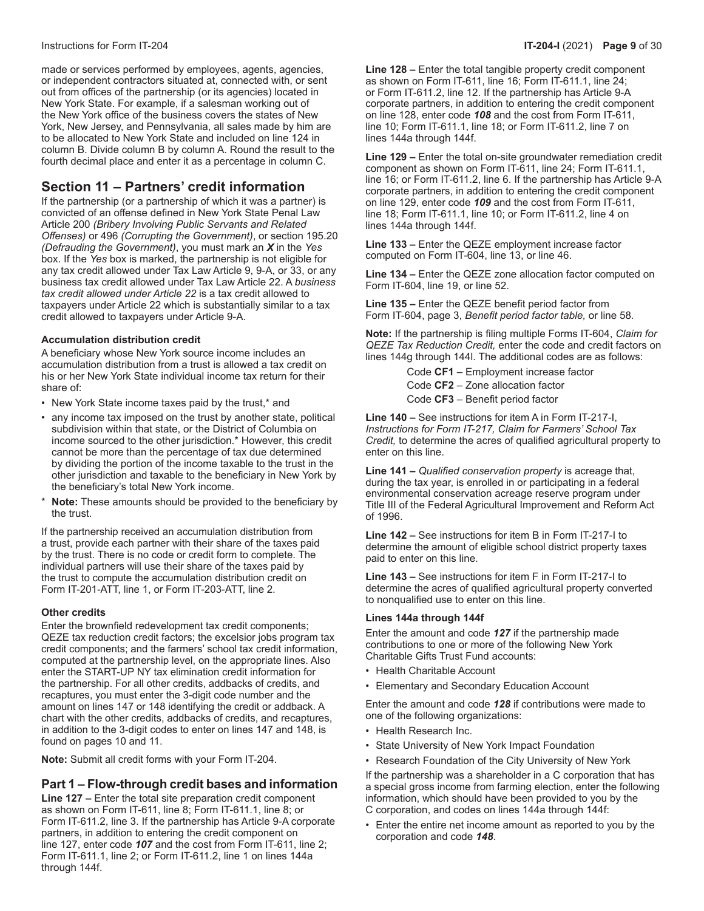made or services performed by employees, agents, agencies, or independent contractors situated at, connected with, or sent out from offices of the partnership (or its agencies) located in New York State. For example, if a salesman working out of the New York office of the business covers the states of New York, New Jersey, and Pennsylvania, all sales made by him are to be allocated to New York State and included on line 124 in column B. Divide column B by column A. Round the result to the fourth decimal place and enter it as a percentage in column C.

## Section 11 – Partners' credit information

If the partnership (or a partnership of which it was a partner) is convicted of an offense defined in New York State Penal Law Article 200 *(Bribery Involving Public Servants and Related Offenses)* or 496 *(Corrupting the Government)*, or section 195.20 *(Defrauding the Government)*, you must mark an ***X*** in the *Yes* box. If the *Yes* box is marked, the partnership is not eligible for any tax credit allowed under Tax Law Article 9, 9-A, or 33, or any business tax credit allowed under Tax Law Article 22. A *business tax credit allowed under Article 22* is a tax credit allowed to taxpayers under Article 22 which is substantially similar to a tax credit allowed to taxpayers under Article 9-A.

### Accumulation distribution credit

A beneficiary whose New York source income includes an accumulation distribution from a trust is allowed a tax credit on his or her New York State individual income tax return for their share of:

- New York State income taxes paid by the trust,* and
- any income tax imposed on the trust by another state, political subdivision within that state, or the District of Columbia on income sourced to the other jurisdiction.* However, this credit cannot be more than the percentage of tax due determined by dividing the portion of the income taxable to the trust in the other jurisdiction and taxable to the beneficiary in New York by the beneficiary's total New York income.

\* **Note:** These amounts should be provided to the beneficiary by the trust.

If the partnership received an accumulation distribution from a trust, provide each partner with their share of the taxes paid by the trust. There is no code or credit form to complete. The individual partners will use their share of the taxes paid by the trust to compute the accumulation distribution credit on Form IT-201-ATT, line 1, or Form IT-203-ATT, line 2.

### Other credits

Enter the brownfield redevelopment tax credit components; QEZE tax reduction credit factors; the excelsior jobs program tax credit components; and the farmers' school tax credit information, computed at the partnership level, on the appropriate lines. Also enter the START-UP NY tax elimination credit information for the partnership. For all other credits, addbacks of credits, and recaptures, you must enter the 3-digit code number and the amount on lines 147 or 148 identifying the credit or addback. A chart with the other credits, addbacks of credits, and recaptures, in addition to the 3-digit codes to enter on lines 147 and 148, is found on pages 10 and 11.

**Note:** Submit all credit forms with your Form IT-204.

## Part 1 – Flow-through credit bases and information

**Line 127 –** Enter the total site preparation credit component as shown on Form IT-611, line 8; Form IT-611.1, line 8; or Form IT-611.2, line 3. If the partnership has Article 9-A corporate partners, in addition to entering the credit component on line 127, enter code ***107*** and the cost from Form IT-611, line 2; Form IT-611.1, line 2; or Form IT-611.2, line 1 on lines 144a through 144f.

**Line 128 –** Enter the total tangible property credit component as shown on Form IT-611, line 16; Form IT-611.1, line 24; or Form IT-611.2, line 12. If the partnership has Article 9-A corporate partners, in addition to entering the credit component on line 128, enter code ***108*** and the cost from Form IT-611, line 10; Form IT-611.1, line 18; or Form IT-611.2, line 7 on lines 144a through 144f.

**Line 129 –** Enter the total on-site groundwater remediation credit component as shown on Form IT-611, line 24; Form IT-611.1, line 16; or Form IT-611.2, line 6. If the partnership has Article 9-A corporate partners, in addition to entering the credit component on line 129, enter code ***109*** and the cost from Form IT-611, line 18; Form IT-611.1, line 10; or Form IT-611.2, line 4 on lines 144a through 144f.

**Line 133 –** Enter the QEZE employment increase factor computed on Form IT-604, line 13, or line 46.

**Line 134 –** Enter the QEZE zone allocation factor computed on Form IT-604, line 19, or line 52.

**Line 135 –** Enter the QEZE benefit period factor from Form IT-604, page 3, *Benefit period factor table,* or line 58.

**Note:** If the partnership is filing multiple Forms IT-604, *Claim for QEZE Tax Reduction Credit,* enter the code and credit factors on lines 144g through 144l. The additional codes are as follows:

Code **CF1** – Employment increase factor
Code **CF2** – Zone allocation factor
Code **CF3** – Benefit period factor

**Line 140 –** See instructions for item A in Form IT-217-I, *Instructions for Form IT-217, Claim for Farmers' School Tax Credit,* to determine the acres of qualified agricultural property to enter on this line.

**Line 141 –** *Qualified conservation property* is acreage that, during the tax year, is enrolled in or participating in a federal environmental conservation acreage reserve program under Title III of the Federal Agricultural Improvement and Reform Act of 1996.

**Line 142 –** See instructions for item B in Form IT-217-I to determine the amount of eligible school district property taxes paid to enter on this line.

**Line 143 –** See instructions for item F in Form IT-217-I to determine the acres of qualified agricultural property converted to nonqualified use to enter on this line.

### Lines 144a through 144f

Enter the amount and code ***127*** if the partnership made contributions to one or more of the following New York Charitable Gifts Trust Fund accounts:

- Health Charitable Account
- Elementary and Secondary Education Account

Enter the amount and code ***128*** if contributions were made to one of the following organizations:

- Health Research Inc.
- State University of New York Impact Foundation
- Research Foundation of the City University of New York

If the partnership was a shareholder in a C corporation that has a special gross income from farming election, enter the following information, which should have been provided to you by the C corporation, and codes on lines 144a through 144f:

- Enter the entire net income amount as reported to you by the corporation and code ***148***.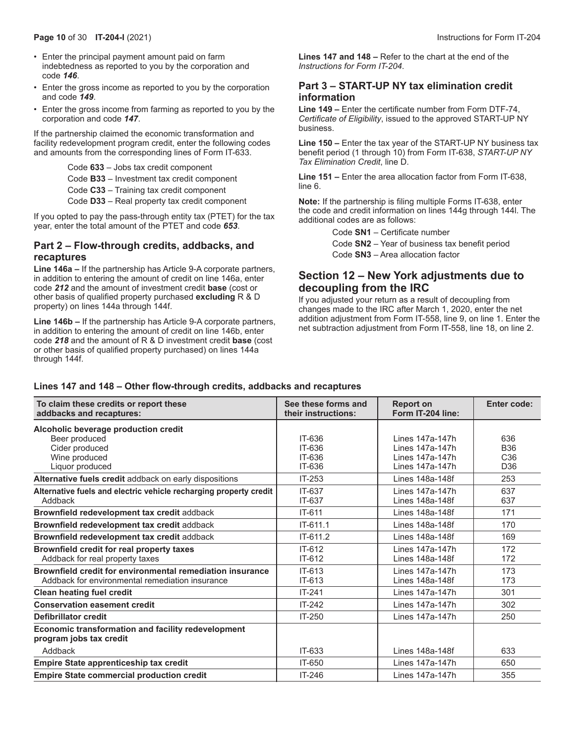- Enter the principal payment amount paid on farm indebtedness as reported to you by the corporation and code ***146***.
- Enter the gross income as reported to you by the corporation and code ***149***.
- Enter the gross income from farming as reported to you by the corporation and code ***147***.

If the partnership claimed the economic transformation and facility redevelopment program credit, enter the following codes and amounts from the corresponding lines of Form IT-633.

Code **633** – Jobs tax credit component
Code **B33** – Investment tax credit component
Code **C33** – Training tax credit component
Code **D33** – Real property tax credit component

If you opted to pay the pass-through entity tax (PTET) for the tax year, enter the total amount of the PTET and code ***653***.

### Part 2 – Flow-through credits, addbacks, and recaptures

**Line 146a –** If the partnership has Article 9-A corporate partners, in addition to entering the amount of credit on line 146a, enter code ***212*** and the amount of investment credit **base** (cost or other basis of qualified property purchased **excluding** R & D property) on lines 144a through 144f.

**Line 146b –** If the partnership has Article 9-A corporate partners, in addition to entering the amount of credit on line 146b, enter code ***218*** and the amount of R & D investment credit **base** (cost or other basis of qualified property purchased) on lines 144a through 144f.

**Lines 147 and 148 –** Refer to the chart at the end of the *Instructions for Form IT-204*.

### Part 3 – START-UP NY tax elimination credit information

**Line 149 –** Enter the certificate number from Form DTF-74, *Certificate of Eligibility*, issued to the approved START-UP NY business.

**Line 150 –** Enter the tax year of the START-UP NY business tax benefit period (1 through 10) from Form IT-638, *START-UP NY Tax Elimination Credit*, line D.

**Line 151 –** Enter the area allocation factor from Form IT-638, line 6.

**Note:** If the partnership is filing multiple Forms IT-638, enter the code and credit information on lines 144g through 144l. The additional codes are as follows:

Code **SN1** – Certificate number
Code **SN2** – Year of business tax benefit period
Code **SN3** – Area allocation factor

## Section 12 – New York adjustments due to decoupling from the IRC

If you adjusted your return as a result of decoupling from changes made to the IRC after March 1, 2020, enter the net addition adjustment from Form IT-558, line 9, on line 1. Enter the net subtraction adjustment from Form IT-558, line 18, on line 2.

### Lines 147 and 148 – Other flow-through credits, addbacks and recaptures

| To claim these credits or report these addbacks and recaptures: | See these forms and their instructions: | Report on Form IT-204 line: | Enter code: |
|---|---|---|---|
| **Alcoholic beverage production credit** | | | |
| Beer produced | IT-636 | Lines 147a-147h | 636 |
| Cider produced | IT-636 | Lines 147a-147h | B36 |
| Wine produced | IT-636 | Lines 147a-147h | C36 |
| Liquor produced | IT-636 | Lines 147a-147h | D36 |
| **Alternative fuels credit** addback on early dispositions | IT-253 | Lines 148a-148f | 253 |
| **Alternative fuels and electric vehicle recharging property credit** | IT-637 | Lines 147a-147h | 637 |
| Addback | IT-637 | Lines 148a-148f | 637 |
| **Brownfield redevelopment tax credit** addback | IT-611 | Lines 148a-148f | 171 |
| **Brownfield redevelopment tax credit** addback | IT-611.1 | Lines 148a-148f | 170 |
| **Brownfield redevelopment tax credit** addback | IT-611.2 | Lines 148a-148f | 169 |
| **Brownfield credit for real property taxes** | IT-612 | Lines 147a-147h | 172 |
| Addback for real property taxes | IT-612 | Lines 148a-148f | 172 |
| **Brownfield credit for environmental remediation insurance** | IT-613 | Lines 147a-147h | 173 |
| Addback for environmental remediation insurance | IT-613 | Lines 148a-148f | 173 |
| **Clean heating fuel credit** | IT-241 | Lines 147a-147h | 301 |
| **Conservation easement credit** | IT-242 | Lines 147a-147h | 302 |
| **Defibrillator credit** | IT-250 | Lines 147a-147h | 250 |
| **Economic transformation and facility redevelopment program jobs tax credit** | | | |
| Addback | IT-633 | Lines 148a-148f | 633 |
| **Empire State apprenticeship tax credit** | IT-650 | Lines 147a-147h | 650 |
| **Empire State commercial production credit** | IT-246 | Lines 147a-147h | 355 |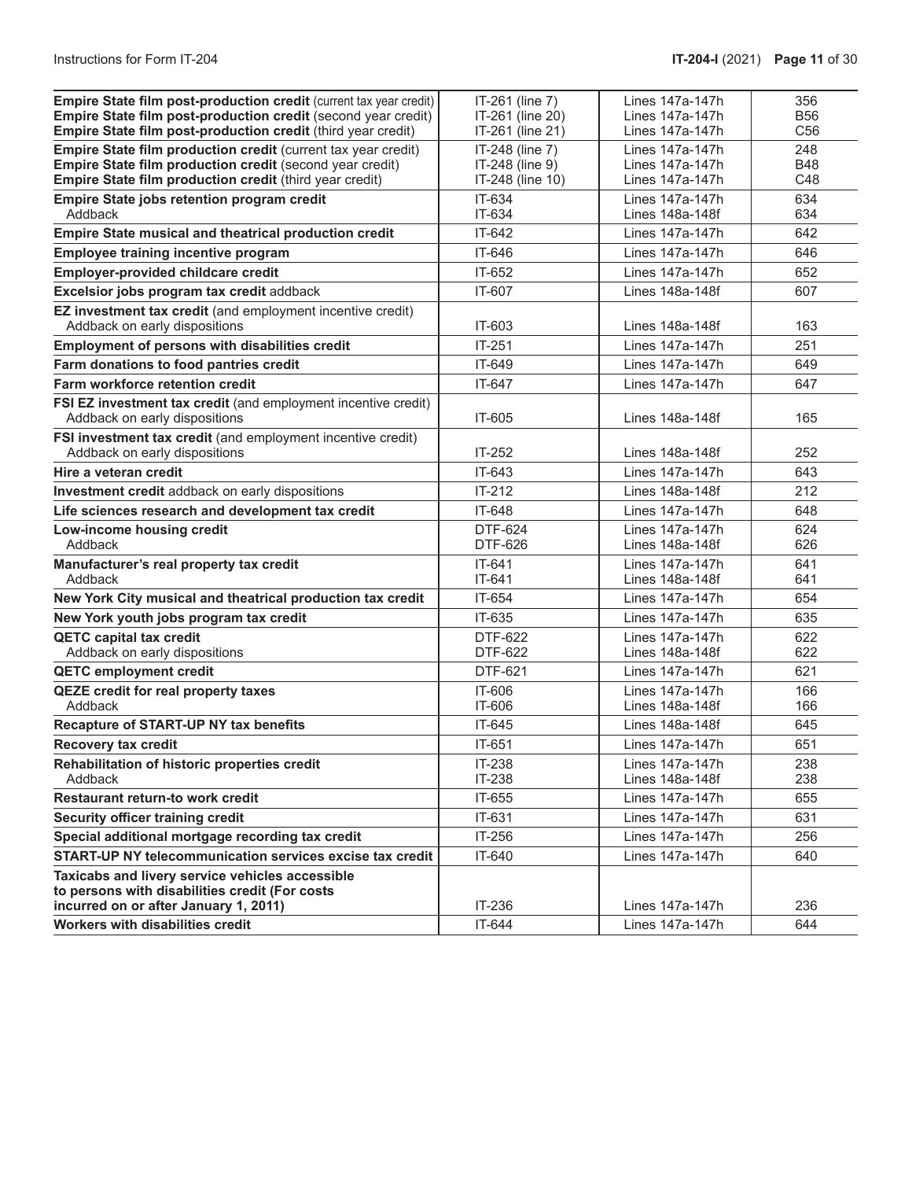| | | | |
|---|---|---|---|
| **Empire State film post-production credit** (current tax year credit) | IT-261 (line 7) | Lines 147a-147h | 356 |
| **Empire State film post-production credit** (second year credit) | IT-261 (line 20) | Lines 147a-147h | B56 |
| **Empire State film post-production credit** (third year credit) | IT-261 (line 21) | Lines 147a-147h | C56 |
| **Empire State film production credit** (current tax year credit) | IT-248 (line 7) | Lines 147a-147h | 248 |
| **Empire State film production credit** (second year credit) | IT-248 (line 9) | Lines 147a-147h | B48 |
| **Empire State film production credit** (third year credit) | IT-248 (line 10) | Lines 147a-147h | C48 |
| **Empire State jobs retention program credit** | IT-634 | Lines 147a-147h | 634 |
| Addback | IT-634 | Lines 148a-148f | 634 |
| **Empire State musical and theatrical production credit** | IT-642 | Lines 147a-147h | 642 |
| **Employee training incentive program** | IT-646 | Lines 147a-147h | 646 |
| **Employer-provided childcare credit** | IT-652 | Lines 147a-147h | 652 |
| **Excelsior jobs program tax credit** addback | IT-607 | Lines 148a-148f | 607 |
| **EZ investment tax credit** (and employment incentive credit) Addback on early dispositions | IT-603 | Lines 148a-148f | 163 |
| **Employment of persons with disabilities credit** | IT-251 | Lines 147a-147h | 251 |
| **Farm donations to food pantries credit** | IT-649 | Lines 147a-147h | 649 |
| **Farm workforce retention credit** | IT-647 | Lines 147a-147h | 647 |
| **FSI EZ investment tax credit** (and employment incentive credit) Addback on early dispositions | IT-605 | Lines 148a-148f | 165 |
| **FSI investment tax credit** (and employment incentive credit) Addback on early dispositions | IT-252 | Lines 148a-148f | 252 |
| **Hire a veteran credit** | IT-643 | Lines 147a-147h | 643 |
| **Investment credit** addback on early dispositions | IT-212 | Lines 148a-148f | 212 |
| **Life sciences research and development tax credit** | IT-648 | Lines 147a-147h | 648 |
| **Low-income housing credit** | DTF-624 | Lines 147a-147h | 624 |
| Addback | DTF-626 | Lines 148a-148f | 626 |
| **Manufacturer's real property tax credit** | IT-641 | Lines 147a-147h | 641 |
| Addback | IT-641 | Lines 148a-148f | 641 |
| **New York City musical and theatrical production tax credit** | IT-654 | Lines 147a-147h | 654 |
| **New York youth jobs program tax credit** | IT-635 | Lines 147a-147h | 635 |
| **QETC capital tax credit** | DTF-622 | Lines 147a-147h | 622 |
| Addback on early dispositions | DTF-622 | Lines 148a-148f | 622 |
| **QETC employment credit** | DTF-621 | Lines 147a-147h | 621 |
| **QEZE credit for real property taxes** | IT-606 | Lines 147a-147h | 166 |
| Addback | IT-606 | Lines 148a-148f | 166 |
| **Recapture of START-UP NY tax benefits** | IT-645 | Lines 148a-148f | 645 |
| **Recovery tax credit** | IT-651 | Lines 147a-147h | 651 |
| **Rehabilitation of historic properties credit** | IT-238 | Lines 147a-147h | 238 |
| Addback | IT-238 | Lines 148a-148f | 238 |
| **Restaurant return-to work credit** | IT-655 | Lines 147a-147h | 655 |
| **Security officer training credit** | IT-631 | Lines 147a-147h | 631 |
| **Special additional mortgage recording tax credit** | IT-256 | Lines 147a-147h | 256 |
| **START-UP NY telecommunication services excise tax credit** | IT-640 | Lines 147a-147h | 640 |
| **Taxicabs and livery service vehicles accessible to persons with disabilities credit (For costs incurred on or after January 1, 2011)** | IT-236 | Lines 147a-147h | 236 |
| **Workers with disabilities credit** | IT-644 | Lines 147a-147h | 644 |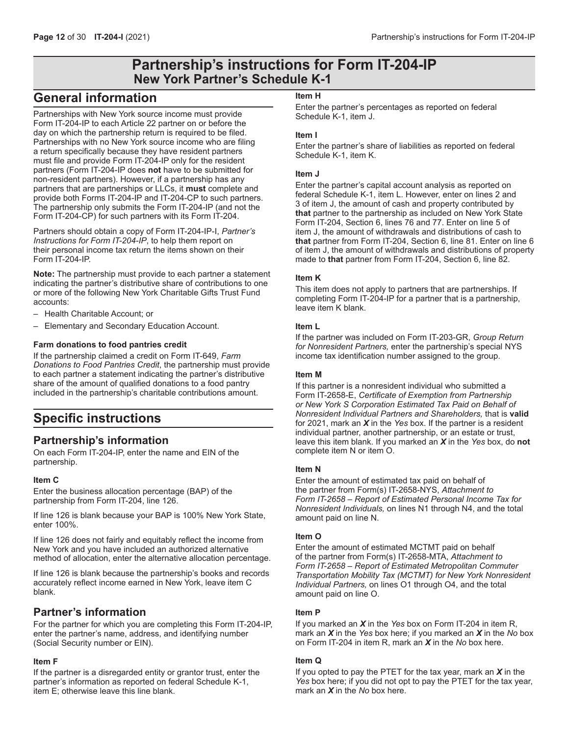# Partnership's instructions for Form IT-204-IP
## New York Partner's Schedule K-1

## General information

Partnerships with New York source income must provide Form IT-204-IP to each Article 22 partner on or before the day on which the partnership return is required to be filed. Partnerships with no New York source income who are filing a return specifically because they have resident partners must file and provide Form IT-204-IP only for the resident partners (Form IT-204-IP does **not** have to be submitted for non-resident partners). However, if a partnership has any partners that are partnerships or LLCs, it **must** complete and provide both Forms IT-204-IP and IT-204-CP to such partners. The partnership only submits the Form IT-204-IP (and not the Form IT-204-CP) for such partners with its Form IT-204.

Partners should obtain a copy of Form IT-204-IP-I, *Partner's Instructions for Form IT-204-IP*, to help them report on their personal income tax return the items shown on their Form IT-204-IP.

**Note:** The partnership must provide to each partner a statement indicating the partner's distributive share of contributions to one or more of the following New York Charitable Gifts Trust Fund accounts:

– Health Charitable Account; or
– Elementary and Secondary Education Account.

#### Farm donations to food pantries credit

If the partnership claimed a credit on Form IT-649, *Farm Donations to Food Pantries Credit*, the partnership must provide to each partner a statement indicating the partner's distributive share of the amount of qualified donations to a food pantry included in the partnership's charitable contributions amount.

## Specific instructions

### Partnership's information

On each Form IT-204-IP, enter the name and EIN of the partnership.

#### Item C

Enter the business allocation percentage (BAP) of the partnership from Form IT-204, line 126.

If line 126 is blank because your BAP is 100% New York State, enter 100%.

If line 126 does not fairly and equitably reflect the income from New York and you have included an authorized alternative method of allocation, enter the alternative allocation percentage.

If line 126 is blank because the partnership's books and records accurately reflect income earned in New York, leave item C blank.

### Partner's information

For the partner for which you are completing this Form IT-204-IP, enter the partner's name, address, and identifying number (Social Security number or EIN).

#### Item F

If the partner is a disregarded entity or grantor trust, enter the partner's information as reported on federal Schedule K-1, item E; otherwise leave this line blank.

#### Item H

Enter the partner's percentages as reported on federal Schedule K-1, item J.

#### Item I

Enter the partner's share of liabilities as reported on federal Schedule K-1, item K.

#### Item J

Enter the partner's capital account analysis as reported on federal Schedule K-1, item L. However, enter on lines 2 and 3 of item J, the amount of cash and property contributed by **that** partner to the partnership as included on New York State Form IT-204, Section 6, lines 76 and 77. Enter on line 5 of item J, the amount of withdrawals and distributions of cash to **that** partner from Form IT-204, Section 6, line 81. Enter on line 6 of item J, the amount of withdrawals and distributions of property made to **that** partner from Form IT-204, Section 6, line 82.

#### Item K

This item does not apply to partners that are partnerships. If completing Form IT-204-IP for a partner that is a partnership, leave item K blank.

#### Item L

If the partner was included on Form IT-203-GR, *Group Return for Nonresident Partners,* enter the partnership's special NYS income tax identification number assigned to the group.

#### Item M

If this partner is a nonresident individual who submitted a Form IT-2658-E, *Certificate of Exemption from Partnership or New York S Corporation Estimated Tax Paid on Behalf of Nonresident Individual Partners and Shareholders,* that is **valid** for 2021, mark an ***X*** in the *Yes* box. If the partner is a resident individual partner, another partnership, or an estate or trust, leave this item blank. If you marked an ***X*** in the *Yes* box, do **not** complete item N or item O.

#### Item N

Enter the amount of estimated tax paid on behalf of the partner from Form(s) IT-2658-NYS, *Attachment to Form IT-2658 – Report of Estimated Personal Income Tax for Nonresident Individuals,* on lines N1 through N4, and the total amount paid on line N.

#### Item O

Enter the amount of estimated MCTMT paid on behalf of the partner from Form(s) IT-2658-MTA, *Attachment to Form IT-2658 – Report of Estimated Metropolitan Commuter Transportation Mobility Tax (MCTMT) for New York Nonresident Individual Partners,* on lines O1 through O4, and the total amount paid on line O.

#### Item P

If you marked an ***X*** in the *Yes* box on Form IT-204 in item R, mark an ***X*** in the *Yes* box here; if you marked an ***X*** in the *No* box on Form IT-204 in item R, mark an ***X*** in the *No* box here.

#### Item Q

If you opted to pay the PTET for the tax year, mark an ***X*** in the *Yes* box here; if you did not opt to pay the PTET for the tax year, mark an ***X*** in the *No* box here.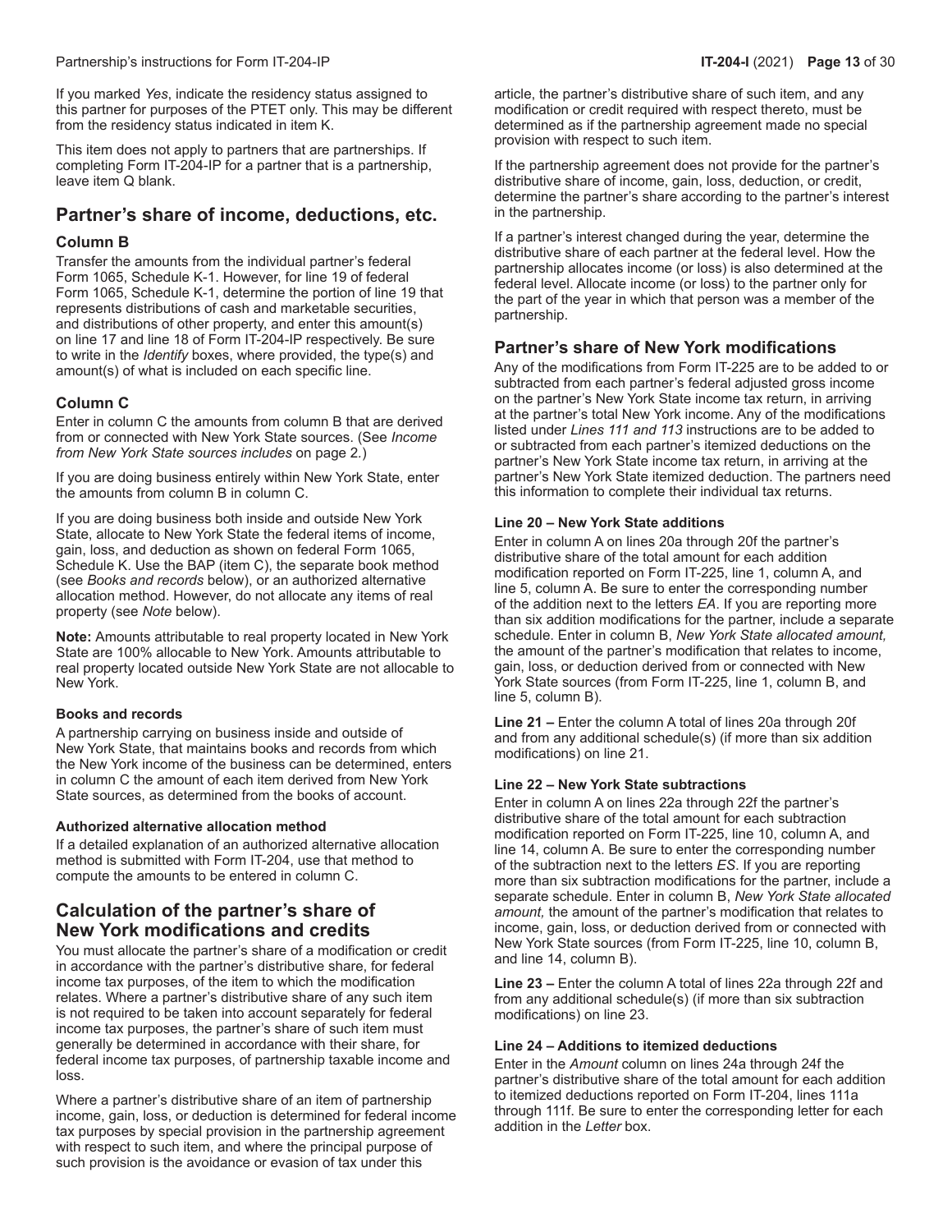If you marked *Yes*, indicate the residency status assigned to this partner for purposes of the PTET only. This may be different from the residency status indicated in item K.

This item does not apply to partners that are partnerships. If completing Form IT-204-IP for a partner that is a partnership, leave item Q blank.

## Partner's share of income, deductions, etc.

### Column B

Transfer the amounts from the individual partner's federal Form 1065, Schedule K-1. However, for line 19 of federal Form 1065, Schedule K-1, determine the portion of line 19 that represents distributions of cash and marketable securities, and distributions of other property, and enter this amount(s) on line 17 and line 18 of Form IT-204-IP respectively. Be sure to write in the *Identify* boxes, where provided, the type(s) and amount(s) of what is included on each specific line.

### Column C

Enter in column C the amounts from column B that are derived from or connected with New York State sources. (See *Income from New York State sources includes* on page 2.)

If you are doing business entirely within New York State, enter the amounts from column B in column C.

If you are doing business both inside and outside New York State, allocate to New York State the federal items of income, gain, loss, and deduction as shown on federal Form 1065, Schedule K. Use the BAP (item C), the separate book method (see *Books and records* below), or an authorized alternative allocation method. However, do not allocate any items of real property (see *Note* below).

**Note:** Amounts attributable to real property located in New York State are 100% allocable to New York. Amounts attributable to real property located outside New York State are not allocable to New York.

#### Books and records

A partnership carrying on business inside and outside of New York State, that maintains books and records from which the New York income of the business can be determined, enters in column C the amount of each item derived from New York State sources, as determined from the books of account.

#### Authorized alternative allocation method

If a detailed explanation of an authorized alternative allocation method is submitted with Form IT-204, use that method to compute the amounts to be entered in column C.

## Calculation of the partner's share of New York modifications and credits

You must allocate the partner's share of a modification or credit in accordance with the partner's distributive share, for federal income tax purposes, of the item to which the modification relates. Where a partner's distributive share of any such item is not required to be taken into account separately for federal income tax purposes, the partner's share of such item must generally be determined in accordance with their share, for federal income tax purposes, of partnership taxable income and loss.

Where a partner's distributive share of an item of partnership income, gain, loss, or deduction is determined for federal income tax purposes by special provision in the partnership agreement with respect to such item, and where the principal purpose of such provision is the avoidance or evasion of tax under this article, the partner's distributive share of such item, and any modification or credit required with respect thereto, must be determined as if the partnership agreement made no special provision with respect to such item.

If the partnership agreement does not provide for the partner's distributive share of income, gain, loss, deduction, or credit, determine the partner's share according to the partner's interest in the partnership.

If a partner's interest changed during the year, determine the distributive share of each partner at the federal level. How the partnership allocates income (or loss) is also determined at the federal level. Allocate income (or loss) to the partner only for the part of the year in which that person was a member of the partnership.

## Partner's share of New York modifications

Any of the modifications from Form IT-225 are to be added to or subtracted from each partner's federal adjusted gross income on the partner's New York State income tax return, in arriving at the partner's total New York income. Any of the modifications listed under *Lines 111 and 113* instructions are to be added to or subtracted from each partner's itemized deductions on the partner's New York State income tax return, in arriving at the partner's New York State itemized deduction. The partners need this information to complete their individual tax returns.

#### Line 20 – New York State additions

Enter in column A on lines 20a through 20f the partner's distributive share of the total amount for each addition modification reported on Form IT-225, line 1, column A, and line 5, column A. Be sure to enter the corresponding number of the addition next to the letters *EA*. If you are reporting more than six addition modifications for the partner, include a separate schedule. Enter in column B, *New York State allocated amount,* the amount of the partner's modification that relates to income, gain, loss, or deduction derived from or connected with New York State sources (from Form IT-225, line 1, column B, and line 5, column B).

**Line 21 –** Enter the column A total of lines 20a through 20f and from any additional schedule(s) (if more than six addition modifications) on line 21.

#### Line 22 – New York State subtractions

Enter in column A on lines 22a through 22f the partner's distributive share of the total amount for each subtraction modification reported on Form IT-225, line 10, column A, and line 14, column A. Be sure to enter the corresponding number of the subtraction next to the letters *ES*. If you are reporting more than six subtraction modifications for the partner, include a separate schedule. Enter in column B, *New York State allocated amount,* the amount of the partner's modification that relates to income, gain, loss, or deduction derived from or connected with New York State sources (from Form IT-225, line 10, column B, and line 14, column B).

**Line 23 –** Enter the column A total of lines 22a through 22f and from any additional schedule(s) (if more than six subtraction modifications) on line 23.

#### Line 24 – Additions to itemized deductions

Enter in the *Amount* column on lines 24a through 24f the partner's distributive share of the total amount for each addition to itemized deductions reported on Form IT-204, lines 111a through 111f. Be sure to enter the corresponding letter for each addition in the *Letter* box.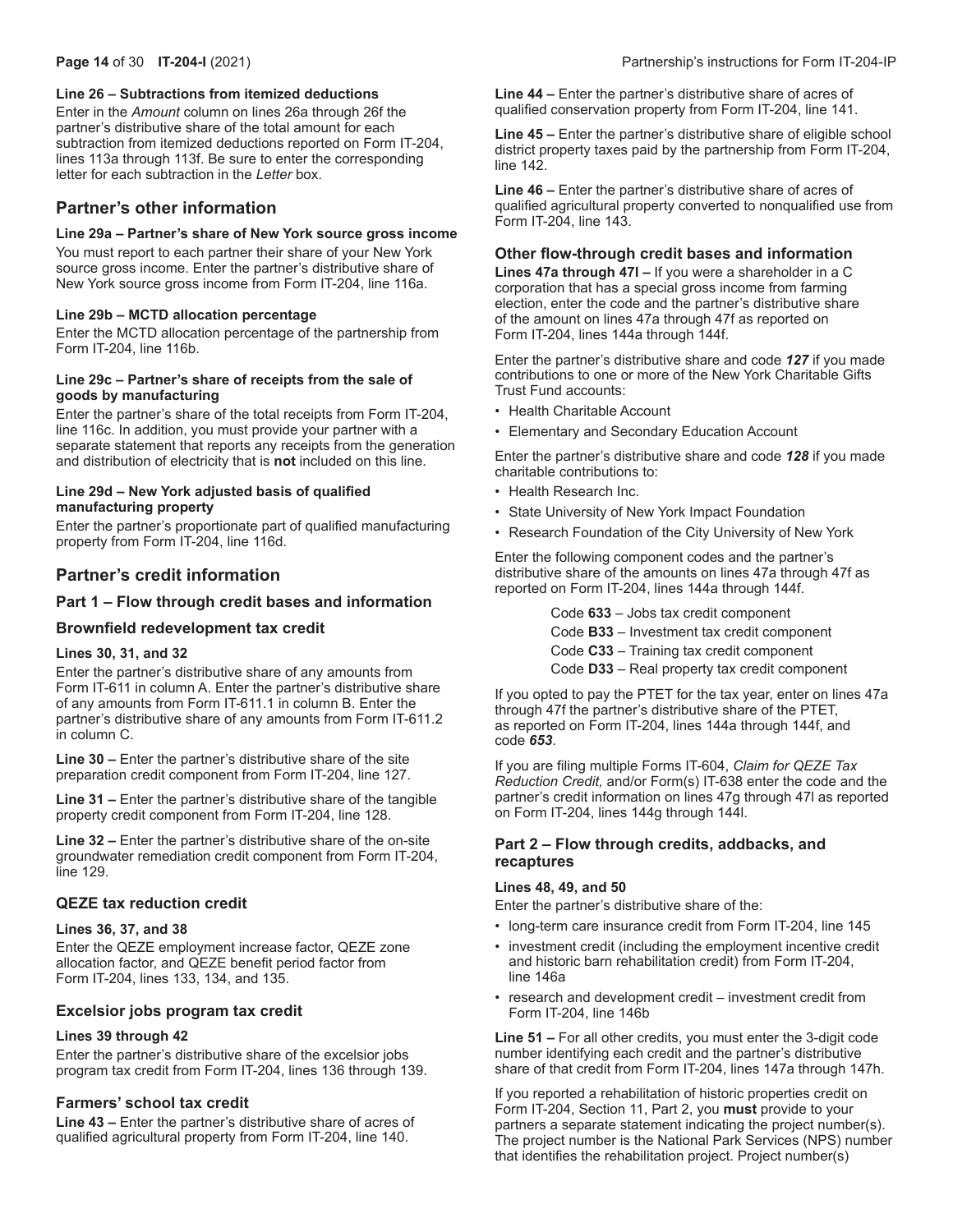#### Line 26 – Subtractions from itemized deductions

Enter in the *Amount* column on lines 26a through 26f the partner's distributive share of the total amount for each subtraction from itemized deductions reported on Form IT-204, lines 113a through 113f. Be sure to enter the corresponding letter for each subtraction in the *Letter* box.

## Partner's other information

#### Line 29a – Partner's share of New York source gross income

You must report to each partner their share of your New York source gross income. Enter the partner's distributive share of New York source gross income from Form IT-204, line 116a.

#### Line 29b – MCTD allocation percentage

Enter the MCTD allocation percentage of the partnership from Form IT-204, line 116b.

#### Line 29c – Partner's share of receipts from the sale of goods by manufacturing

Enter the partner's share of the total receipts from Form IT-204, line 116c. In addition, you must provide your partner with a separate statement that reports any receipts from the generation and distribution of electricity that is **not** included on this line.

#### Line 29d – New York adjusted basis of qualified manufacturing property

Enter the partner's proportionate part of qualified manufacturing property from Form IT-204, line 116d.

## Partner's credit information

### Part 1 – Flow through credit bases and information

### Brownfield redevelopment tax credit

#### Lines 30, 31, and 32

Enter the partner's distributive share of any amounts from Form IT-611 in column A. Enter the partner's distributive share of any amounts from Form IT-611.1 in column B. Enter the partner's distributive share of any amounts from Form IT-611.2 in column C.

**Line 30 –** Enter the partner's distributive share of the site preparation credit component from Form IT-204, line 127.

**Line 31 –** Enter the partner's distributive share of the tangible property credit component from Form IT-204, line 128.

**Line 32 –** Enter the partner's distributive share of the on-site groundwater remediation credit component from Form IT-204, line 129.

### QEZE tax reduction credit

#### Lines 36, 37, and 38

Enter the QEZE employment increase factor, QEZE zone allocation factor, and QEZE benefit period factor from Form IT-204, lines 133, 134, and 135.

### Excelsior jobs program tax credit

#### Lines 39 through 42

Enter the partner's distributive share of the excelsior jobs program tax credit from Form IT-204, lines 136 through 139.

### Farmers' school tax credit

**Line 43 –** Enter the partner's distributive share of acres of qualified agricultural property from Form IT-204, line 140.

**Line 44 –** Enter the partner's distributive share of acres of qualified conservation property from Form IT-204, line 141.

**Line 45 –** Enter the partner's distributive share of eligible school district property taxes paid by the partnership from Form IT-204, line 142.

**Line 46 –** Enter the partner's distributive share of acres of qualified agricultural property converted to nonqualified use from Form IT-204, line 143.

### Other flow-through credit bases and information

**Lines 47a through 47l –** If you were a shareholder in a C corporation that has a special gross income from farming election, enter the code and the partner's distributive share of the amount on lines 47a through 47f as reported on Form IT-204, lines 144a through 144f.

Enter the partner's distributive share and code ***127*** if you made contributions to one or more of the New York Charitable Gifts Trust Fund accounts:

- Health Charitable Account
- Elementary and Secondary Education Account

Enter the partner's distributive share and code ***128*** if you made charitable contributions to:

- Health Research Inc.
- State University of New York Impact Foundation
- Research Foundation of the City University of New York

Enter the following component codes and the partner's distributive share of the amounts on lines 47a through 47f as reported on Form IT-204, lines 144a through 144f.

Code **633** – Jobs tax credit component
Code **B33** – Investment tax credit component
Code **C33** – Training tax credit component
Code **D33** – Real property tax credit component

If you opted to pay the PTET for the tax year, enter on lines 47a through 47f the partner's distributive share of the PTET, as reported on Form IT-204, lines 144a through 144f, and code ***653***.

If you are filing multiple Forms IT-604, *Claim for QEZE Tax Reduction Credit,* and/or Form(s) IT-638 enter the code and the partner's credit information on lines 47g through 47l as reported on Form IT-204, lines 144g through 144l.

### Part 2 – Flow through credits, addbacks, and recaptures

#### Lines 48, 49, and 50

Enter the partner's distributive share of the:

- long-term care insurance credit from Form IT-204, line 145
- investment credit (including the employment incentive credit and historic barn rehabilitation credit) from Form IT-204, line 146a
- research and development credit – investment credit from Form IT-204, line 146b

**Line 51 –** For all other credits, you must enter the 3-digit code number identifying each credit and the partner's distributive share of that credit from Form IT-204, lines 147a through 147h.

If you reported a rehabilitation of historic properties credit on Form IT-204, Section 11, Part 2, you **must** provide to your partners a separate statement indicating the project number(s). The project number is the National Park Services (NPS) number that identifies the rehabilitation project. Project number(s)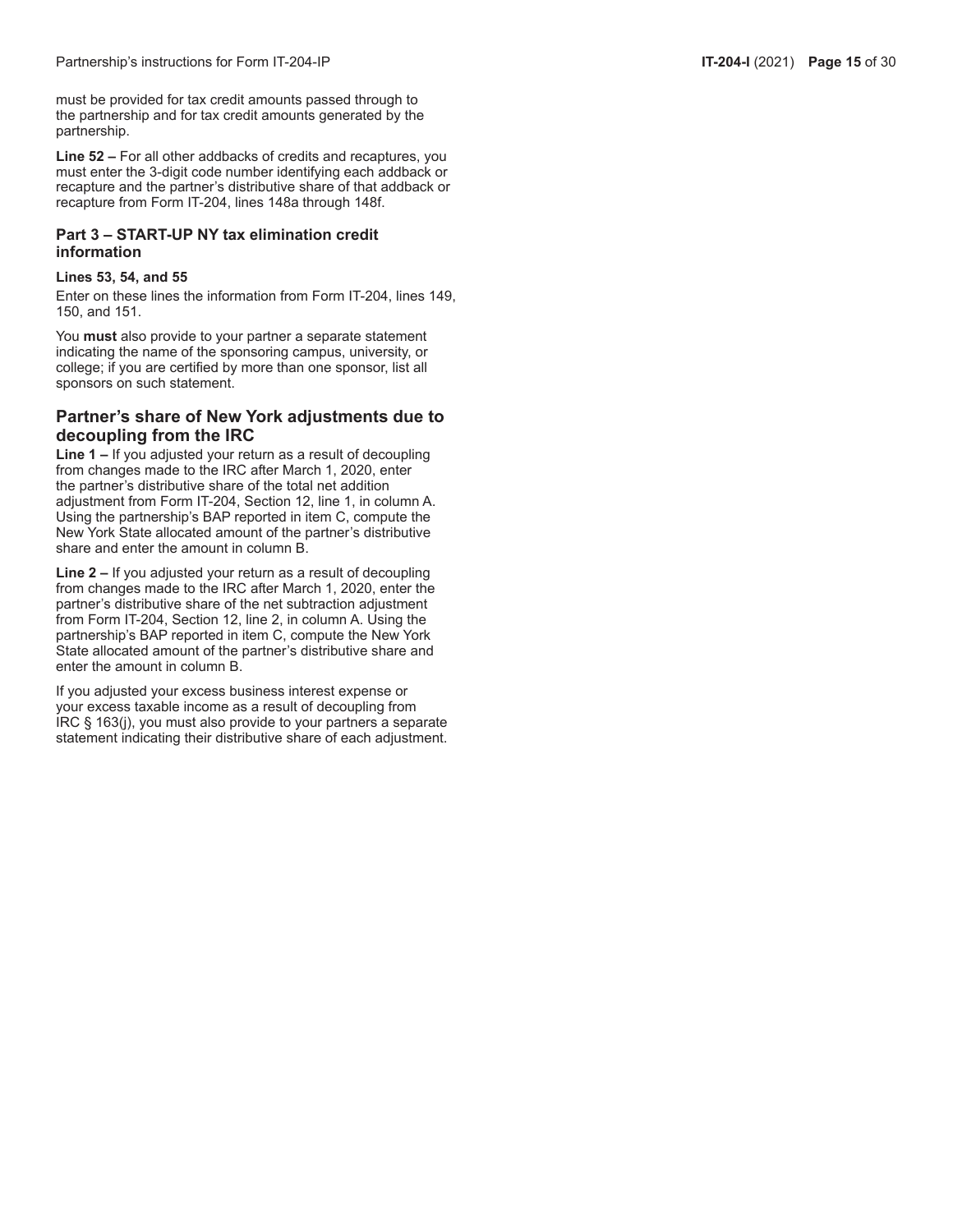must be provided for tax credit amounts passed through to the partnership and for tax credit amounts generated by the partnership.

**Line 52 –** For all other addbacks of credits and recaptures, you must enter the 3-digit code number identifying each addback or recapture and the partner's distributive share of that addback or recapture from Form IT-204, lines 148a through 148f.

### Part 3 – START-UP NY tax elimination credit information

**Lines 53, 54, and 55**

Enter on these lines the information from Form IT-204, lines 149, 150, and 151.

You **must** also provide to your partner a separate statement indicating the name of the sponsoring campus, university, or college; if you are certified by more than one sponsor, list all sponsors on such statement.

## Partner's share of New York adjustments due to decoupling from the IRC

**Line 1 –** If you adjusted your return as a result of decoupling from changes made to the IRC after March 1, 2020, enter the partner's distributive share of the total net addition adjustment from Form IT-204, Section 12, line 1, in column A. Using the partnership's BAP reported in item C, compute the New York State allocated amount of the partner's distributive share and enter the amount in column B.

**Line 2 –** If you adjusted your return as a result of decoupling from changes made to the IRC after March 1, 2020, enter the partner's distributive share of the net subtraction adjustment from Form IT-204, Section 12, line 2, in column A. Using the partnership's BAP reported in item C, compute the New York State allocated amount of the partner's distributive share and enter the amount in column B.

If you adjusted your excess business interest expense or your excess taxable income as a result of decoupling from IRC § 163(j), you must also provide to your partners a separate statement indicating their distributive share of each adjustment.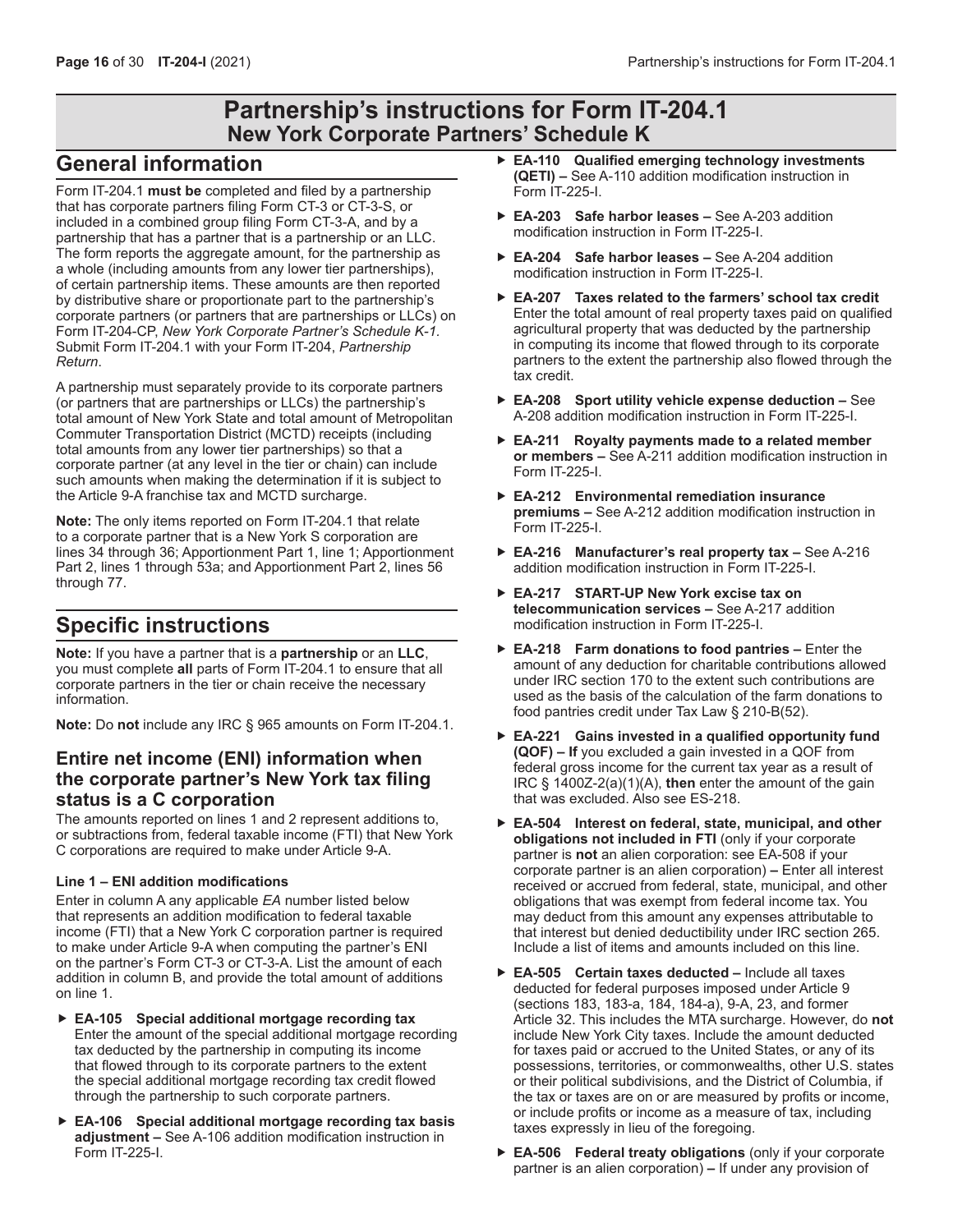# Partnership's instructions for Form IT-204.1
## New York Corporate Partners' Schedule K

## General information

Form IT-204.1 **must be** completed and filed by a partnership that has corporate partners filing Form CT-3 or CT-3-S, or included in a combined group filing Form CT-3-A, and by a partnership that has a partner that is a partnership or an LLC. The form reports the aggregate amount, for the partnership as a whole (including amounts from any lower tier partnerships), of certain partnership items. These amounts are then reported by distributive share or proportionate part to the partnership's corporate partners (or partners that are partnerships or LLCs) on Form IT-204-CP, *New York Corporate Partner's Schedule K-1.* Submit Form IT-204.1 with your Form IT-204, *Partnership Return*.

A partnership must separately provide to its corporate partners (or partners that are partnerships or LLCs) the partnership's total amount of New York State and total amount of Metropolitan Commuter Transportation District (MCTD) receipts (including total amounts from any lower tier partnerships) so that a corporate partner (at any level in the tier or chain) can include such amounts when making the determination if it is subject to the Article 9-A franchise tax and MCTD surcharge.

**Note:** The only items reported on Form IT-204.1 that relate to a corporate partner that is a New York S corporation are lines 34 through 36; Apportionment Part 1, line 1; Apportionment Part 2, lines 1 through 53a; and Apportionment Part 2, lines 56 through 77.

## Specific instructions

**Note:** If you have a partner that is a **partnership** or an **LLC**, you must complete **all** parts of Form IT-204.1 to ensure that all corporate partners in the tier or chain receive the necessary information.

**Note:** Do **not** include any IRC § 965 amounts on Form IT-204.1.

### Entire net income (ENI) information when the corporate partner's New York tax filing status is a C corporation

The amounts reported on lines 1 and 2 represent additions to, or subtractions from, federal taxable income (FTI) that New York C corporations are required to make under Article 9-A.

#### Line 1 – ENI addition modifications

Enter in column A any applicable *EA* number listed below that represents an addition modification to federal taxable income (FTI) that a New York C corporation partner is required to make under Article 9-A when computing the partner's ENI on the partner's Form CT-3 or CT-3-A. List the amount of each addition in column B, and provide the total amount of additions on line 1.

- **EA-105 Special additional mortgage recording tax** Enter the amount of the special additional mortgage recording tax deducted by the partnership in computing its income that flowed through to its corporate partners to the extent the special additional mortgage recording tax credit flowed through the partnership to such corporate partners.
- **EA-106 Special additional mortgage recording tax basis adjustment –** See A-106 addition modification instruction in Form IT-225-I.
- **EA-110 Qualified emerging technology investments (QETI) –** See A-110 addition modification instruction in Form IT-225-I.
- **EA-203 Safe harbor leases –** See A-203 addition modification instruction in Form IT-225-I.
- **EA-204 Safe harbor leases –** See A-204 addition modification instruction in Form IT-225-I.
- **EA-207 Taxes related to the farmers' school tax credit** Enter the total amount of real property taxes paid on qualified agricultural property that was deducted by the partnership in computing its income that flowed through to its corporate partners to the extent the partnership also flowed through the tax credit.
- **EA-208 Sport utility vehicle expense deduction –** See A-208 addition modification instruction in Form IT-225-I.
- **EA-211 Royalty payments made to a related member or members –** See A-211 addition modification instruction in Form IT-225-I.
- **EA-212 Environmental remediation insurance premiums –** See A-212 addition modification instruction in Form IT-225-I.
- **EA-216 Manufacturer's real property tax –** See A-216 addition modification instruction in Form IT-225-I.
- **EA-217 START-UP New York excise tax on telecommunication services –** See A-217 addition modification instruction in Form IT-225-I.
- **EA-218 Farm donations to food pantries –** Enter the amount of any deduction for charitable contributions allowed under IRC section 170 to the extent such contributions are used as the basis of the calculation of the farm donations to food pantries credit under Tax Law § 210-B(52).
- **EA-221 Gains invested in a qualified opportunity fund (QOF) – If** you excluded a gain invested in a QOF from federal gross income for the current tax year as a result of IRC § 1400Z-2(a)(1)(A), **then** enter the amount of the gain that was excluded. Also see ES-218.
- **EA-504 Interest on federal, state, municipal, and other obligations not included in FTI** (only if your corporate partner is **not** an alien corporation: see EA-508 if your corporate partner is an alien corporation) **–** Enter all interest received or accrued from federal, state, municipal, and other obligations that was exempt from federal income tax. You may deduct from this amount any expenses attributable to that interest but denied deductibility under IRC section 265. Include a list of items and amounts included on this line.
- **EA-505 Certain taxes deducted –** Include all taxes deducted for federal purposes imposed under Article 9 (sections 183, 183-a, 184, 184-a), 9-A, 23, and former Article 32. This includes the MTA surcharge. However, do **not** include New York City taxes. Include the amount deducted for taxes paid or accrued to the United States, or any of its possessions, territories, or commonwealths, other U.S. states or their political subdivisions, and the District of Columbia, if the tax or taxes are on or are measured by profits or income, or include profits or income as a measure of tax, including taxes expressly in lieu of the foregoing.
- **EA-506 Federal treaty obligations** (only if your corporate partner is an alien corporation) **–** If under any provision of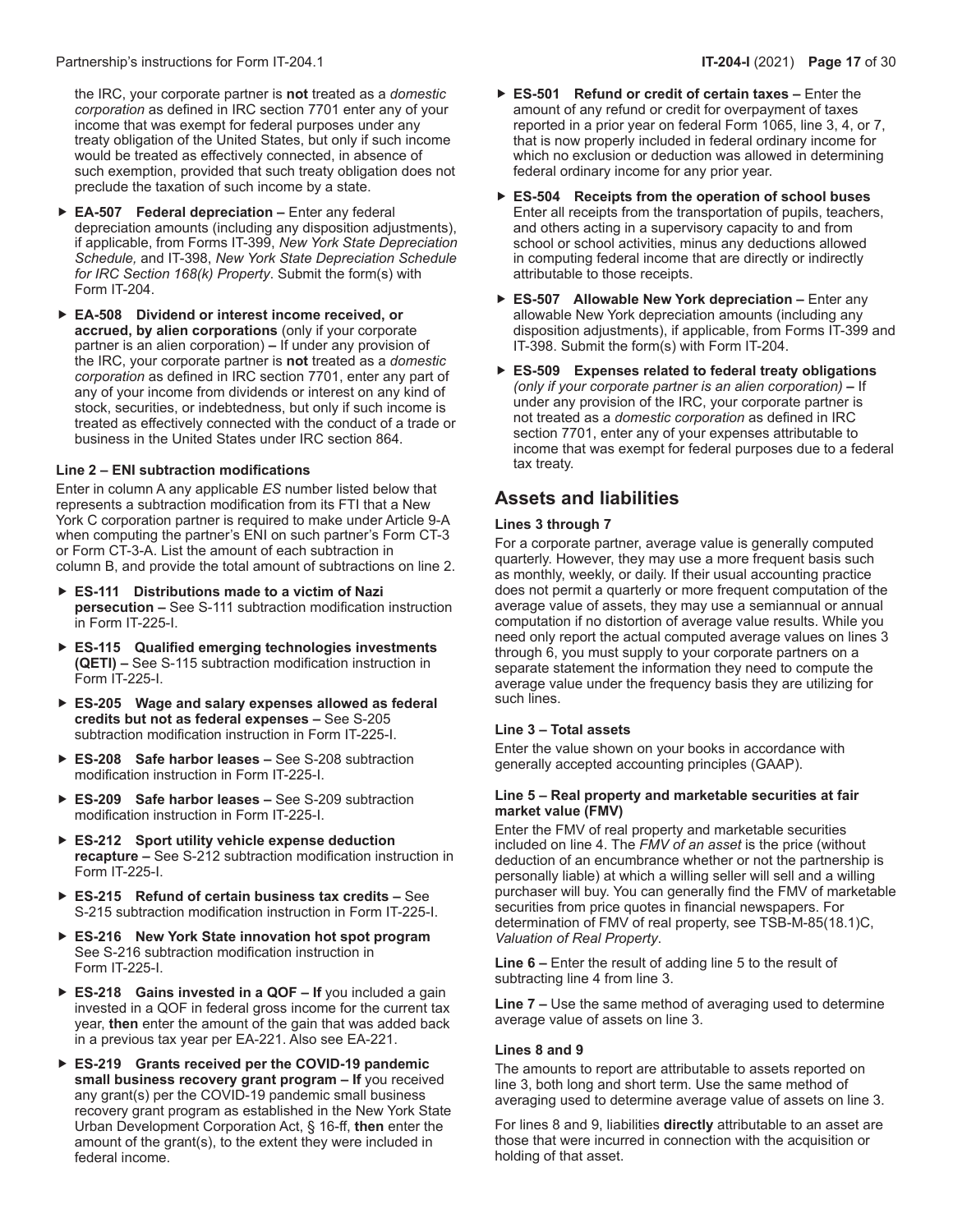the IRC, your corporate partner is **not** treated as a *domestic corporation* as defined in IRC section 7701 enter any of your income that was exempt for federal purposes under any treaty obligation of the United States, but only if such income would be treated as effectively connected, in absence of such exemption, provided that such treaty obligation does not preclude the taxation of such income by a state.

- **EA-507 Federal depreciation –** Enter any federal depreciation amounts (including any disposition adjustments), if applicable, from Forms IT-399, *New York State Depreciation Schedule,* and IT-398, *New York State Depreciation Schedule for IRC Section 168(k) Property*. Submit the form(s) with Form IT-204.
- **EA-508 Dividend or interest income received, or accrued, by alien corporations** (only if your corporate partner is an alien corporation) **–** If under any provision of the IRC, your corporate partner is **not** treated as a *domestic corporation* as defined in IRC section 7701, enter any part of any of your income from dividends or interest on any kind of stock, securities, or indebtedness, but only if such income is treated as effectively connected with the conduct of a trade or business in the United States under IRC section 864.

#### Line 2 – ENI subtraction modifications

Enter in column A any applicable *ES* number listed below that represents a subtraction modification from its FTI that a New York C corporation partner is required to make under Article 9-A when computing the partner's ENI on such partner's Form CT-3 or Form CT-3-A. List the amount of each subtraction in column B, and provide the total amount of subtractions on line 2.

- **ES-111 Distributions made to a victim of Nazi persecution –** See S-111 subtraction modification instruction in Form IT-225-I.
- **ES-115 Qualified emerging technologies investments (QETI) –** See S-115 subtraction modification instruction in Form IT-225-I.
- **ES-205 Wage and salary expenses allowed as federal credits but not as federal expenses –** See S-205 subtraction modification instruction in Form IT-225-I.
- **ES-208 Safe harbor leases –** See S-208 subtraction modification instruction in Form IT-225-I.
- **ES-209 Safe harbor leases –** See S-209 subtraction modification instruction in Form IT-225-I.
- **ES-212 Sport utility vehicle expense deduction recapture –** See S-212 subtraction modification instruction in Form IT-225-I.
- **ES-215 Refund of certain business tax credits –** See S-215 subtraction modification instruction in Form IT-225-I.
- **ES-216 New York State innovation hot spot program** See S-216 subtraction modification instruction in Form IT-225-I.
- **ES-218 Gains invested in a QOF – If** you included a gain invested in a QOF in federal gross income for the current tax year, **then** enter the amount of the gain that was added back in a previous tax year per EA-221. Also see EA-221.
- **ES-219 Grants received per the COVID-19 pandemic small business recovery grant program – If** you received any grant(s) per the COVID-19 pandemic small business recovery grant program as established in the New York State Urban Development Corporation Act, § 16-ff, **then** enter the amount of the grant(s), to the extent they were included in federal income.
- **ES-501 Refund or credit of certain taxes –** Enter the amount of any refund or credit for overpayment of taxes reported in a prior year on federal Form 1065, line 3, 4, or 7, that is now properly included in federal ordinary income for which no exclusion or deduction was allowed in determining federal ordinary income for any prior year.
- **ES-504 Receipts from the operation of school buses** Enter all receipts from the transportation of pupils, teachers, and others acting in a supervisory capacity to and from school or school activities, minus any deductions allowed in computing federal income that are directly or indirectly attributable to those receipts.
- **ES-507 Allowable New York depreciation –** Enter any allowable New York depreciation amounts (including any disposition adjustments), if applicable, from Forms IT-399 and IT-398. Submit the form(s) with Form IT-204.
- **ES-509 Expenses related to federal treaty obligations** *(only if your corporate partner is an alien corporation)* **–** If under any provision of the IRC, your corporate partner is not treated as a *domestic corporation* as defined in IRC section 7701, enter any of your expenses attributable to income that was exempt for federal purposes due to a federal tax treaty.

## Assets and liabilities

#### Lines 3 through 7

For a corporate partner, average value is generally computed quarterly. However, they may use a more frequent basis such as monthly, weekly, or daily. If their usual accounting practice does not permit a quarterly or more frequent computation of the average value of assets, they may use a semiannual or annual computation if no distortion of average value results. While you need only report the actual computed average values on lines 3 through 6, you must supply to your corporate partners on a separate statement the information they need to compute the average value under the frequency basis they are utilizing for such lines.

#### Line 3 – Total assets

Enter the value shown on your books in accordance with generally accepted accounting principles (GAAP).

#### Line 5 – Real property and marketable securities at fair market value (FMV)

Enter the FMV of real property and marketable securities included on line 4. The *FMV of an asset* is the price (without deduction of an encumbrance whether or not the partnership is personally liable) at which a willing seller will sell and a willing purchaser will buy. You can generally find the FMV of marketable securities from price quotes in financial newspapers. For determination of FMV of real property, see TSB-M-85(18.1)C, *Valuation of Real Property*.

**Line 6 –** Enter the result of adding line 5 to the result of subtracting line 4 from line 3.

**Line 7 –** Use the same method of averaging used to determine average value of assets on line 3.

#### Lines 8 and 9

The amounts to report are attributable to assets reported on line 3, both long and short term. Use the same method of averaging used to determine average value of assets on line 3.

For lines 8 and 9, liabilities **directly** attributable to an asset are those that were incurred in connection with the acquisition or holding of that asset.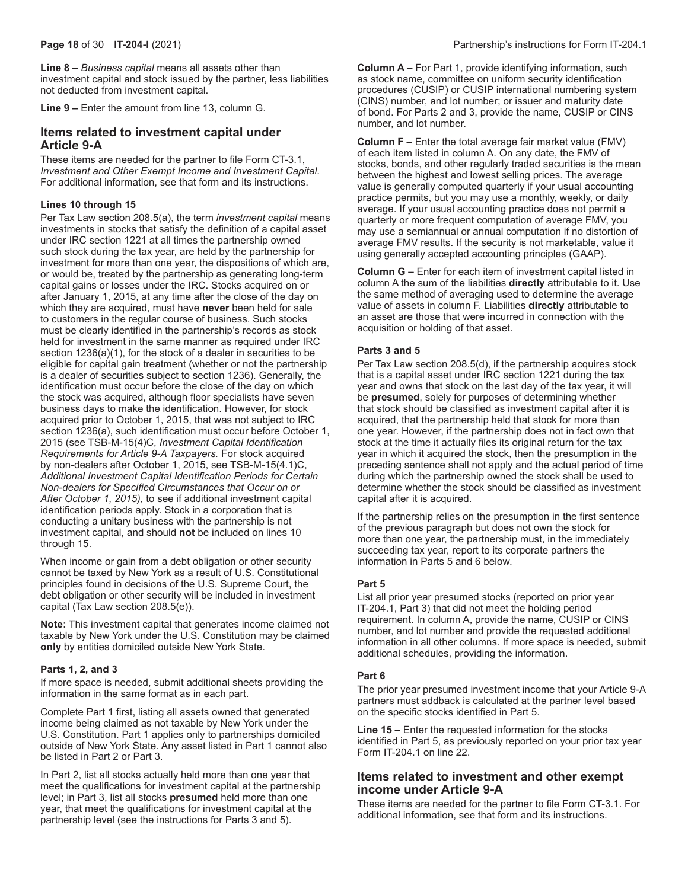**Line 8 –** *Business capital* means all assets other than investment capital and stock issued by the partner, less liabilities not deducted from investment capital.

**Line 9 –** Enter the amount from line 13, column G.

## Items related to investment capital under Article 9-A

These items are needed for the partner to file Form CT-3.1, *Investment and Other Exempt Income and Investment Capital*. For additional information, see that form and its instructions.

#### Lines 10 through 15

Per Tax Law section 208.5(a), the term *investment capital* means investments in stocks that satisfy the definition of a capital asset under IRC section 1221 at all times the partnership owned such stock during the tax year, are held by the partnership for investment for more than one year, the dispositions of which are, or would be, treated by the partnership as generating long-term capital gains or losses under the IRC. Stocks acquired on or after January 1, 2015, at any time after the close of the day on which they are acquired, must have **never** been held for sale to customers in the regular course of business. Such stocks must be clearly identified in the partnership's records as stock held for investment in the same manner as required under IRC section 1236(a)(1), for the stock of a dealer in securities to be eligible for capital gain treatment (whether or not the partnership is a dealer of securities subject to section 1236). Generally, the identification must occur before the close of the day on which the stock was acquired, although floor specialists have seven business days to make the identification. However, for stock acquired prior to October 1, 2015, that was not subject to IRC section 1236(a), such identification must occur before October 1, 2015 (see TSB-M-15(4)C, *Investment Capital Identification Requirements for Article 9-A Taxpayers.* For stock acquired by non-dealers after October 1, 2015, see TSB-M-15(4.1)C, *Additional Investment Capital Identification Periods for Certain Non-dealers for Specified Circumstances that Occur on or After October 1, 2015),* to see if additional investment capital identification periods apply. Stock in a corporation that is conducting a unitary business with the partnership is not investment capital, and should **not** be included on lines 10 through 15.

When income or gain from a debt obligation or other security cannot be taxed by New York as a result of U.S. Constitutional principles found in decisions of the U.S. Supreme Court, the debt obligation or other security will be included in investment capital (Tax Law section 208.5(e)).

**Note:** This investment capital that generates income claimed not taxable by New York under the U.S. Constitution may be claimed **only** by entities domiciled outside New York State.

#### Parts 1, 2, and 3

If more space is needed, submit additional sheets providing the information in the same format as in each part.

Complete Part 1 first, listing all assets owned that generated income being claimed as not taxable by New York under the U.S. Constitution. Part 1 applies only to partnerships domiciled outside of New York State. Any asset listed in Part 1 cannot also be listed in Part 2 or Part 3.

In Part 2, list all stocks actually held more than one year that meet the qualifications for investment capital at the partnership level; in Part 3, list all stocks **presumed** held more than one year, that meet the qualifications for investment capital at the partnership level (see the instructions for Parts 3 and 5).

**Column A –** For Part 1, provide identifying information, such as stock name, committee on uniform security identification procedures (CUSIP) or CUSIP international numbering system (CINS) number, and lot number; or issuer and maturity date of bond. For Parts 2 and 3, provide the name, CUSIP or CINS number, and lot number.

**Column F –** Enter the total average fair market value (FMV) of each item listed in column A. On any date, the FMV of stocks, bonds, and other regularly traded securities is the mean between the highest and lowest selling prices. The average value is generally computed quarterly if your usual accounting practice permits, but you may use a monthly, weekly, or daily average. If your usual accounting practice does not permit a quarterly or more frequent computation of average FMV, you may use a semiannual or annual computation if no distortion of average FMV results. If the security is not marketable, value it using generally accepted accounting principles (GAAP).

**Column G –** Enter for each item of investment capital listed in column A the sum of the liabilities **directly** attributable to it. Use the same method of averaging used to determine the average value of assets in column F. Liabilities **directly** attributable to an asset are those that were incurred in connection with the acquisition or holding of that asset.

#### Parts 3 and 5

Per Tax Law section 208.5(d), if the partnership acquires stock that is a capital asset under IRC section 1221 during the tax year and owns that stock on the last day of the tax year, it will be **presumed**, solely for purposes of determining whether that stock should be classified as investment capital after it is acquired, that the partnership held that stock for more than one year. However, if the partnership does not in fact own that stock at the time it actually files its original return for the tax year in which it acquired the stock, then the presumption in the preceding sentence shall not apply and the actual period of time during which the partnership owned the stock shall be used to determine whether the stock should be classified as investment capital after it is acquired.

If the partnership relies on the presumption in the first sentence of the previous paragraph but does not own the stock for more than one year, the partnership must, in the immediately succeeding tax year, report to its corporate partners the information in Parts 5 and 6 below.

#### Part 5

List all prior year presumed stocks (reported on prior year IT-204.1, Part 3) that did not meet the holding period requirement. In column A, provide the name, CUSIP or CINS number, and lot number and provide the requested additional information in all other columns. If more space is needed, submit additional schedules, providing the information.

#### Part 6

The prior year presumed investment income that your Article 9-A partners must addback is calculated at the partner level based on the specific stocks identified in Part 5.

**Line 15 –** Enter the requested information for the stocks identified in Part 5, as previously reported on your prior tax year Form IT-204.1 on line 22.

## Items related to investment and other exempt income under Article 9-A

These items are needed for the partner to file Form CT-3.1. For additional information, see that form and its instructions.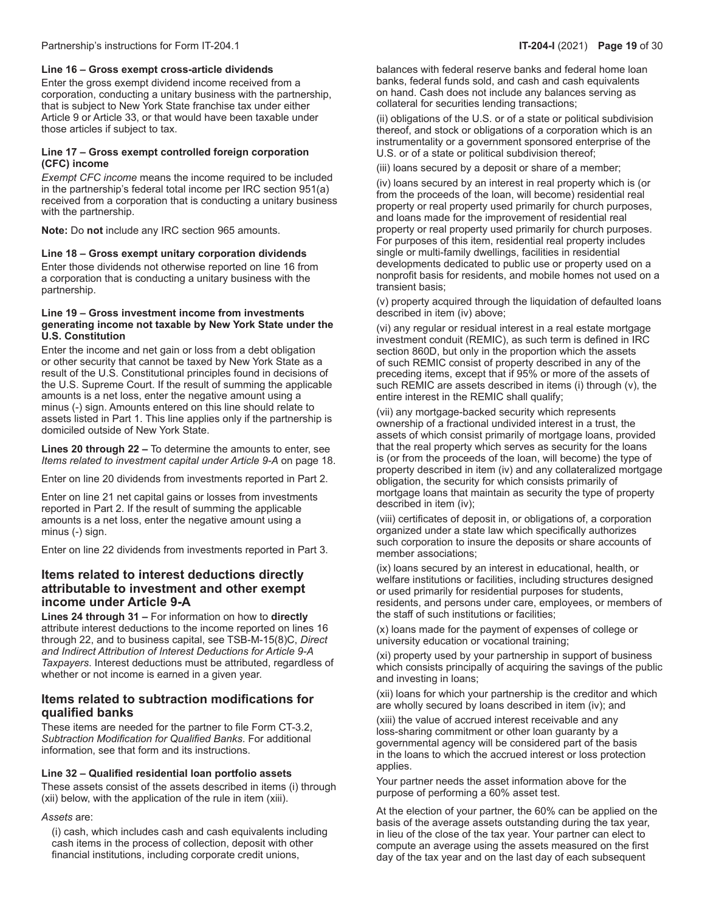#### Line 16 – Gross exempt cross-article dividends

Enter the gross exempt dividend income received from a corporation, conducting a unitary business with the partnership, that is subject to New York State franchise tax under either Article 9 or Article 33, or that would have been taxable under those articles if subject to tax.

#### Line 17 – Gross exempt controlled foreign corporation (CFC) income

*Exempt CFC income* means the income required to be included in the partnership's federal total income per IRC section 951(a) received from a corporation that is conducting a unitary business with the partnership.

**Note:** Do **not** include any IRC section 965 amounts.

#### Line 18 – Gross exempt unitary corporation dividends

Enter those dividends not otherwise reported on line 16 from a corporation that is conducting a unitary business with the partnership.

#### Line 19 – Gross investment income from investments generating income not taxable by New York State under the U.S. Constitution

Enter the income and net gain or loss from a debt obligation or other security that cannot be taxed by New York State as a result of the U.S. Constitutional principles found in decisions of the U.S. Supreme Court. If the result of summing the applicable amounts is a net loss, enter the negative amount using a minus (-) sign. Amounts entered on this line should relate to assets listed in Part 1. This line applies only if the partnership is domiciled outside of New York State.

**Lines 20 through 22 –** To determine the amounts to enter, see *Items related to investment capital under Article 9-A* on page 18.

Enter on line 20 dividends from investments reported in Part 2.

Enter on line 21 net capital gains or losses from investments reported in Part 2. If the result of summing the applicable amounts is a net loss, enter the negative amount using a minus (-) sign.

Enter on line 22 dividends from investments reported in Part 3.

## Items related to interest deductions directly attributable to investment and other exempt income under Article 9-A

**Lines 24 through 31 –** For information on how to **directly** attribute interest deductions to the income reported on lines 16 through 22, and to business capital, see TSB-M-15(8)C, *Direct and Indirect Attribution of Interest Deductions for Article 9-A Taxpayers*. Interest deductions must be attributed, regardless of whether or not income is earned in a given year.

## Items related to subtraction modifications for qualified banks

These items are needed for the partner to file Form CT-3.2, *Subtraction Modification for Qualified Banks*. For additional information, see that form and its instructions.

#### Line 32 – Qualified residential loan portfolio assets

These assets consist of the assets described in items (i) through (xii) below, with the application of the rule in item (xiii).

*Assets* are:

(i) cash, which includes cash and cash equivalents including cash items in the process of collection, deposit with other financial institutions, including corporate credit unions, balances with federal reserve banks and federal home loan banks, federal funds sold, and cash and cash equivalents on hand. Cash does not include any balances serving as collateral for securities lending transactions;

(ii) obligations of the U.S. or of a state or political subdivision thereof, and stock or obligations of a corporation which is an instrumentality or a government sponsored enterprise of the U.S. or of a state or political subdivision thereof;

(iii) loans secured by a deposit or share of a member;

(iv) loans secured by an interest in real property which is (or from the proceeds of the loan, will become) residential real property or real property used primarily for church purposes, and loans made for the improvement of residential real property or real property used primarily for church purposes. For purposes of this item, residential real property includes single or multi-family dwellings, facilities in residential developments dedicated to public use or property used on a nonprofit basis for residents, and mobile homes not used on a transient basis;

(v) property acquired through the liquidation of defaulted loans described in item (iv) above;

(vi) any regular or residual interest in a real estate mortgage investment conduit (REMIC), as such term is defined in IRC section 860D, but only in the proportion which the assets of such REMIC consist of property described in any of the preceding items, except that if 95% or more of the assets of such REMIC are assets described in items (i) through (v), the entire interest in the REMIC shall qualify;

(vii) any mortgage-backed security which represents ownership of a fractional undivided interest in a trust, the assets of which consist primarily of mortgage loans, provided that the real property which serves as security for the loans is (or from the proceeds of the loan, will become) the type of property described in item (iv) and any collateralized mortgage obligation, the security for which consists primarily of mortgage loans that maintain as security the type of property described in item (iv);

(viii) certificates of deposit in, or obligations of, a corporation organized under a state law which specifically authorizes such corporation to insure the deposits or share accounts of member associations;

(ix) loans secured by an interest in educational, health, or welfare institutions or facilities, including structures designed or used primarily for residential purposes for students, residents, and persons under care, employees, or members of the staff of such institutions or facilities;

(x) loans made for the payment of expenses of college or university education or vocational training;

(xi) property used by your partnership in support of business which consists principally of acquiring the savings of the public and investing in loans;

(xii) loans for which your partnership is the creditor and which are wholly secured by loans described in item (iv); and

(xiii) the value of accrued interest receivable and any loss-sharing commitment or other loan guaranty by a governmental agency will be considered part of the basis in the loans to which the accrued interest or loss protection applies.

Your partner needs the asset information above for the purpose of performing a 60% asset test.

At the election of your partner, the 60% can be applied on the basis of the average assets outstanding during the tax year, in lieu of the close of the tax year. Your partner can elect to compute an average using the assets measured on the first day of the tax year and on the last day of each subsequent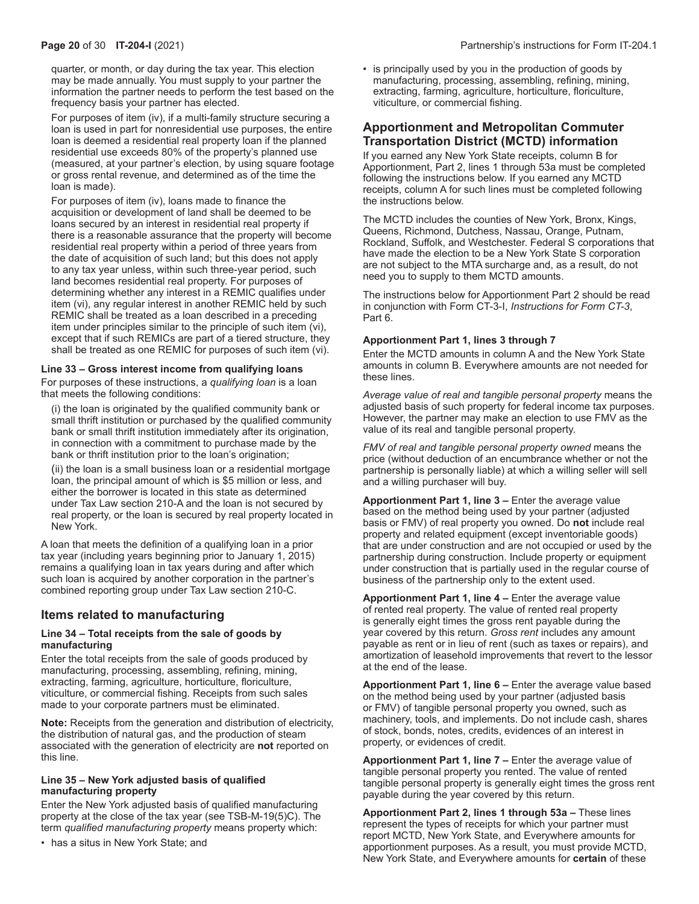quarter, or month, or day during the tax year. This election may be made annually. You must supply to your partner the information the partner needs to perform the test based on the frequency basis your partner has elected.

For purposes of item (iv), if a multi-family structure securing a loan is used in part for nonresidential use purposes, the entire loan is deemed a residential real property loan if the planned residential use exceeds 80% of the property's planned use (measured, at your partner's election, by using square footage or gross rental revenue, and determined as of the time the loan is made).

For purposes of item (iv), loans made to finance the acquisition or development of land shall be deemed to be loans secured by an interest in residential real property if there is a reasonable assurance that the property will become residential real property within a period of three years from the date of acquisition of such land; but this does not apply to any tax year unless, within such three-year period, such land becomes residential real property. For purposes of determining whether any interest in a REMIC qualifies under item (vi), any regular interest in another REMIC held by such REMIC shall be treated as a loan described in a preceding item under principles similar to the principle of such item (vi), except that if such REMICs are part of a tiered structure, they shall be treated as one REMIC for purposes of such item (vi).

#### Line 33 – Gross interest income from qualifying loans

For purposes of these instructions, a *qualifying loan* is a loan that meets the following conditions:

(i) the loan is originated by the qualified community bank or small thrift institution or purchased by the qualified community bank or small thrift institution immediately after its origination, in connection with a commitment to purchase made by the bank or thrift institution prior to the loan's origination;

(ii) the loan is a small business loan or a residential mortgage loan, the principal amount of which is $5 million or less, and either the borrower is located in this state as determined under Tax Law section 210-A and the loan is not secured by real property, or the loan is secured by real property located in New York.

A loan that meets the definition of a qualifying loan in a prior tax year (including years beginning prior to January 1, 2015) remains a qualifying loan in tax years during and after which such loan is acquired by another corporation in the partner's combined reporting group under Tax Law section 210-C.

## Items related to manufacturing

#### Line 34 – Total receipts from the sale of goods by manufacturing

Enter the total receipts from the sale of goods produced by manufacturing, processing, assembling, refining, mining, extracting, farming, agriculture, horticulture, floriculture, viticulture, or commercial fishing. Receipts from such sales made to your corporate partners must be eliminated.

**Note:** Receipts from the generation and distribution of electricity, the distribution of natural gas, and the production of steam associated with the generation of electricity are **not** reported on this line.

#### Line 35 – New York adjusted basis of qualified manufacturing property

Enter the New York adjusted basis of qualified manufacturing property at the close of the tax year (see TSB-M-19(5)C). The term *qualified manufacturing property* means property which:

- has a situs in New York State; and
- is principally used by you in the production of goods by manufacturing, processing, assembling, refining, mining, extracting, farming, agriculture, horticulture, floriculture, viticulture, or commercial fishing.

## Apportionment and Metropolitan Commuter Transportation District (MCTD) information

If you earned any New York State receipts, column B for Apportionment, Part 2, lines 1 through 53a must be completed following the instructions below. If you earned any MCTD receipts, column A for such lines must be completed following the instructions below.

The MCTD includes the counties of New York, Bronx, Kings, Queens, Richmond, Dutchess, Nassau, Orange, Putnam, Rockland, Suffolk, and Westchester. Federal S corporations that have made the election to be a New York State S corporation are not subject to the MTA surcharge and, as a result, do not need you to supply to them MCTD amounts.

The instructions below for Apportionment Part 2 should be read in conjunction with Form CT-3-I, *Instructions for Form CT-3*, Part 6.

#### Apportionment Part 1, lines 3 through 7

Enter the MCTD amounts in column A and the New York State amounts in column B. Everywhere amounts are not needed for these lines.

*Average value of real and tangible personal property* means the adjusted basis of such property for federal income tax purposes. However, the partner may make an election to use FMV as the value of its real and tangible personal property.

*FMV of real and tangible personal property owned* means the price (without deduction of an encumbrance whether or not the partnership is personally liable) at which a willing seller will sell and a willing purchaser will buy.

**Apportionment Part 1, line 3 –** Enter the average value based on the method being used by your partner (adjusted basis or FMV) of real property you owned. Do **not** include real property and related equipment (except inventoriable goods) that are under construction and are not occupied or used by the partnership during construction. Include property or equipment under construction that is partially used in the regular course of business of the partnership only to the extent used.

**Apportionment Part 1, line 4 –** Enter the average value of rented real property. The value of rented real property is generally eight times the gross rent payable during the year covered by this return. *Gross rent* includes any amount payable as rent or in lieu of rent (such as taxes or repairs), and amortization of leasehold improvements that revert to the lessor at the end of the lease.

**Apportionment Part 1, line 6 –** Enter the average value based on the method being used by your partner (adjusted basis or FMV) of tangible personal property you owned, such as machinery, tools, and implements. Do not include cash, shares of stock, bonds, notes, credits, evidences of an interest in property, or evidences of credit.

**Apportionment Part 1, line 7 –** Enter the average value of tangible personal property you rented. The value of rented tangible personal property is generally eight times the gross rent payable during the year covered by this return.

**Apportionment Part 2, lines 1 through 53a –** These lines represent the types of receipts for which your partner must report MCTD, New York State, and Everywhere amounts for apportionment purposes. As a result, you must provide MCTD, New York State, and Everywhere amounts for **certain** of these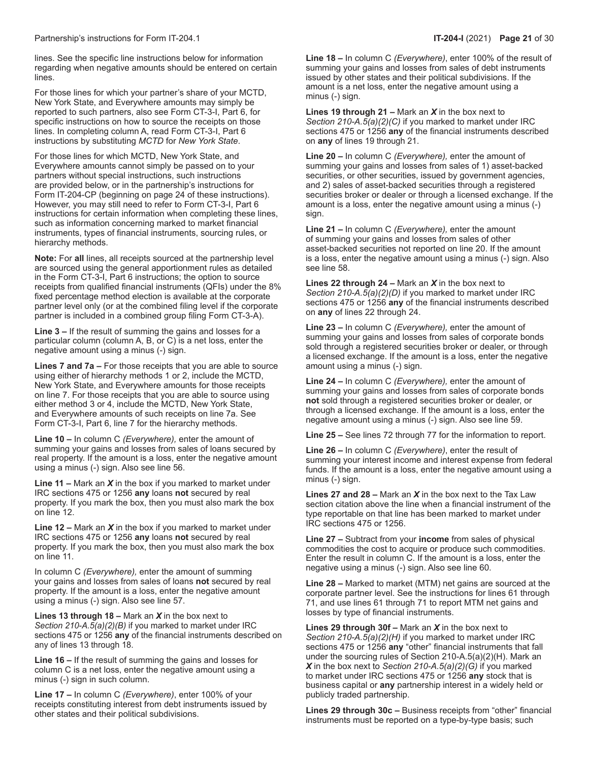lines. See the specific line instructions below for information regarding when negative amounts should be entered on certain lines.

For those lines for which your partner's share of your MCTD, New York State, and Everywhere amounts may simply be reported to such partners, also see Form CT-3-I, Part 6, for specific instructions on how to source the receipts on those lines. In completing column A, read Form CT-3-I, Part 6 instructions by substituting *MCTD* for *New York State*.

For those lines for which MCTD, New York State, and Everywhere amounts cannot simply be passed on to your partners without special instructions, such instructions are provided below, or in the partnership's instructions for Form IT-204-CP (beginning on page 24 of these instructions). However, you may still need to refer to Form CT-3-I, Part 6 instructions for certain information when completing these lines, such as information concerning marked to market financial instruments, types of financial instruments, sourcing rules, or hierarchy methods.

**Note:** For **all** lines, all receipts sourced at the partnership level are sourced using the general apportionment rules as detailed in the Form CT-3-I, Part 6 instructions; the option to source receipts from qualified financial instruments (QFIs) under the 8% fixed percentage method election is available at the corporate partner level only (or at the combined filing level if the corporate partner is included in a combined group filing Form CT-3-A).

**Line 3 –** If the result of summing the gains and losses for a particular column (column A, B, or C) is a net loss, enter the negative amount using a minus (-) sign.

**Lines 7 and 7a –** For those receipts that you are able to source using either of hierarchy methods 1 or 2, include the MCTD, New York State, and Everywhere amounts for those receipts on line 7. For those receipts that you are able to source using either method 3 or 4, include the MCTD, New York State, and Everywhere amounts of such receipts on line 7a. See Form CT-3-I, Part 6, line 7 for the hierarchy methods.

**Line 10 –** In column C *(Everywhere),* enter the amount of summing your gains and losses from sales of loans secured by real property. If the amount is a loss, enter the negative amount using a minus (-) sign. Also see line 56.

**Line 11 –** Mark an ***X*** in the box if you marked to market under IRC sections 475 or 1256 **any** loans **not** secured by real property. If you mark the box, then you must also mark the box on line 12.

**Line 12 –** Mark an ***X*** in the box if you marked to market under IRC sections 475 or 1256 **any** loans **not** secured by real property. If you mark the box, then you must also mark the box on line 11.

In column C *(Everywhere),* enter the amount of summing your gains and losses from sales of loans **not** secured by real property. If the amount is a loss, enter the negative amount using a minus (-) sign. Also see line 57.

**Lines 13 through 18 –** Mark an ***X*** in the box next to *Section 210-A.5(a)(2)(B)* if you marked to market under IRC sections 475 or 1256 **any** of the financial instruments described on any of lines 13 through 18.

**Line 16 –** If the result of summing the gains and losses for column C is a net loss, enter the negative amount using a minus (-) sign in such column.

**Line 17 –** In column C *(Everywhere)*, enter 100% of your receipts constituting interest from debt instruments issued by other states and their political subdivisions.

**Line 18 –** In column C *(Everywhere)*, enter 100% of the result of summing your gains and losses from sales of debt instruments issued by other states and their political subdivisions. If the amount is a net loss, enter the negative amount using a minus (-) sign.

**Lines 19 through 21 –** Mark an ***X*** in the box next to *Section 210-A.5(a)(2)(C)* if you marked to market under IRC sections 475 or 1256 **any** of the financial instruments described on **any** of lines 19 through 21.

**Line 20 –** In column C *(Everywhere),* enter the amount of summing your gains and losses from sales of 1) asset-backed securities, or other securities, issued by government agencies, and 2) sales of asset-backed securities through a registered securities broker or dealer or through a licensed exchange. If the amount is a loss, enter the negative amount using a minus (-) sign.

**Line 21 –** In column C *(Everywhere),* enter the amount of summing your gains and losses from sales of other asset-backed securities not reported on line 20. If the amount is a loss, enter the negative amount using a minus (-) sign. Also see line 58.

**Lines 22 through 24 –** Mark an ***X*** in the box next to *Section 210-A.5(a)(2)(D)* if you marked to market under IRC sections 475 or 1256 **any** of the financial instruments described on **any** of lines 22 through 24.

**Line 23 –** In column C *(Everywhere),* enter the amount of summing your gains and losses from sales of corporate bonds sold through a registered securities broker or dealer, or through a licensed exchange. If the amount is a loss, enter the negative amount using a minus (-) sign.

**Line 24 –** In column C *(Everywhere),* enter the amount of summing your gains and losses from sales of corporate bonds **not** sold through a registered securities broker or dealer, or through a licensed exchange. If the amount is a loss, enter the negative amount using a minus (-) sign. Also see line 59.

**Line 25 –** See lines 72 through 77 for the information to report.

**Line 26 –** In column C *(Everywhere)*, enter the result of summing your interest income and interest expense from federal funds. If the amount is a loss, enter the negative amount using a minus (-) sign.

**Lines 27 and 28 –** Mark an ***X*** in the box next to the Tax Law section citation above the line when a financial instrument of the type reportable on that line has been marked to market under IRC sections 475 or 1256.

**Line 27 –** Subtract from your **income** from sales of physical commodities the cost to acquire or produce such commodities. Enter the result in column C. If the amount is a loss, enter the negative using a minus (-) sign. Also see line 60.

**Line 28 –** Marked to market (MTM) net gains are sourced at the corporate partner level. See the instructions for lines 61 through 71, and use lines 61 through 71 to report MTM net gains and losses by type of financial instruments.

**Lines 29 through 30f –** Mark an ***X*** in the box next to *Section 210-A.5(a)(2)(H)* if you marked to market under IRC sections 475 or 1256 **any** "other" financial instruments that fall under the sourcing rules of Section 210-A.5(a)(2)(H). Mark an ***X*** in the box next to *Section 210-A.5(a)(2)(G)* if you marked to market under IRC sections 475 or 1256 **any** stock that is business capital or **any** partnership interest in a widely held or publicly traded partnership.

**Lines 29 through 30c –** Business receipts from "other" financial instruments must be reported on a type-by-type basis; such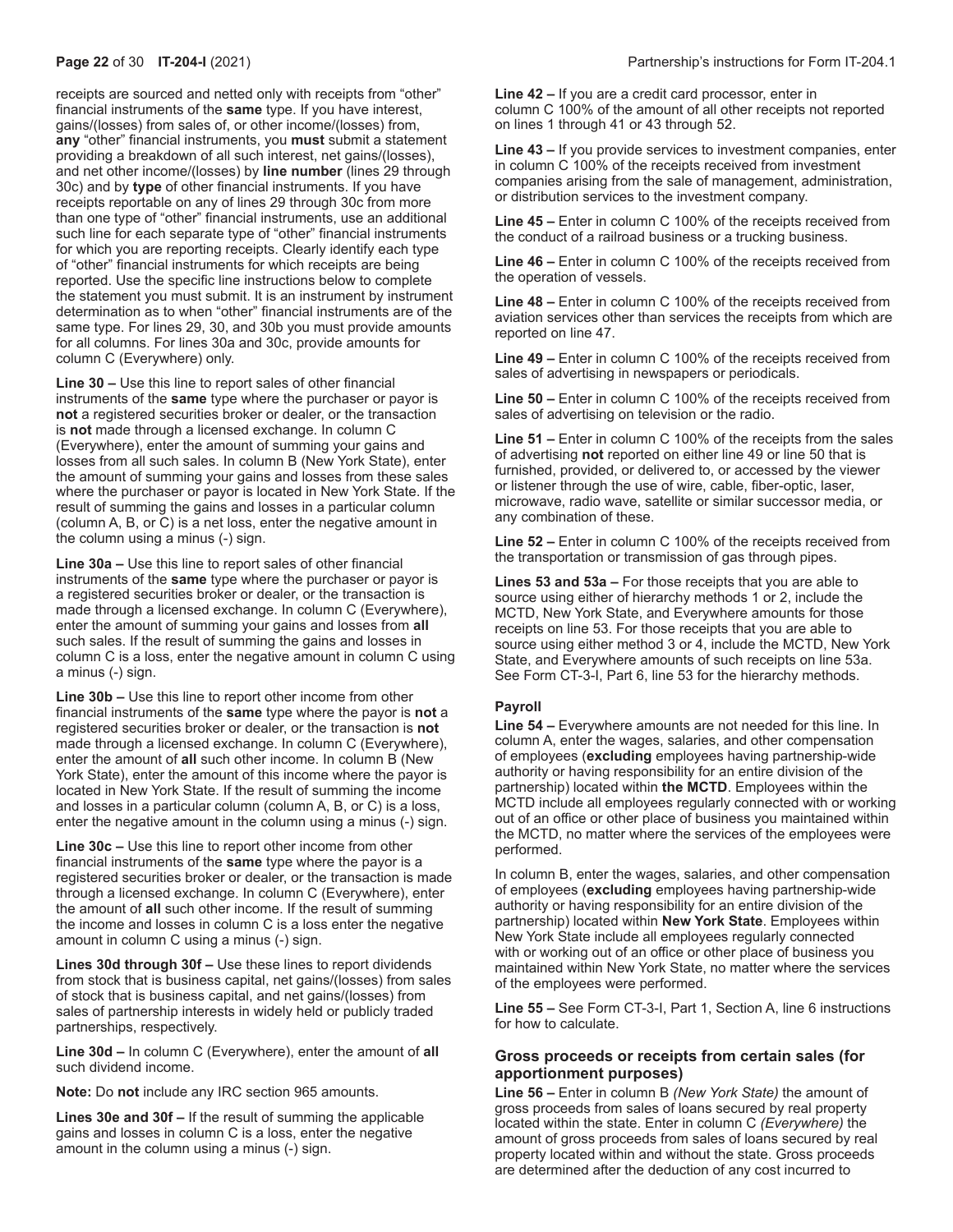receipts are sourced and netted only with receipts from "other" financial instruments of the **same** type. If you have interest, gains/(losses) from sales of, or other income/(losses) from, **any** "other" financial instruments, you **must** submit a statement providing a breakdown of all such interest, net gains/(losses), and net other income/(losses) by **line number** (lines 29 through 30c) and by **type** of other financial instruments. If you have receipts reportable on any of lines 29 through 30c from more than one type of "other" financial instruments, use an additional such line for each separate type of "other" financial instruments for which you are reporting receipts. Clearly identify each type of "other" financial instruments for which receipts are being reported. Use the specific line instructions below to complete the statement you must submit. It is an instrument by instrument determination as to when "other" financial instruments are of the same type. For lines 29, 30, and 30b you must provide amounts for all columns. For lines 30a and 30c, provide amounts for column C (Everywhere) only.

**Line 30 –** Use this line to report sales of other financial instruments of the **same** type where the purchaser or payor is **not** a registered securities broker or dealer, or the transaction is **not** made through a licensed exchange. In column C (Everywhere), enter the amount of summing your gains and losses from all such sales. In column B (New York State), enter the amount of summing your gains and losses from these sales where the purchaser or payor is located in New York State. If the result of summing the gains and losses in a particular column (column A, B, or C) is a net loss, enter the negative amount in the column using a minus (-) sign.

**Line 30a –** Use this line to report sales of other financial instruments of the **same** type where the purchaser or payor is a registered securities broker or dealer, or the transaction is made through a licensed exchange. In column C (Everywhere), enter the amount of summing your gains and losses from **all** such sales. If the result of summing the gains and losses in column C is a loss, enter the negative amount in column C using a minus (-) sign.

**Line 30b –** Use this line to report other income from other financial instruments of the **same** type where the payor is **not** a registered securities broker or dealer, or the transaction is **not** made through a licensed exchange. In column C (Everywhere), enter the amount of **all** such other income. In column B (New York State), enter the amount of this income where the payor is located in New York State. If the result of summing the income and losses in a particular column (column A, B, or C) is a loss, enter the negative amount in the column using a minus (-) sign.

**Line 30c –** Use this line to report other income from other financial instruments of the **same** type where the payor is a registered securities broker or dealer, or the transaction is made through a licensed exchange. In column C (Everywhere), enter the amount of **all** such other income. If the result of summing the income and losses in column C is a loss enter the negative amount in column C using a minus (-) sign.

**Lines 30d through 30f –** Use these lines to report dividends from stock that is business capital, net gains/(losses) from sales of stock that is business capital, and net gains/(losses) from sales of partnership interests in widely held or publicly traded partnerships, respectively.

**Line 30d –** In column C (Everywhere), enter the amount of **all** such dividend income.

**Note:** Do **not** include any IRC section 965 amounts.

**Lines 30e and 30f –** If the result of summing the applicable gains and losses in column C is a loss, enter the negative amount in the column using a minus (-) sign.

**Line 42 –** If you are a credit card processor, enter in column C 100% of the amount of all other receipts not reported on lines 1 through 41 or 43 through 52.

**Line 43 –** If you provide services to investment companies, enter in column C 100% of the receipts received from investment companies arising from the sale of management, administration, or distribution services to the investment company.

**Line 45 –** Enter in column C 100% of the receipts received from the conduct of a railroad business or a trucking business.

**Line 46 –** Enter in column C 100% of the receipts received from the operation of vessels.

**Line 48 –** Enter in column C 100% of the receipts received from aviation services other than services the receipts from which are reported on line 47.

**Line 49 –** Enter in column C 100% of the receipts received from sales of advertising in newspapers or periodicals.

**Line 50 –** Enter in column C 100% of the receipts received from sales of advertising on television or the radio.

**Line 51 –** Enter in column C 100% of the receipts from the sales of advertising **not** reported on either line 49 or line 50 that is furnished, provided, or delivered to, or accessed by the viewer or listener through the use of wire, cable, fiber-optic, laser, microwave, radio wave, satellite or similar successor media, or any combination of these.

**Line 52 –** Enter in column C 100% of the receipts received from the transportation or transmission of gas through pipes.

**Lines 53 and 53a –** For those receipts that you are able to source using either of hierarchy methods 1 or 2, include the MCTD, New York State, and Everywhere amounts for those receipts on line 53. For those receipts that you are able to source using either method 3 or 4, include the MCTD, New York State, and Everywhere amounts of such receipts on line 53a. See Form CT-3-I, Part 6, line 53 for the hierarchy methods.

**Payroll**

**Line 54 –** Everywhere amounts are not needed for this line. In column A, enter the wages, salaries, and other compensation of employees (**excluding** employees having partnership-wide authority or having responsibility for an entire division of the partnership) located within **the MCTD**. Employees within the MCTD include all employees regularly connected with or working out of an office or other place of business you maintained within the MCTD, no matter where the services of the employees were performed.

In column B, enter the wages, salaries, and other compensation of employees (**excluding** employees having partnership-wide authority or having responsibility for an entire division of the partnership) located within **New York State**. Employees within New York State include all employees regularly connected with or working out of an office or other place of business you maintained within New York State, no matter where the services of the employees were performed.

**Line 55 –** See Form CT-3-I, Part 1, Section A, line 6 instructions for how to calculate.

### Gross proceeds or receipts from certain sales (for apportionment purposes)

**Line 56 –** Enter in column B *(New York State)* the amount of gross proceeds from sales of loans secured by real property located within the state. Enter in column C *(Everywhere)* the amount of gross proceeds from sales of loans secured by real property located within and without the state. Gross proceeds are determined after the deduction of any cost incurred to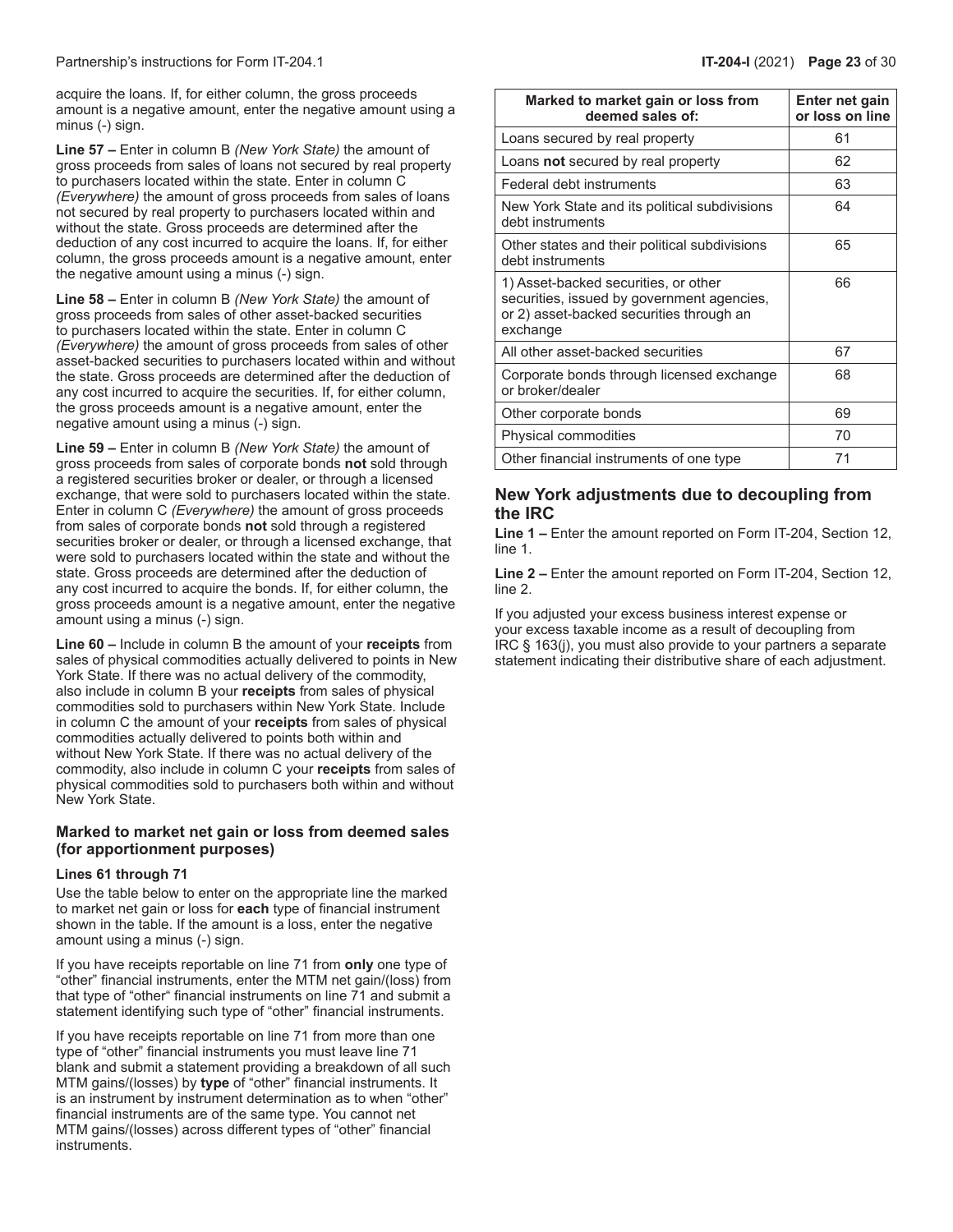acquire the loans. If, for either column, the gross proceeds amount is a negative amount, enter the negative amount using a minus (-) sign.

**Line 57 –** Enter in column B *(New York State)* the amount of gross proceeds from sales of loans not secured by real property to purchasers located within the state. Enter in column C *(Everywhere)* the amount of gross proceeds from sales of loans not secured by real property to purchasers located within and without the state. Gross proceeds are determined after the deduction of any cost incurred to acquire the loans. If, for either column, the gross proceeds amount is a negative amount, enter the negative amount using a minus (-) sign.

**Line 58 –** Enter in column B *(New York State)* the amount of gross proceeds from sales of other asset-backed securities to purchasers located within the state. Enter in column C *(Everywhere)* the amount of gross proceeds from sales of other asset-backed securities to purchasers located within and without the state. Gross proceeds are determined after the deduction of any cost incurred to acquire the securities. If, for either column, the gross proceeds amount is a negative amount, enter the negative amount using a minus (-) sign.

**Line 59 –** Enter in column B *(New York State)* the amount of gross proceeds from sales of corporate bonds **not** sold through a registered securities broker or dealer, or through a licensed exchange, that were sold to purchasers located within the state. Enter in column C *(Everywhere)* the amount of gross proceeds from sales of corporate bonds **not** sold through a registered securities broker or dealer, or through a licensed exchange, that were sold to purchasers located within the state and without the state. Gross proceeds are determined after the deduction of any cost incurred to acquire the bonds. If, for either column, the gross proceeds amount is a negative amount, enter the negative amount using a minus (-) sign.

**Line 60 –** Include in column B the amount of your **receipts** from sales of physical commodities actually delivered to points in New York State. If there was no actual delivery of the commodity, also include in column B your **receipts** from sales of physical commodities sold to purchasers within New York State. Include in column C the amount of your **receipts** from sales of physical commodities actually delivered to points both within and without New York State. If there was no actual delivery of the commodity, also include in column C your **receipts** from sales of physical commodities sold to purchasers both within and without New York State.

### Marked to market net gain or loss from deemed sales (for apportionment purposes)

#### Lines 61 through 71

Use the table below to enter on the appropriate line the marked to market net gain or loss for **each** type of financial instrument shown in the table. If the amount is a loss, enter the negative amount using a minus (-) sign.

If you have receipts reportable on line 71 from **only** one type of "other" financial instruments, enter the MTM net gain/(loss) from that type of "other" financial instruments on line 71 and submit a statement identifying such type of "other" financial instruments.

If you have receipts reportable on line 71 from more than one type of "other" financial instruments you must leave line 71 blank and submit a statement providing a breakdown of all such MTM gains/(losses) by **type** of "other" financial instruments. It is an instrument by instrument determination as to when "other" financial instruments are of the same type. You cannot net MTM gains/(losses) across different types of "other" financial instruments.

| Marked to market gain or loss from deemed sales of: | Enter net gain or loss on line |
|---|---|
| Loans secured by real property | 61 |
| Loans **not** secured by real property | 62 |
| Federal debt instruments | 63 |
| New York State and its political subdivisions debt instruments | 64 |
| Other states and their political subdivisions debt instruments | 65 |
| 1) Asset-backed securities, or other securities, issued by government agencies, or 2) asset-backed securities through an exchange | 66 |
| All other asset-backed securities | 67 |
| Corporate bonds through licensed exchange or broker/dealer | 68 |
| Other corporate bonds | 69 |
| Physical commodities | 70 |
| Other financial instruments of one type | 71 |

## New York adjustments due to decoupling from the IRC

**Line 1 –** Enter the amount reported on Form IT-204, Section 12, line 1.

**Line 2 –** Enter the amount reported on Form IT-204, Section 12, line 2.

If you adjusted your excess business interest expense or your excess taxable income as a result of decoupling from IRC § 163(j), you must also provide to your partners a separate statement indicating their distributive share of each adjustment.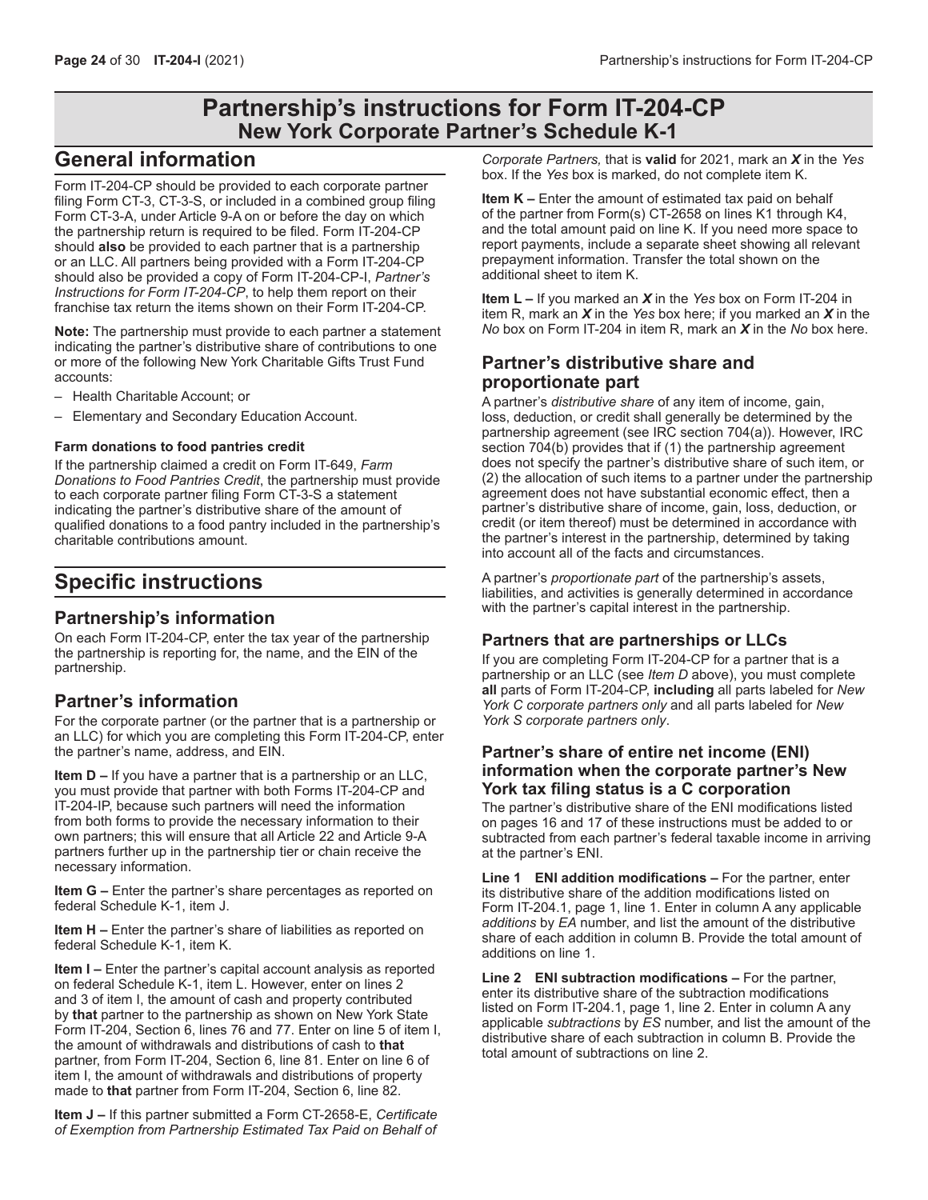# Partnership's instructions for Form IT-204-CP
## New York Corporate Partner's Schedule K-1

## General information

Form IT-204-CP should be provided to each corporate partner filing Form CT-3, CT-3-S, or included in a combined group filing Form CT-3-A, under Article 9-A on or before the day on which the partnership return is required to be filed. Form IT-204-CP should **also** be provided to each partner that is a partnership or an LLC. All partners being provided with a Form IT-204-CP should also be provided a copy of Form IT-204-CP-I, *Partner's Instructions for Form IT-204-CP*, to help them report on their franchise tax return the items shown on their Form IT-204-CP.

**Note:** The partnership must provide to each partner a statement indicating the partner's distributive share of contributions to one or more of the following New York Charitable Gifts Trust Fund accounts:

- Health Charitable Account; or
- Elementary and Secondary Education Account.

#### Farm donations to food pantries credit

If the partnership claimed a credit on Form IT-649, *Farm Donations to Food Pantries Credit*, the partnership must provide to each corporate partner filing Form CT-3-S a statement indicating the partner's distributive share of the amount of qualified donations to a food pantry included in the partnership's charitable contributions amount.

## Specific instructions

### Partnership's information

On each Form IT-204-CP, enter the tax year of the partnership the partnership is reporting for, the name, and the EIN of the partnership.

### Partner's information

For the corporate partner (or the partner that is a partnership or an LLC) for which you are completing this Form IT-204-CP, enter the partner's name, address, and EIN.

**Item D –** If you have a partner that is a partnership or an LLC, you must provide that partner with both Forms IT-204-CP and IT-204-IP, because such partners will need the information from both forms to provide the necessary information to their own partners; this will ensure that all Article 22 and Article 9-A partners further up in the partnership tier or chain receive the necessary information.

**Item G –** Enter the partner's share percentages as reported on federal Schedule K-1, item J.

**Item H –** Enter the partner's share of liabilities as reported on federal Schedule K-1, item K.

**Item I –** Enter the partner's capital account analysis as reported on federal Schedule K-1, item L. However, enter on lines 2 and 3 of item I, the amount of cash and property contributed by **that** partner to the partnership as shown on New York State Form IT-204, Section 6, lines 76 and 77. Enter on line 5 of item I, the amount of withdrawals and distributions of cash to **that** partner, from Form IT-204, Section 6, line 81. Enter on line 6 of item I, the amount of withdrawals and distributions of property made to **that** partner from Form IT-204, Section 6, line 82.

**Item J –** If this partner submitted a Form CT-2658-E, *Certificate of Exemption from Partnership Estimated Tax Paid on Behalf of Corporate Partners,* that is **valid** for 2021, mark an ***X*** in the *Yes* box. If the *Yes* box is marked, do not complete item K.

**Item K –** Enter the amount of estimated tax paid on behalf of the partner from Form(s) CT-2658 on lines K1 through K4, and the total amount paid on line K. If you need more space to report payments, include a separate sheet showing all relevant prepayment information. Transfer the total shown on the additional sheet to item K.

**Item L –** If you marked an ***X*** in the *Yes* box on Form IT-204 in item R, mark an ***X*** in the *Yes* box here; if you marked an ***X*** in the *No* box on Form IT-204 in item R, mark an ***X*** in the *No* box here.

### Partner's distributive share and proportionate part

A partner's *distributive share* of any item of income, gain, loss, deduction, or credit shall generally be determined by the partnership agreement (see IRC section 704(a)). However, IRC section 704(b) provides that if (1) the partnership agreement does not specify the partner's distributive share of such item, or (2) the allocation of such items to a partner under the partnership agreement does not have substantial economic effect, then a partner's distributive share of income, gain, loss, deduction, or credit (or item thereof) must be determined in accordance with the partner's interest in the partnership, determined by taking into account all of the facts and circumstances.

A partner's *proportionate part* of the partnership's assets, liabilities, and activities is generally determined in accordance with the partner's capital interest in the partnership.

### Partners that are partnerships or LLCs

If you are completing Form IT-204-CP for a partner that is a partnership or an LLC (see *Item D* above), you must complete **all** parts of Form IT-204-CP, **including** all parts labeled for *New York C corporate partners only* and all parts labeled for *New York S corporate partners only*.

### Partner's share of entire net income (ENI) information when the corporate partner's New York tax filing status is a C corporation

The partner's distributive share of the ENI modifications listed on pages 16 and 17 of these instructions must be added to or subtracted from each partner's federal taxable income in arriving at the partner's ENI.

**Line 1 ENI addition modifications –** For the partner, enter its distributive share of the addition modifications listed on Form IT-204.1, page 1, line 1. Enter in column A any applicable *additions* by *EA* number, and list the amount of the distributive share of each addition in column B. Provide the total amount of additions on line 1.

**Line 2 ENI subtraction modifications –** For the partner, enter its distributive share of the subtraction modifications listed on Form IT-204.1, page 1, line 2. Enter in column A any applicable *subtractions* by *ES* number, and list the amount of the distributive share of each subtraction in column B. Provide the total amount of subtractions on line 2.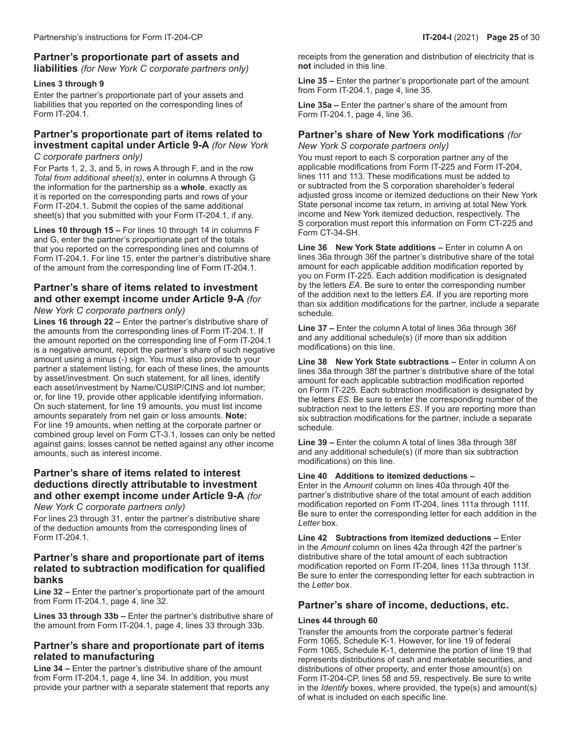## Partner's proportionate part of assets and liabilities *(for New York C corporate partners only)*

**Lines 3 through 9**

Enter the partner's proportionate part of your assets and liabilities that you reported on the corresponding lines of Form IT-204.1.

## Partner's proportionate part of items related to investment capital under Article 9-A *(for New York C corporate partners only)*

For Parts 1, 2, 3, and 5, in rows A through F, and in the row *Total from additional sheet(s)*, enter in columns A through G the information for the partnership as a **whole**, exactly as it is reported on the corresponding parts and rows of your Form IT-204.1. Submit the copies of the same additional sheet(s) that you submitted with your Form IT-204.1, if any.

**Lines 10 through 15 –** For lines 10 through 14 in columns F and G, enter the partner's proportionate part of the totals that you reported on the corresponding lines and columns of Form IT-204.1. For line 15, enter the partner's distributive share of the amount from the corresponding line of Form IT-204.1.

## Partner's share of items related to investment and other exempt income under Article 9-A *(for New York C corporate partners only)*

**Lines 16 through 22 –** Enter the partner's distributive share of the amounts from the corresponding lines of Form IT-204.1. If the amount reported on the corresponding line of Form IT-204.1 is a negative amount, report the partner's share of such negative amount using a minus (-) sign. You must also provide to your partner a statement listing, for each of these lines, the amounts by asset/investment. On such statement, for all lines, identify each asset/investment by Name/CUSIP/CINS and lot number; or, for line 19, provide other applicable identifying information. On such statement, for line 19 amounts, you must list income amounts separately from net gain or loss amounts. **Note:** For line 19 amounts, when netting at the corporate partner or combined group level on Form CT-3.1, losses can only be netted against gains; losses cannot be netted against any other income amounts, such as interest income.

## Partner's share of items related to interest deductions directly attributable to investment and other exempt income under Article 9-A *(for New York C corporate partners only)*

For lines 23 through 31, enter the partner's distributive share of the deduction amounts from the corresponding lines of Form IT-204.1.

## Partner's share and proportionate part of items related to subtraction modification for qualified banks

**Line 32 –** Enter the partner's proportionate part of the amount from Form IT-204.1, page 4, line 32.

**Lines 33 through 33b –** Enter the partner's distributive share of the amount from Form IT-204.1, page 4, lines 33 through 33b.

## Partner's share and proportionate part of items related to manufacturing

**Line 34 –** Enter the partner's distributive share of the amount from Form IT-204.1, page 4, line 34. In addition, you must provide your partner with a separate statement that reports any receipts from the generation and distribution of electricity that is **not** included in this line.

**Line 35 –** Enter the partner's proportionate part of the amount from Form IT-204.1, page 4, line 35.

**Line 35a –** Enter the partner's share of the amount from Form IT-204.1, page 4, line 36.

## Partner's share of New York modifications *(for New York S corporate partners only)*

You must report to each S corporation partner any of the applicable modifications from Form IT-225 and Form IT-204, lines 111 and 113. These modifications must be added to or subtracted from the S corporation shareholder's federal adjusted gross income or itemized deductions on their New York State personal income tax return, in arriving at total New York income and New York itemized deduction, respectively. The S corporation must report this information on Form CT-225 and Form CT-34-SH.

**Line 36 New York State additions –** Enter in column A on lines 36a through 36f the partner's distributive share of the total amount for each applicable addition modification reported by you on Form IT-225. Each addition modification is designated by the letters *EA*. Be sure to enter the corresponding number of the addition next to the letters *EA*. If you are reporting more than six addition modifications for the partner, include a separate schedule.

**Line 37 –** Enter the column A total of lines 36a through 36f and any additional schedule(s) (if more than six addition modifications) on this line.

**Line 38 New York State subtractions –** Enter in column A on lines 38a through 38f the partner's distributive share of the total amount for each applicable subtraction modification reported on Form IT-225. Each subtraction modification is designated by the letters *ES*. Be sure to enter the corresponding number of the subtraction next to the letters *ES*. If you are reporting more than six subtraction modifications for the partner, include a separate schedule.

**Line 39 –** Enter the column A total of lines 38a through 38f and any additional schedule(s) (if more than six subtraction modifications) on this line.

**Line 40 Additions to itemized deductions –**
Enter in the *Amount* column on lines 40a through 40f the partner's distributive share of the total amount of each addition modification reported on Form IT-204, lines 111a through 111f. Be sure to enter the corresponding letter for each addition in the *Letter* box.

**Line 42 Subtractions from itemized deductions –** Enter in the *Amount* column on lines 42a through 42f the partner's distributive share of the total amount of each subtraction modification reported on Form IT-204, lines 113a through 113f. Be sure to enter the corresponding letter for each subtraction in the *Letter* box.

## Partner's share of income, deductions, etc.

**Lines 44 through 60**

Transfer the amounts from the corporate partner's federal Form 1065, Schedule K-1. However, for line 19 of federal Form 1065, Schedule K-1, determine the portion of line 19 that represents distributions of cash and marketable securities, and distributions of other property, and enter those amount(s) on Form IT-204-CP, lines 58 and 59, respectively. Be sure to write in the *Identify* boxes, where provided, the type(s) and amount(s) of what is included on each specific line.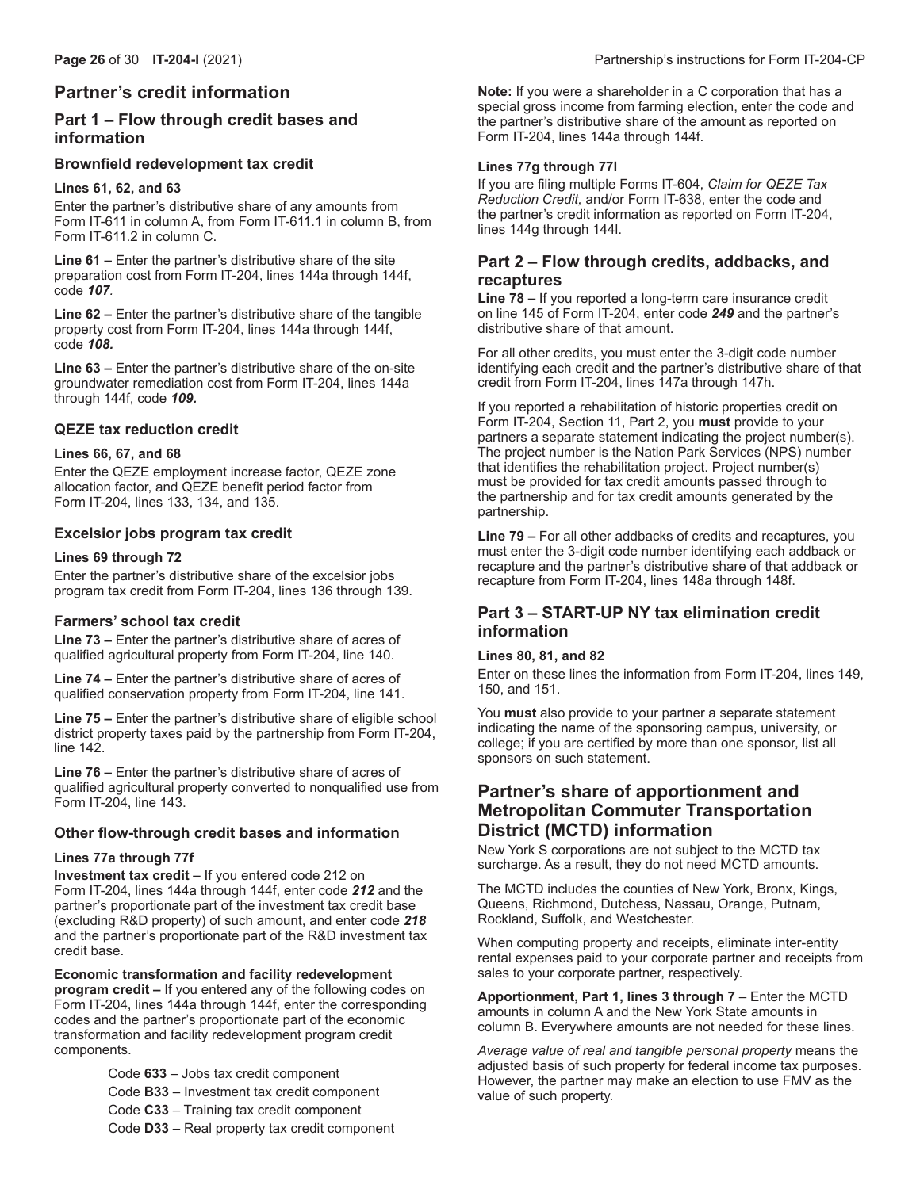## Partner's credit information

### Part 1 – Flow through credit bases and information

#### Brownfield redevelopment tax credit

**Lines 61, 62, and 63**

Enter the partner's distributive share of any amounts from Form IT-611 in column A, from Form IT-611.1 in column B, from Form IT-611.2 in column C.

**Line 61 –** Enter the partner's distributive share of the site preparation cost from Form IT-204, lines 144a through 144f, code ***107***.

**Line 62 –** Enter the partner's distributive share of the tangible property cost from Form IT-204, lines 144a through 144f, code ***108.***

**Line 63 –** Enter the partner's distributive share of the on-site groundwater remediation cost from Form IT-204, lines 144a through 144f, code ***109.***

#### QEZE tax reduction credit

**Lines 66, 67, and 68**

Enter the QEZE employment increase factor, QEZE zone allocation factor, and QEZE benefit period factor from Form IT-204, lines 133, 134, and 135.

#### Excelsior jobs program tax credit

**Lines 69 through 72**

Enter the partner's distributive share of the excelsior jobs program tax credit from Form IT-204, lines 136 through 139.

#### Farmers' school tax credit

**Line 73 –** Enter the partner's distributive share of acres of qualified agricultural property from Form IT-204, line 140.

**Line 74 –** Enter the partner's distributive share of acres of qualified conservation property from Form IT-204, line 141.

**Line 75 –** Enter the partner's distributive share of eligible school district property taxes paid by the partnership from Form IT-204, line 142.

**Line 76 –** Enter the partner's distributive share of acres of qualified agricultural property converted to nonqualified use from Form IT-204, line 143.

#### Other flow-through credit bases and information

**Lines 77a through 77f**

**Investment tax credit –** If you entered code 212 on Form IT-204, lines 144a through 144f, enter code ***212*** and the partner's proportionate part of the investment tax credit base (excluding R&D property) of such amount, and enter code ***218*** and the partner's proportionate part of the R&D investment tax credit base.

**Economic transformation and facility redevelopment program credit –** If you entered any of the following codes on Form IT-204, lines 144a through 144f, enter the corresponding codes and the partner's proportionate part of the economic transformation and facility redevelopment program credit components.

Code **633** – Jobs tax credit component
Code **B33** – Investment tax credit component
Code **C33** – Training tax credit component
Code **D33** – Real property tax credit component

**Note:** If you were a shareholder in a C corporation that has a special gross income from farming election, enter the code and the partner's distributive share of the amount as reported on Form IT-204, lines 144a through 144f.

**Lines 77g through 77l**

If you are filing multiple Forms IT-604, *Claim for QEZE Tax Reduction Credit,* and/or Form IT-638, enter the code and the partner's credit information as reported on Form IT-204, lines 144g through 144l.

### Part 2 – Flow through credits, addbacks, and recaptures

**Line 78 –** If you reported a long-term care insurance credit on line 145 of Form IT-204, enter code ***249*** and the partner's distributive share of that amount.

For all other credits, you must enter the 3-digit code number identifying each credit and the partner's distributive share of that credit from Form IT-204, lines 147a through 147h.

If you reported a rehabilitation of historic properties credit on Form IT-204, Section 11, Part 2, you **must** provide to your partners a separate statement indicating the project number(s). The project number is the Nation Park Services (NPS) number that identifies the rehabilitation project. Project number(s) must be provided for tax credit amounts passed through to the partnership and for tax credit amounts generated by the partnership.

**Line 79 –** For all other addbacks of credits and recaptures, you must enter the 3-digit code number identifying each addback or recapture and the partner's distributive share of that addback or recapture from Form IT-204, lines 148a through 148f.

### Part 3 – START-UP NY tax elimination credit information

**Lines 80, 81, and 82**

Enter on these lines the information from Form IT-204, lines 149, 150, and 151.

You **must** also provide to your partner a separate statement indicating the name of the sponsoring campus, university, or college; if you are certified by more than one sponsor, list all sponsors on such statement.

## Partner's share of apportionment and Metropolitan Commuter Transportation District (MCTD) information

New York S corporations are not subject to the MCTD tax surcharge. As a result, they do not need MCTD amounts.

The MCTD includes the counties of New York, Bronx, Kings, Queens, Richmond, Dutchess, Nassau, Orange, Putnam, Rockland, Suffolk, and Westchester.

When computing property and receipts, eliminate inter-entity rental expenses paid to your corporate partner and receipts from sales to your corporate partner, respectively.

**Apportionment, Part 1, lines 3 through 7** – Enter the MCTD amounts in column A and the New York State amounts in column B. Everywhere amounts are not needed for these lines.

*Average value of real and tangible personal property* means the adjusted basis of such property for federal income tax purposes. However, the partner may make an election to use FMV as the value of such property.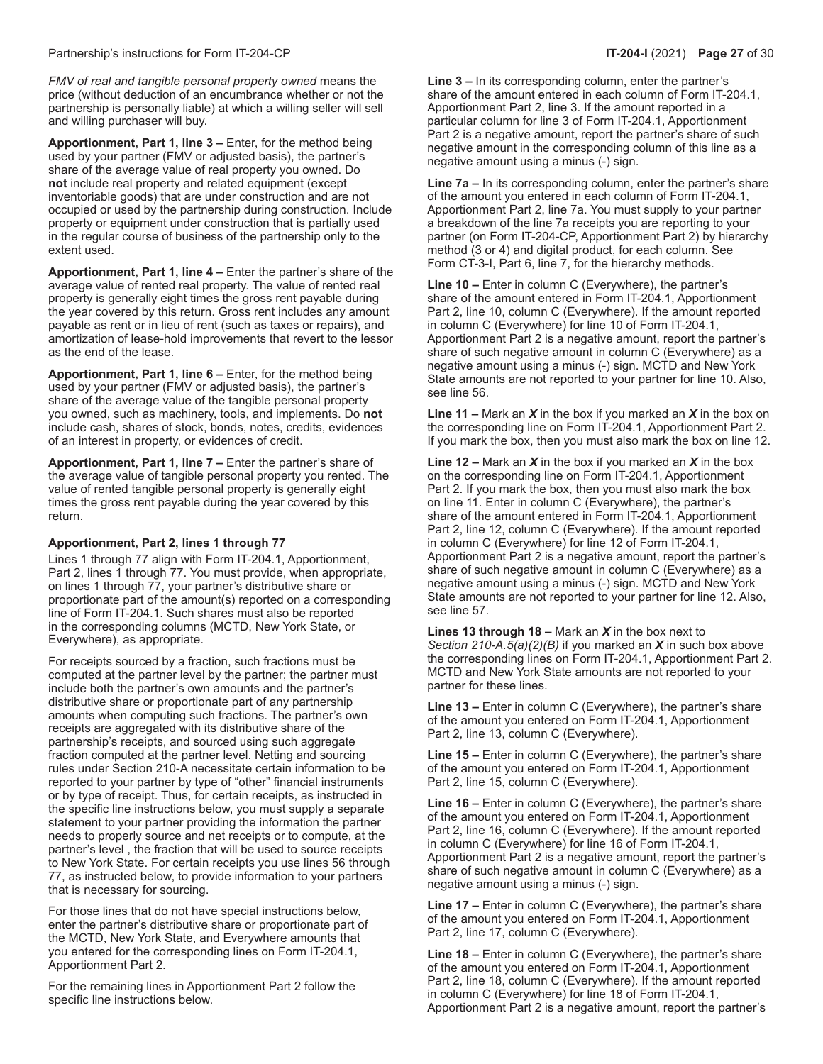*FMV of real and tangible personal property owned* means the price (without deduction of an encumbrance whether or not the partnership is personally liable) at which a willing seller will sell and willing purchaser will buy.

**Apportionment, Part 1, line 3 –** Enter, for the method being used by your partner (FMV or adjusted basis), the partner's share of the average value of real property you owned. Do **not** include real property and related equipment (except inventoriable goods) that are under construction and are not occupied or used by the partnership during construction. Include property or equipment under construction that is partially used in the regular course of business of the partnership only to the extent used.

**Apportionment, Part 1, line 4 –** Enter the partner's share of the average value of rented real property. The value of rented real property is generally eight times the gross rent payable during the year covered by this return. Gross rent includes any amount payable as rent or in lieu of rent (such as taxes or repairs), and amortization of lease-hold improvements that revert to the lessor as the end of the lease.

**Apportionment, Part 1, line 6 –** Enter, for the method being used by your partner (FMV or adjusted basis), the partner's share of the average value of the tangible personal property you owned, such as machinery, tools, and implements. Do **not** include cash, shares of stock, bonds, notes, credits, evidences of an interest in property, or evidences of credit.

**Apportionment, Part 1, line 7 –** Enter the partner's share of the average value of tangible personal property you rented. The value of rented tangible personal property is generally eight times the gross rent payable during the year covered by this return.

### Apportionment, Part 2, lines 1 through 77

Lines 1 through 77 align with Form IT-204.1, Apportionment, Part 2, lines 1 through 77. You must provide, when appropriate, on lines 1 through 77, your partner's distributive share or proportionate part of the amount(s) reported on a corresponding line of Form IT-204.1. Such shares must also be reported in the corresponding columns (MCTD, New York State, or Everywhere), as appropriate.

For receipts sourced by a fraction, such fractions must be computed at the partner level by the partner; the partner must include both the partner's own amounts and the partner's distributive share or proportionate part of any partnership amounts when computing such fractions. The partner's own receipts are aggregated with its distributive share of the partnership's receipts, and sourced using such aggregate fraction computed at the partner level. Netting and sourcing rules under Section 210-A necessitate certain information to be reported to your partner by type of "other" financial instruments or by type of receipt. Thus, for certain receipts, as instructed in the specific line instructions below, you must supply a separate statement to your partner providing the information the partner needs to properly source and net receipts or to compute, at the partner's level , the fraction that will be used to source receipts to New York State. For certain receipts you use lines 56 through 77, as instructed below, to provide information to your partners that is necessary for sourcing.

For those lines that do not have special instructions below, enter the partner's distributive share or proportionate part of the MCTD, New York State, and Everywhere amounts that you entered for the corresponding lines on Form IT-204.1, Apportionment Part 2.

For the remaining lines in Apportionment Part 2 follow the specific line instructions below.

**Line 3 –** In its corresponding column, enter the partner's share of the amount entered in each column of Form IT-204.1, Apportionment Part 2, line 3. If the amount reported in a particular column for line 3 of Form IT-204.1, Apportionment Part 2 is a negative amount, report the partner's share of such negative amount in the corresponding column of this line as a negative amount using a minus (-) sign.

**Line 7a –** In its corresponding column, enter the partner's share of the amount you entered in each column of Form IT-204.1, Apportionment Part 2, line 7a. You must supply to your partner a breakdown of the line 7a receipts you are reporting to your partner (on Form IT-204-CP, Apportionment Part 2) by hierarchy method (3 or 4) and digital product, for each column. See Form CT-3-I, Part 6, line 7, for the hierarchy methods.

**Line 10 –** Enter in column C (Everywhere), the partner's share of the amount entered in Form IT-204.1, Apportionment Part 2, line 10, column C (Everywhere). If the amount reported in column C (Everywhere) for line 10 of Form IT-204.1, Apportionment Part 2 is a negative amount, report the partner's share of such negative amount in column C (Everywhere) as a negative amount using a minus (-) sign. MCTD and New York State amounts are not reported to your partner for line 10. Also, see line 56.

**Line 11 –** Mark an ***X*** in the box if you marked an ***X*** in the box on the corresponding line on Form IT-204.1, Apportionment Part 2. If you mark the box, then you must also mark the box on line 12.

**Line 12 –** Mark an ***X*** in the box if you marked an ***X*** in the box on the corresponding line on Form IT-204.1, Apportionment Part 2. If you mark the box, then you must also mark the box on line 11. Enter in column C (Everywhere), the partner's share of the amount entered in Form IT-204.1, Apportionment Part 2, line 12, column C (Everywhere). If the amount reported in column C (Everywhere) for line 12 of Form IT-204.1, Apportionment Part 2 is a negative amount, report the partner's share of such negative amount in column C (Everywhere) as a negative amount using a minus (-) sign. MCTD and New York State amounts are not reported to your partner for line 12. Also, see line 57.

**Lines 13 through 18 –** Mark an ***X*** in the box next to *Section 210-A.5(a)(2)(B)* if you marked an ***X*** in such box above the corresponding lines on Form IT-204.1, Apportionment Part 2. MCTD and New York State amounts are not reported to your partner for these lines.

**Line 13 –** Enter in column C (Everywhere), the partner's share of the amount you entered on Form IT-204.1, Apportionment Part 2, line 13, column C (Everywhere).

**Line 15 –** Enter in column C (Everywhere), the partner's share of the amount you entered on Form IT-204.1, Apportionment Part 2, line 15, column C (Everywhere).

**Line 16 –** Enter in column C (Everywhere), the partner's share of the amount you entered on Form IT-204.1, Apportionment Part 2, line 16, column C (Everywhere). If the amount reported in column C (Everywhere) for line 16 of Form IT-204.1, Apportionment Part 2 is a negative amount, report the partner's share of such negative amount in column C (Everywhere) as a negative amount using a minus (-) sign.

**Line 17 –** Enter in column C (Everywhere), the partner's share of the amount you entered on Form IT-204.1, Apportionment Part 2, line 17, column C (Everywhere).

**Line 18 –** Enter in column C (Everywhere), the partner's share of the amount you entered on Form IT-204.1, Apportionment Part 2, line 18, column C (Everywhere). If the amount reported in column C (Everywhere) for line 18 of Form IT-204.1, Apportionment Part 2 is a negative amount, report the partner's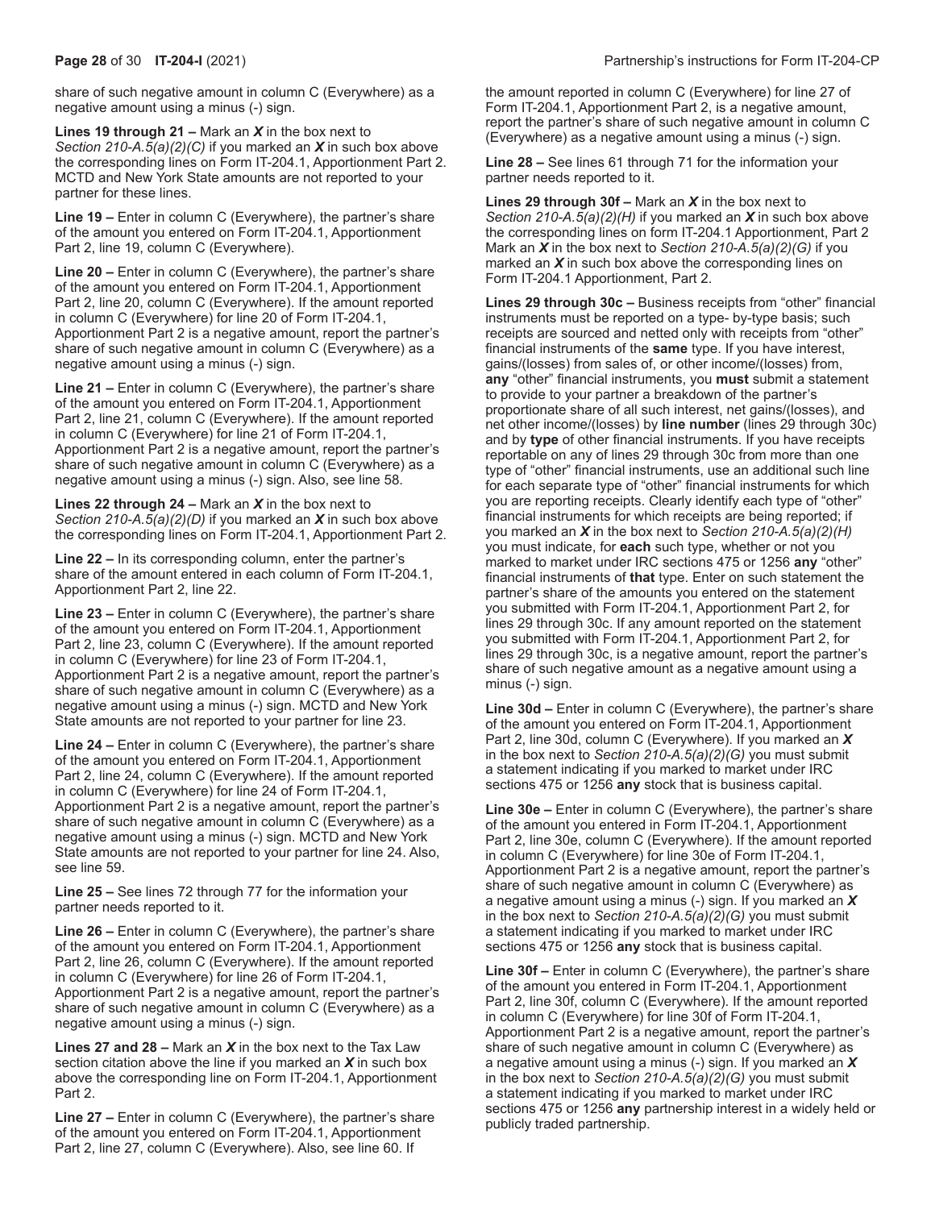share of such negative amount in column C (Everywhere) as a negative amount using a minus (-) sign.

**Lines 19 through 21 –** Mark an ***X*** in the box next to *Section 210-A.5(a)(2)(C)* if you marked an ***X*** in such box above the corresponding lines on Form IT-204.1, Apportionment Part 2. MCTD and New York State amounts are not reported to your partner for these lines.

**Line 19 –** Enter in column C (Everywhere), the partner's share of the amount you entered on Form IT-204.1, Apportionment Part 2, line 19, column C (Everywhere).

**Line 20 –** Enter in column C (Everywhere), the partner's share of the amount you entered on Form IT-204.1, Apportionment Part 2, line 20, column C (Everywhere). If the amount reported in column C (Everywhere) for line 20 of Form IT-204.1, Apportionment Part 2 is a negative amount, report the partner's share of such negative amount in column C (Everywhere) as a negative amount using a minus (-) sign.

**Line 21 –** Enter in column C (Everywhere), the partner's share of the amount you entered on Form IT-204.1, Apportionment Part 2, line 21, column C (Everywhere). If the amount reported in column C (Everywhere) for line 21 of Form IT-204.1, Apportionment Part 2 is a negative amount, report the partner's share of such negative amount in column C (Everywhere) as a negative amount using a minus (-) sign. Also, see line 58.

**Lines 22 through 24 –** Mark an ***X*** in the box next to *Section 210-A.5(a)(2)(D)* if you marked an ***X*** in such box above the corresponding lines on Form IT-204.1, Apportionment Part 2.

**Line 22 –** In its corresponding column, enter the partner's share of the amount entered in each column of Form IT-204.1, Apportionment Part 2, line 22.

**Line 23 –** Enter in column C (Everywhere), the partner's share of the amount you entered on Form IT-204.1, Apportionment Part 2, line 23, column C (Everywhere). If the amount reported in column C (Everywhere) for line 23 of Form IT-204.1, Apportionment Part 2 is a negative amount, report the partner's share of such negative amount in column C (Everywhere) as a negative amount using a minus (-) sign. MCTD and New York State amounts are not reported to your partner for line 23.

**Line 24 –** Enter in column C (Everywhere), the partner's share of the amount you entered on Form IT-204.1, Apportionment Part 2, line 24, column C (Everywhere). If the amount reported in column C (Everywhere) for line 24 of Form IT-204.1, Apportionment Part 2 is a negative amount, report the partner's share of such negative amount in column C (Everywhere) as a negative amount using a minus (-) sign. MCTD and New York State amounts are not reported to your partner for line 24. Also, see line 59.

**Line 25 –** See lines 72 through 77 for the information your partner needs reported to it.

**Line 26 –** Enter in column C (Everywhere), the partner's share of the amount you entered on Form IT-204.1, Apportionment Part 2, line 26, column C (Everywhere). If the amount reported in column C (Everywhere) for line 26 of Form IT-204.1, Apportionment Part 2 is a negative amount, report the partner's share of such negative amount in column C (Everywhere) as a negative amount using a minus (-) sign.

**Lines 27 and 28 –** Mark an ***X*** in the box next to the Tax Law section citation above the line if you marked an ***X*** in such box above the corresponding line on Form IT-204.1, Apportionment Part 2.

**Line 27 –** Enter in column C (Everywhere), the partner's share of the amount you entered on Form IT-204.1, Apportionment Part 2, line 27, column C (Everywhere). Also, see line 60. If the amount reported in column C (Everywhere) for line 27 of Form IT-204.1, Apportionment Part 2, is a negative amount, report the partner's share of such negative amount in column C (Everywhere) as a negative amount using a minus (-) sign.

**Line 28 –** See lines 61 through 71 for the information your partner needs reported to it.

**Lines 29 through 30f –** Mark an ***X*** in the box next to *Section 210-A.5(a)(2)(H)* if you marked an ***X*** in such box above the corresponding lines on form IT-204.1 Apportionment, Part 2 Mark an ***X*** in the box next to *Section 210-A.5(a)(2)(G)* if you marked an ***X*** in such box above the corresponding lines on Form IT-204.1 Apportionment, Part 2.

**Lines 29 through 30c –** Business receipts from "other" financial instruments must be reported on a type- by-type basis; such receipts are sourced and netted only with receipts from "other" financial instruments of the **same** type. If you have interest, gains/(losses) from sales of, or other income/(losses) from, **any** "other" financial instruments, you **must** submit a statement to provide to your partner a breakdown of the partner's proportionate share of all such interest, net gains/(losses), and net other income/(losses) by **line number** (lines 29 through 30c) and by **type** of other financial instruments. If you have receipts reportable on any of lines 29 through 30c from more than one type of "other" financial instruments, use an additional such line for each separate type of "other" financial instruments for which you are reporting receipts. Clearly identify each type of "other" financial instruments for which receipts are being reported; if you marked an ***X*** in the box next to *Section 210-A.5(a)(2)(H)* you must indicate, for **each** such type, whether or not you marked to market under IRC sections 475 or 1256 **any** "other" financial instruments of **that** type. Enter on such statement the partner's share of the amounts you entered on the statement you submitted with Form IT-204.1, Apportionment Part 2, for lines 29 through 30c. If any amount reported on the statement you submitted with Form IT-204.1, Apportionment Part 2, for lines 29 through 30c, is a negative amount, report the partner's share of such negative amount as a negative amount using a minus (-) sign.

**Line 30d –** Enter in column C (Everywhere), the partner's share of the amount you entered on Form IT-204.1, Apportionment Part 2, line 30d, column C (Everywhere). If you marked an ***X*** in the box next to *Section 210-A.5(a)(2)(G)* you must submit a statement indicating if you marked to market under IRC sections 475 or 1256 **any** stock that is business capital.

**Line 30e –** Enter in column C (Everywhere), the partner's share of the amount you entered in Form IT-204.1, Apportionment Part 2, line 30e, column C (Everywhere). If the amount reported in column C (Everywhere) for line 30e of Form IT-204.1, Apportionment Part 2 is a negative amount, report the partner's share of such negative amount in column C (Everywhere) as a negative amount using a minus (-) sign. If you marked an ***X*** in the box next to *Section 210-A.5(a)(2)(G)* you must submit a statement indicating if you marked to market under IRC sections 475 or 1256 **any** stock that is business capital.

**Line 30f –** Enter in column C (Everywhere), the partner's share of the amount you entered in Form IT-204.1, Apportionment Part 2, line 30f, column C (Everywhere). If the amount reported in column C (Everywhere) for line 30f of Form IT-204.1, Apportionment Part 2 is a negative amount, report the partner's share of such negative amount in column C (Everywhere) as a negative amount using a minus (-) sign. If you marked an ***X*** in the box next to *Section 210-A.5(a)(2)(G)* you must submit a statement indicating if you marked to market under IRC sections 475 or 1256 **any** partnership interest in a widely held or publicly traded partnership.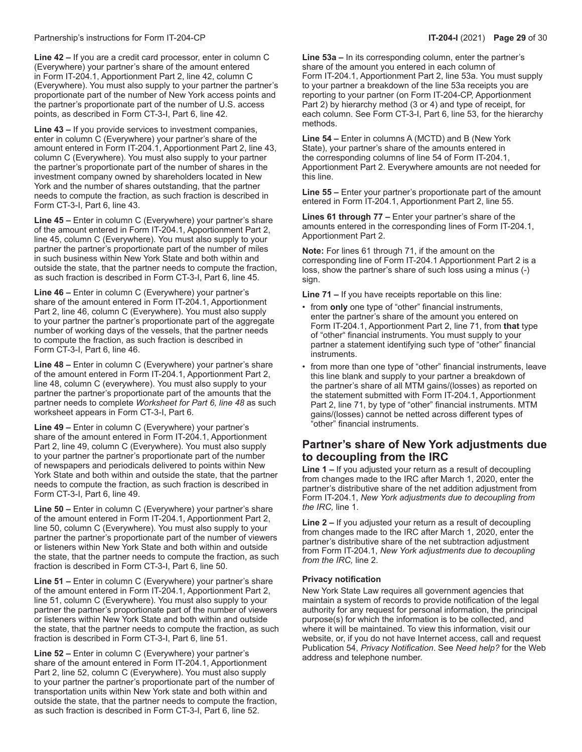**Line 42 –** If you are a credit card processor, enter in column C (Everywhere) your partner's share of the amount entered in Form IT-204.1, Apportionment Part 2, line 42, column C (Everywhere). You must also supply to your partner the partner's proportionate part of the number of New York access points and the partner's proportionate part of the number of U.S. access points, as described in Form CT-3-I, Part 6, line 42.

**Line 43 –** If you provide services to investment companies, enter in column C (Everywhere) your partner's share of the amount entered in Form IT-204.1, Apportionment Part 2, line 43, column C (Everywhere). You must also supply to your partner the partner's proportionate part of the number of shares in the investment company owned by shareholders located in New York and the number of shares outstanding, that the partner needs to compute the fraction, as such fraction is described in Form CT-3-I, Part 6, line 43.

**Line 45 –** Enter in column C (Everywhere) your partner's share of the amount entered in Form IT-204.1, Apportionment Part 2, line 45, column C (Everywhere). You must also supply to your partner the partner's proportionate part of the number of miles in such business within New York State and both within and outside the state, that the partner needs to compute the fraction, as such fraction is described in Form CT-3-I, Part 6, line 45.

**Line 46 –** Enter in column C (Everywhere) your partner's share of the amount entered in Form IT-204.1, Apportionment Part 2, line 46, column C (Everywhere). You must also supply to your partner the partner's proportionate part of the aggregate number of working days of the vessels, that the partner needs to compute the fraction, as such fraction is described in Form CT-3-I, Part 6, line 46.

**Line 48 –** Enter in column C (Everywhere) your partner's share of the amount entered in Form IT-204.1, Apportionment Part 2, line 48, column C (everywhere). You must also supply to your partner the partner's proportionate part of the amounts that the partner needs to complete *Worksheet for Part 6, line 48* as such worksheet appears in Form CT-3-I, Part 6.

**Line 49 –** Enter in column C (Everywhere) your partner's share of the amount entered in Form IT-204.1, Apportionment Part 2, line 49, column C (Everywhere). You must also supply to your partner the partner's proportionate part of the number of newspapers and periodicals delivered to points within New York State and both within and outside the state, that the partner needs to compute the fraction, as such fraction is described in Form CT-3-I, Part 6, line 49.

**Line 50 –** Enter in column C (Everywhere) your partner's share of the amount entered in Form IT-204.1, Apportionment Part 2, line 50, column C (Everywhere). You must also supply to your partner the partner's proportionate part of the number of viewers or listeners within New York State and both within and outside the state, that the partner needs to compute the fraction, as such fraction is described in Form CT-3-I, Part 6, line 50.

**Line 51 –** Enter in column C (Everywhere) your partner's share of the amount entered in Form IT-204.1, Apportionment Part 2, line 51, column C (Everywhere). You must also supply to your partner the partner's proportionate part of the number of viewers or listeners within New York State and both within and outside the state, that the partner needs to compute the fraction, as such fraction is described in Form CT-3-I, Part 6, line 51.

**Line 52 –** Enter in column C (Everywhere) your partner's share of the amount entered in Form IT-204.1, Apportionment Part 2, line 52, column C (Everywhere). You must also supply to your partner the partner's proportionate part of the number of transportation units within New York state and both within and outside the state, that the partner needs to compute the fraction, as such fraction is described in Form CT-3-I, Part 6, line 52.

**Line 53a –** In its corresponding column, enter the partner's share of the amount you entered in each column of Form IT-204.1, Apportionment Part 2, line 53a. You must supply to your partner a breakdown of the line 53a receipts you are reporting to your partner (on Form IT-204-CP, Apportionment Part 2) by hierarchy method (3 or 4) and type of receipt, for each column. See Form CT-3-I, Part 6, line 53, for the hierarchy methods.

**Line 54 –** Enter in columns A (MCTD) and B (New York State), your partner's share of the amounts entered in the corresponding columns of line 54 of Form IT-204.1, Apportionment Part 2. Everywhere amounts are not needed for this line.

**Line 55 –** Enter your partner's proportionate part of the amount entered in Form IT-204.1, Apportionment Part 2, line 55.

**Lines 61 through 77 –** Enter your partner's share of the amounts entered in the corresponding lines of Form IT-204.1, Apportionment Part 2.

**Note:** For lines 61 through 71, if the amount on the corresponding line of Form IT-204.1 Apportionment Part 2 is a loss, show the partner's share of such loss using a minus (-) sign.

**Line 71 –** If you have receipts reportable on this line:

- from **only** one type of "other" financial instruments, enter the partner's share of the amount you entered on Form IT-204.1, Apportionment Part 2, line 71, from **that** type of "other" financial instruments. You must supply to your partner a statement identifying such type of "other" financial instruments.
- from more than one type of "other" financial instruments, leave this line blank and supply to your partner a breakdown of the partner's share of all MTM gains/(losses) as reported on the statement submitted with Form IT-204.1, Apportionment Part 2, line 71, by type of "other" financial instruments. MTM gains/(losses) cannot be netted across different types of "other" financial instruments.

## Partner's share of New York adjustments due to decoupling from the IRC

**Line 1 –** If you adjusted your return as a result of decoupling from changes made to the IRC after March 1, 2020, enter the partner's distributive share of the net addition adjustment from Form IT-204.1, *New York adjustments due to decoupling from the IRC,* line 1.

**Line 2 –** If you adjusted your return as a result of decoupling from changes made to the IRC after March 1, 2020, enter the partner's distributive share of the net subtraction adjustment from Form IT-204.1, *New York adjustments due to decoupling from the IRC,* line 2.

#### Privacy notification

New York State Law requires all government agencies that maintain a system of records to provide notification of the legal authority for any request for personal information, the principal purpose(s) for which the information is to be collected, and where it will be maintained. To view this information, visit our website, or, if you do not have Internet access, call and request Publication 54, *Privacy Notification*. See *Need help?* for the Web address and telephone number.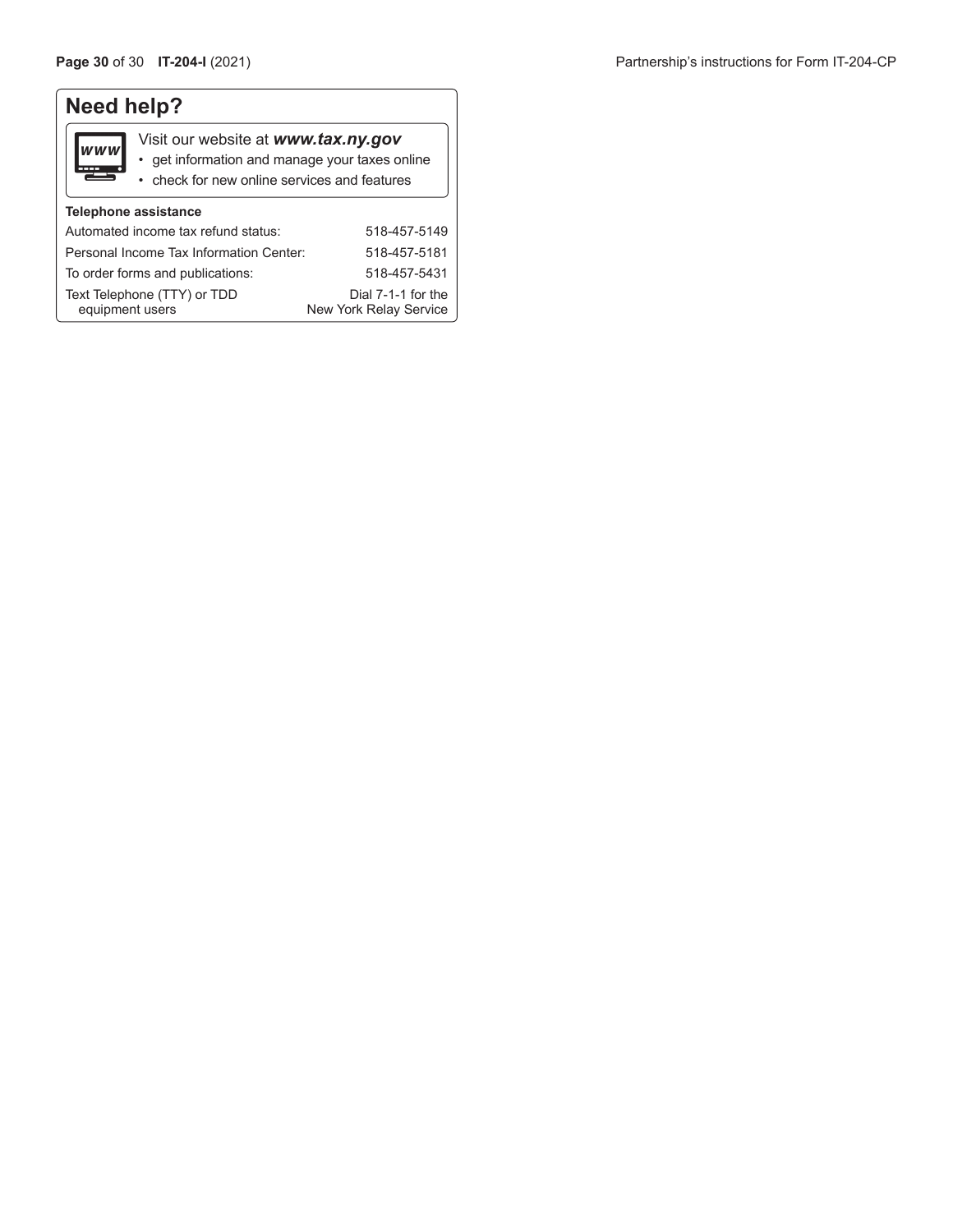## Need help?

Visit our website at ***www.tax.ny.gov***

- get information and manage your taxes online
- check for new online services and features

**Telephone assistance**

| | |
|---|---|
| Automated income tax refund status: | 518-457-5149 |
| Personal Income Tax Information Center: | 518-457-5181 |
| To order forms and publications: | 518-457-5431 |
| Text Telephone (TTY) or TDD equipment users | Dial 7-1-1 for the New York Relay Service |